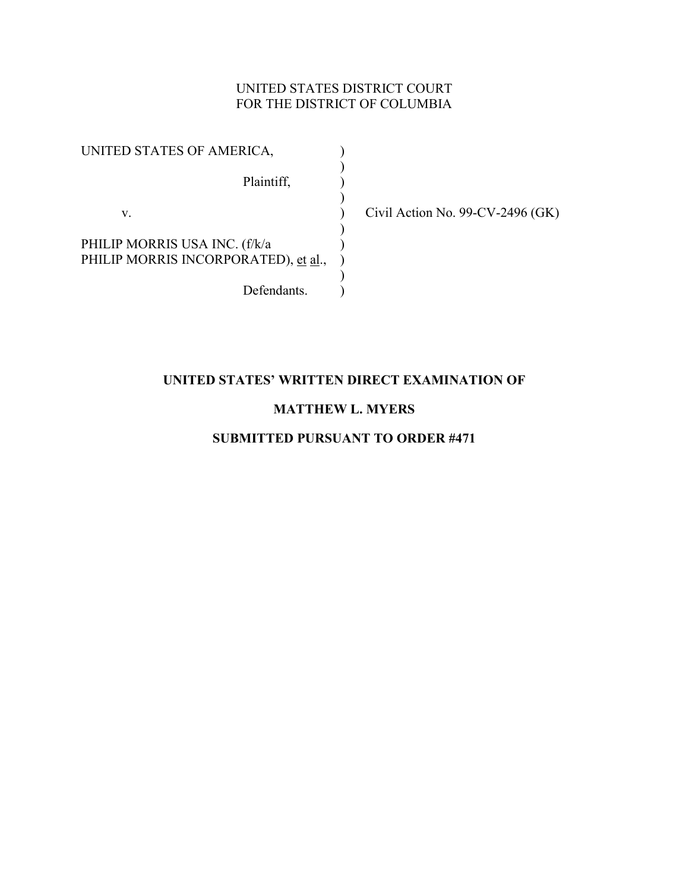UNITED STATES DISTRICT COURT
FOR THE DISTRICT OF COLUMBIA

| | | |
|---|---|---|
| UNITED STATES OF AMERICA, | ) | |
| | ) | |
| Plaintiff, | ) | |
| | ) | |
| v. | ) | Civil Action No. 99-CV-2496 (GK) |
| | ) | |
| PHILIP MORRIS USA INC. (f/k/a PHILIP MORRIS INCORPORATED), et al., | ) | |
| | ) | |
| Defendants. | ) | |

**UNITED STATES' WRITTEN DIRECT EXAMINATION OF**

**MATTHEW L. MYERS**

**SUBMITTED PURSUANT TO ORDER #471**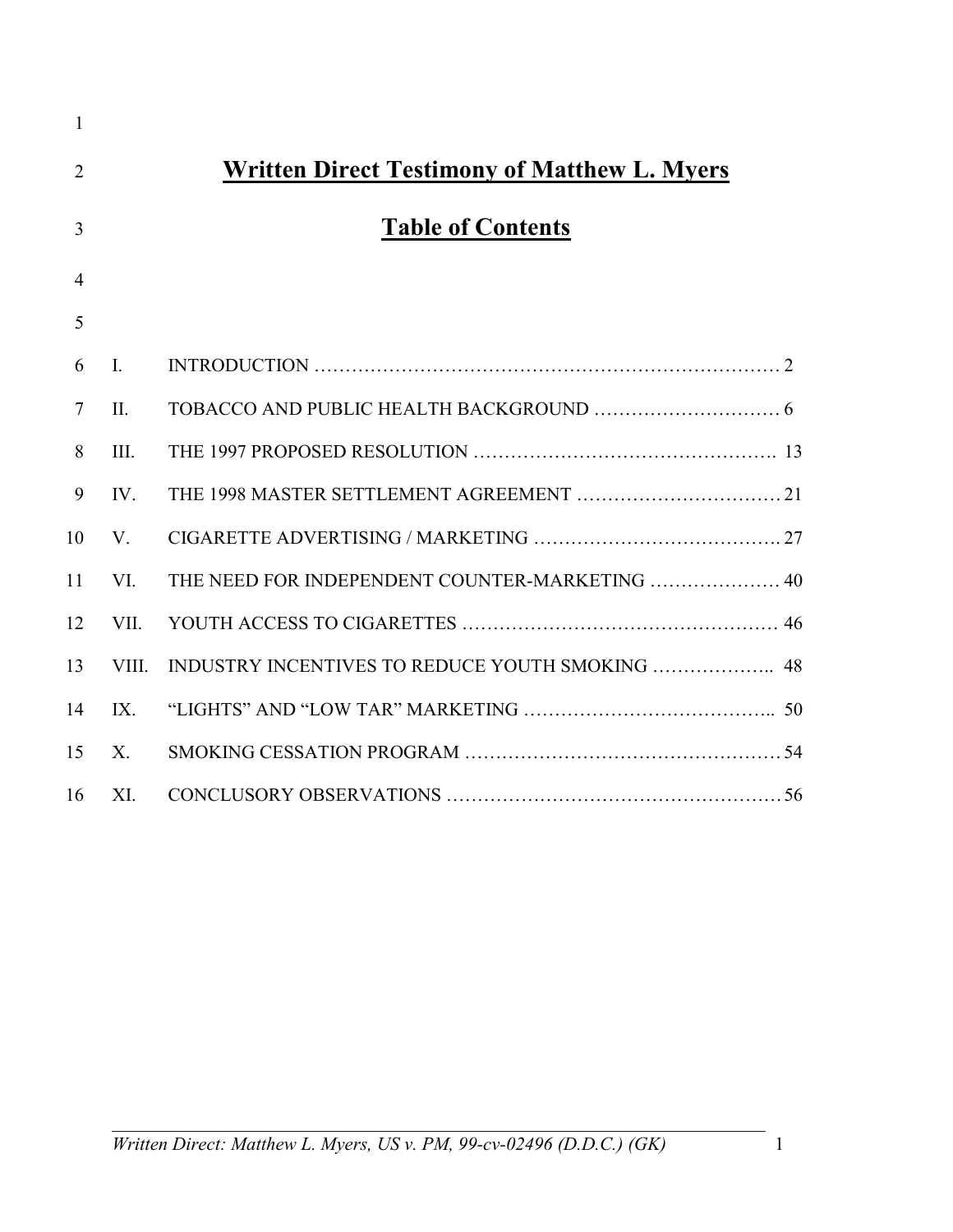# Written Direct Testimony of Matthew L. Myers

## Table of Contents

| | | |
|---|---|---|
| I. | INTRODUCTION | 2 |
| II. | TOBACCO AND PUBLIC HEALTH BACKGROUND | 6 |
| III. | THE 1997 PROPOSED RESOLUTION | 13 |
| IV. | THE 1998 MASTER SETTLEMENT AGREEMENT | 21 |
| V. | CIGARETTE ADVERTISING / MARKETING | 27 |
| VI. | THE NEED FOR INDEPENDENT COUNTER-MARKETING | 40 |
| VII. | YOUTH ACCESS TO CIGARETTES | 46 |
| VIII. | INDUSTRY INCENTIVES TO REDUCE YOUTH SMOKING | 48 |
| IX. | "LIGHTS" AND "LOW TAR" MARKETING | 50 |
| X. | SMOKING CESSATION PROGRAM | 54 |
| XI. | CONCLUSORY OBSERVATIONS | 56 |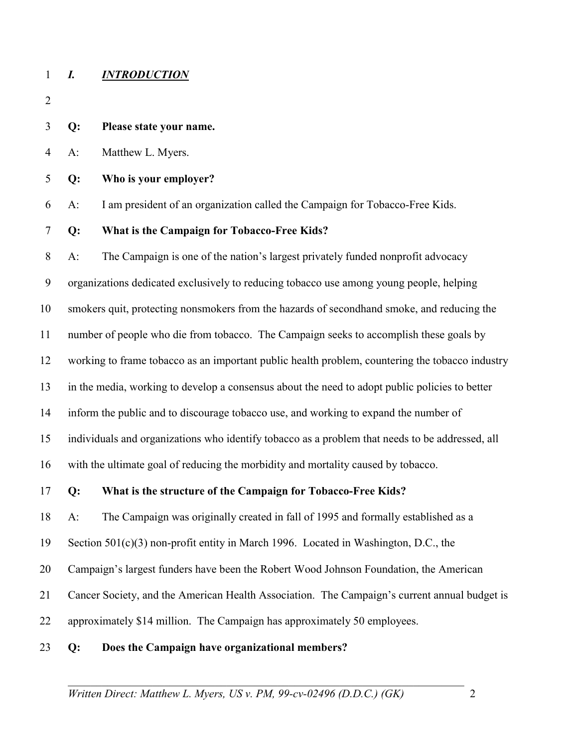## *I. INTRODUCTION*

**Q: Please state your name.**

A: Matthew L. Myers.

**Q: Who is your employer?**

A: I am president of an organization called the Campaign for Tobacco-Free Kids.

**Q: What is the Campaign for Tobacco-Free Kids?**

A: The Campaign is one of the nation's largest privately funded nonprofit advocacy organizations dedicated exclusively to reducing tobacco use among young people, helping smokers quit, protecting nonsmokers from the hazards of secondhand smoke, and reducing the number of people who die from tobacco. The Campaign seeks to accomplish these goals by working to frame tobacco as an important public health problem, countering the tobacco industry in the media, working to develop a consensus about the need to adopt public policies to better inform the public and to discourage tobacco use, and working to expand the number of individuals and organizations who identify tobacco as a problem that needs to be addressed, all with the ultimate goal of reducing the morbidity and mortality caused by tobacco.

**Q: What is the structure of the Campaign for Tobacco-Free Kids?**

A: The Campaign was originally created in fall of 1995 and formally established as a Section 501(c)(3) non-profit entity in March 1996. Located in Washington, D.C., the Campaign's largest funders have been the Robert Wood Johnson Foundation, the American Cancer Society, and the American Health Association. The Campaign's current annual budget is approximately $14 million. The Campaign has approximately 50 employees.

**Q: Does the Campaign have organizational members?**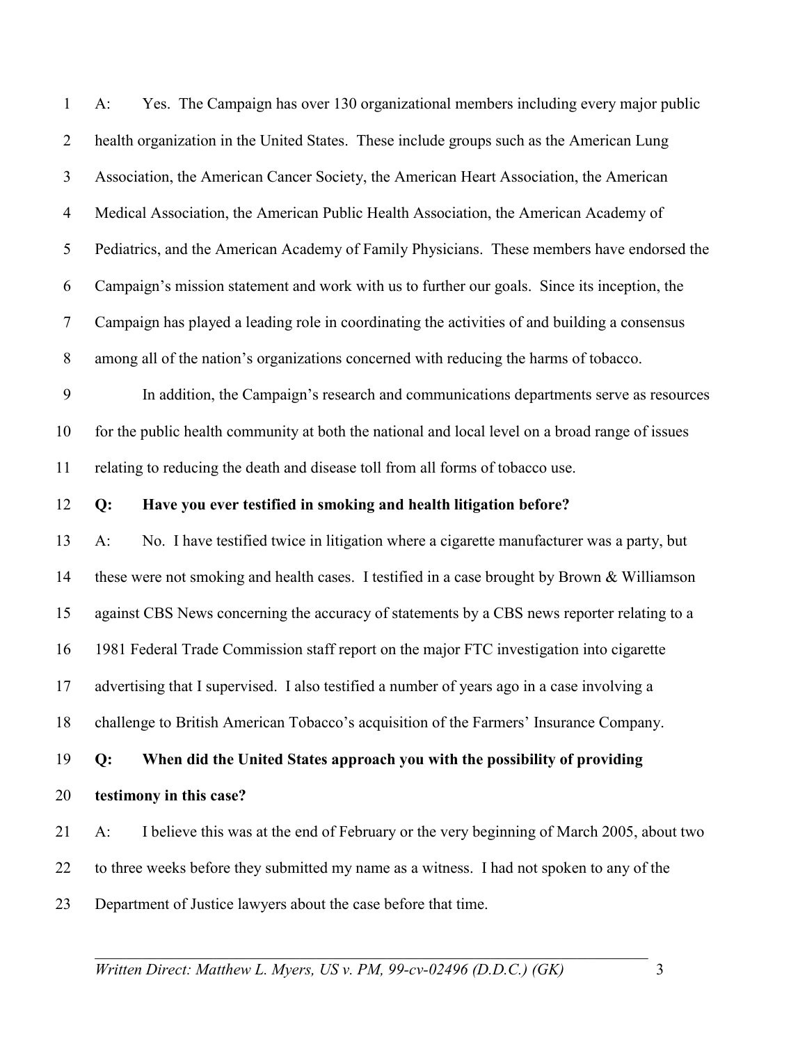A: Yes. The Campaign has over 130 organizational members including every major public health organization in the United States. These include groups such as the American Lung Association, the American Cancer Society, the American Heart Association, the American Medical Association, the American Public Health Association, the American Academy of Pediatrics, and the American Academy of Family Physicians. These members have endorsed the Campaign's mission statement and work with us to further our goals. Since its inception, the Campaign has played a leading role in coordinating the activities of and building a consensus among all of the nation's organizations concerned with reducing the harms of tobacco.

In addition, the Campaign's research and communications departments serve as resources for the public health community at both the national and local level on a broad range of issues relating to reducing the death and disease toll from all forms of tobacco use.

**Q: Have you ever testified in smoking and health litigation before?**

A: No. I have testified twice in litigation where a cigarette manufacturer was a party, but these were not smoking and health cases. I testified in a case brought by Brown & Williamson against CBS News concerning the accuracy of statements by a CBS news reporter relating to a 1981 Federal Trade Commission staff report on the major FTC investigation into cigarette advertising that I supervised. I also testified a number of years ago in a case involving a challenge to British American Tobacco's acquisition of the Farmers' Insurance Company.

**Q: When did the United States approach you with the possibility of providing testimony in this case?**

A: I believe this was at the end of February or the very beginning of March 2005, about two to three weeks before they submitted my name as a witness. I had not spoken to any of the Department of Justice lawyers about the case before that time.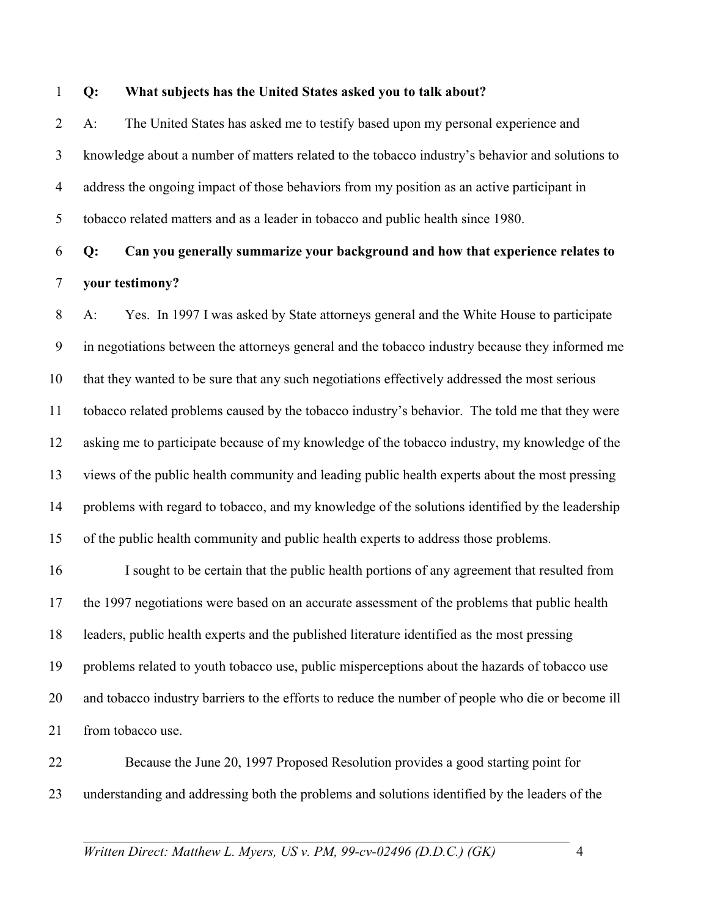**Q: What subjects has the United States asked you to talk about?**

A: The United States has asked me to testify based upon my personal experience and knowledge about a number of matters related to the tobacco industry's behavior and solutions to address the ongoing impact of those behaviors from my position as an active participant in tobacco related matters and as a leader in tobacco and public health since 1980.

**Q: Can you generally summarize your background and how that experience relates to your testimony?**

A: Yes. In 1997 I was asked by State attorneys general and the White House to participate in negotiations between the attorneys general and the tobacco industry because they informed me that they wanted to be sure that any such negotiations effectively addressed the most serious tobacco related problems caused by the tobacco industry's behavior. The told me that they were asking me to participate because of my knowledge of the tobacco industry, my knowledge of the views of the public health community and leading public health experts about the most pressing problems with regard to tobacco, and my knowledge of the solutions identified by the leadership of the public health community and public health experts to address those problems.

I sought to be certain that the public health portions of any agreement that resulted from the 1997 negotiations were based on an accurate assessment of the problems that public health leaders, public health experts and the published literature identified as the most pressing problems related to youth tobacco use, public misperceptions about the hazards of tobacco use and tobacco industry barriers to the efforts to reduce the number of people who die or become ill from tobacco use.

Because the June 20, 1997 Proposed Resolution provides a good starting point for understanding and addressing both the problems and solutions identified by the leaders of the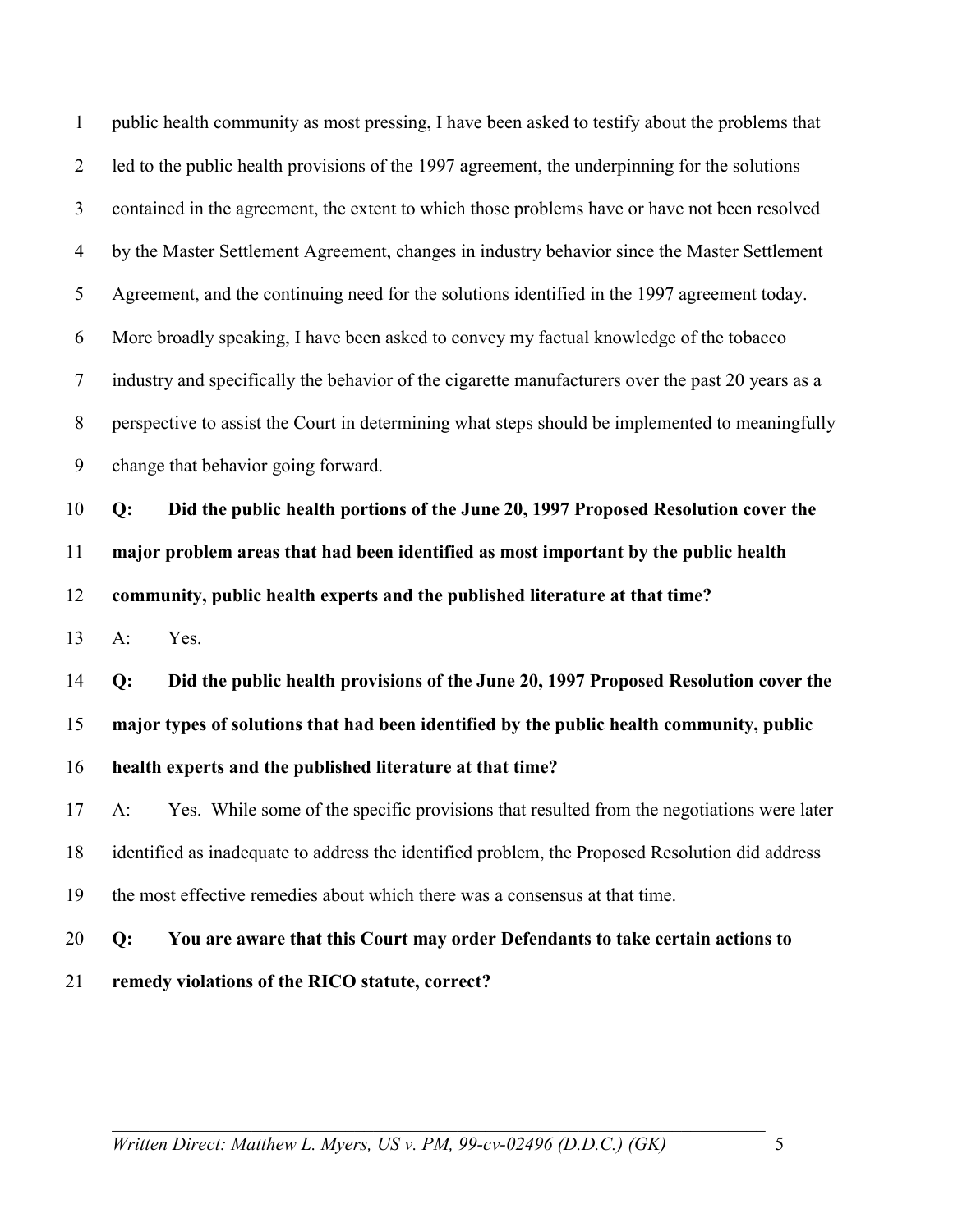public health community as most pressing, I have been asked to testify about the problems that led to the public health provisions of the 1997 agreement, the underpinning for the solutions contained in the agreement, the extent to which those problems have or have not been resolved by the Master Settlement Agreement, changes in industry behavior since the Master Settlement Agreement, and the continuing need for the solutions identified in the 1997 agreement today. More broadly speaking, I have been asked to convey my factual knowledge of the tobacco industry and specifically the behavior of the cigarette manufacturers over the past 20 years as a perspective to assist the Court in determining what steps should be implemented to meaningfully change that behavior going forward.

**Q: Did the public health portions of the June 20, 1997 Proposed Resolution cover the major problem areas that had been identified as most important by the public health community, public health experts and the published literature at that time?**

A: Yes.

**Q: Did the public health provisions of the June 20, 1997 Proposed Resolution cover the major types of solutions that had been identified by the public health community, public health experts and the published literature at that time?**

A: Yes. While some of the specific provisions that resulted from the negotiations were later identified as inadequate to address the identified problem, the Proposed Resolution did address the most effective remedies about which there was a consensus at that time.

**Q: You are aware that this Court may order Defendants to take certain actions to remedy violations of the RICO statute, correct?**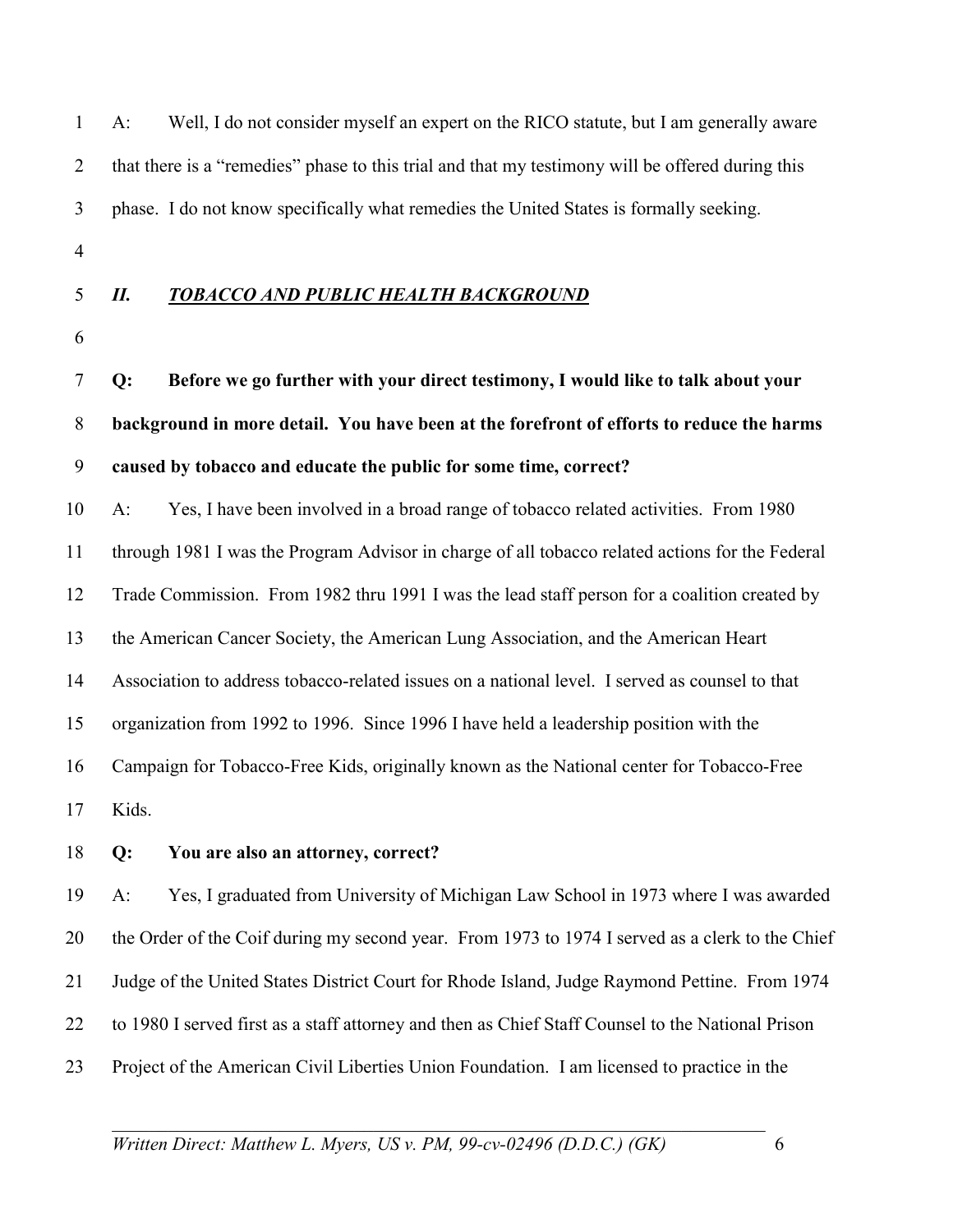A: Well, I do not consider myself an expert on the RICO statute, but I am generally aware that there is a "remedies" phase to this trial and that my testimony will be offered during this phase. I do not know specifically what remedies the United States is formally seeking.

## *II. TOBACCO AND PUBLIC HEALTH BACKGROUND*

**Q: Before we go further with your direct testimony, I would like to talk about your background in more detail. You have been at the forefront of efforts to reduce the harms caused by tobacco and educate the public for some time, correct?**

A: Yes, I have been involved in a broad range of tobacco related activities. From 1980 through 1981 I was the Program Advisor in charge of all tobacco related actions for the Federal Trade Commission. From 1982 thru 1991 I was the lead staff person for a coalition created by the American Cancer Society, the American Lung Association, and the American Heart Association to address tobacco-related issues on a national level. I served as counsel to that organization from 1992 to 1996. Since 1996 I have held a leadership position with the Campaign for Tobacco-Free Kids, originally known as the National center for Tobacco-Free Kids.

**Q: You are also an attorney, correct?**

A: Yes, I graduated from University of Michigan Law School in 1973 where I was awarded the Order of the Coif during my second year. From 1973 to 1974 I served as a clerk to the Chief Judge of the United States District Court for Rhode Island, Judge Raymond Pettine. From 1974 to 1980 I served first as a staff attorney and then as Chief Staff Counsel to the National Prison Project of the American Civil Liberties Union Foundation. I am licensed to practice in the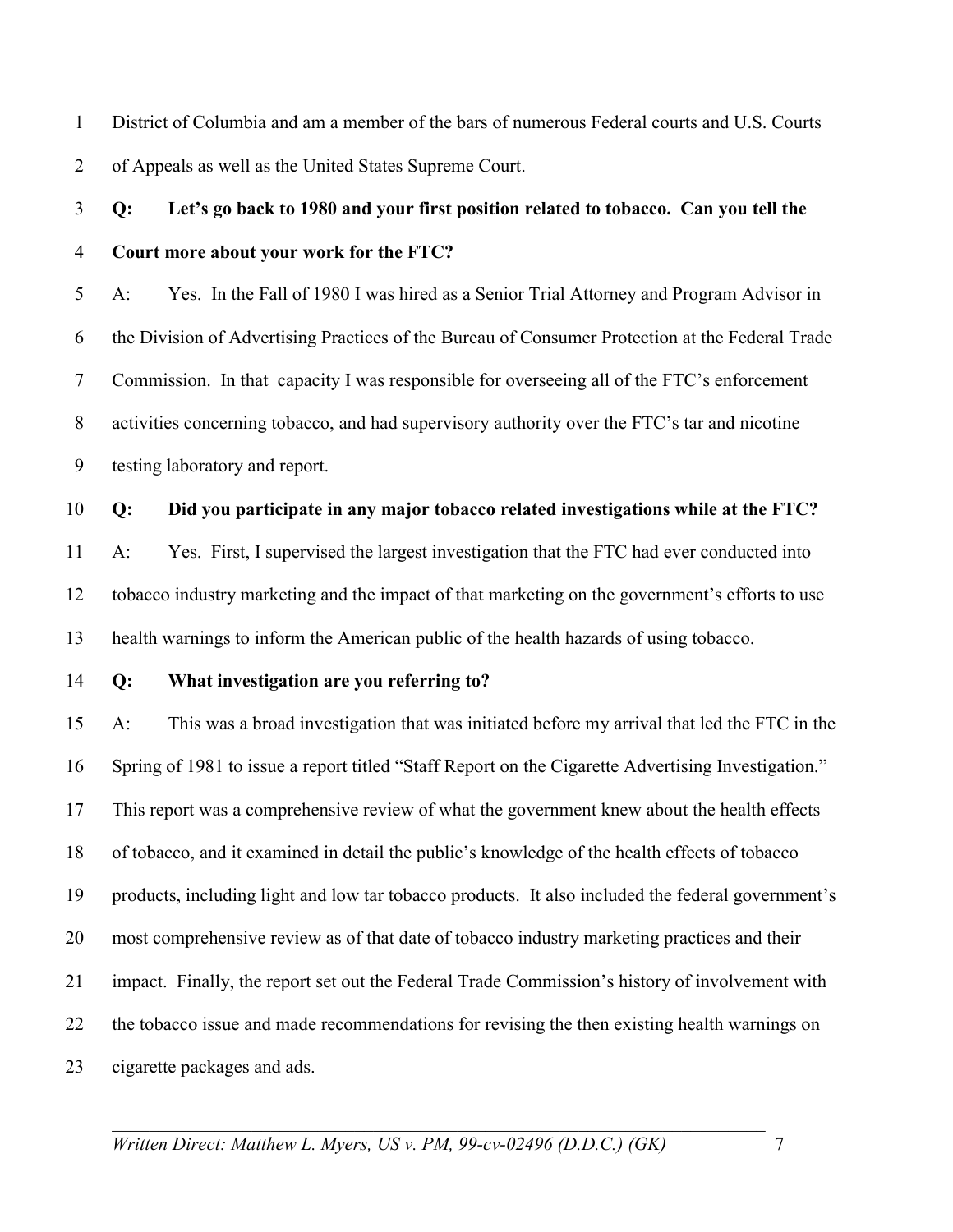District of Columbia and am a member of the bars of numerous Federal courts and U.S. Courts of Appeals as well as the United States Supreme Court.

**Q: Let's go back to 1980 and your first position related to tobacco. Can you tell the Court more about your work for the FTC?**

A: Yes. In the Fall of 1980 I was hired as a Senior Trial Attorney and Program Advisor in the Division of Advertising Practices of the Bureau of Consumer Protection at the Federal Trade Commission. In that capacity I was responsible for overseeing all of the FTC's enforcement activities concerning tobacco, and had supervisory authority over the FTC's tar and nicotine testing laboratory and report.

**Q: Did you participate in any major tobacco related investigations while at the FTC?**

A: Yes. First, I supervised the largest investigation that the FTC had ever conducted into tobacco industry marketing and the impact of that marketing on the government's efforts to use health warnings to inform the American public of the health hazards of using tobacco.

**Q: What investigation are you referring to?**

A: This was a broad investigation that was initiated before my arrival that led the FTC in the Spring of 1981 to issue a report titled "Staff Report on the Cigarette Advertising Investigation." This report was a comprehensive review of what the government knew about the health effects of tobacco, and it examined in detail the public's knowledge of the health effects of tobacco products, including light and low tar tobacco products. It also included the federal government's most comprehensive review as of that date of tobacco industry marketing practices and their impact. Finally, the report set out the Federal Trade Commission's history of involvement with the tobacco issue and made recommendations for revising the then existing health warnings on cigarette packages and ads.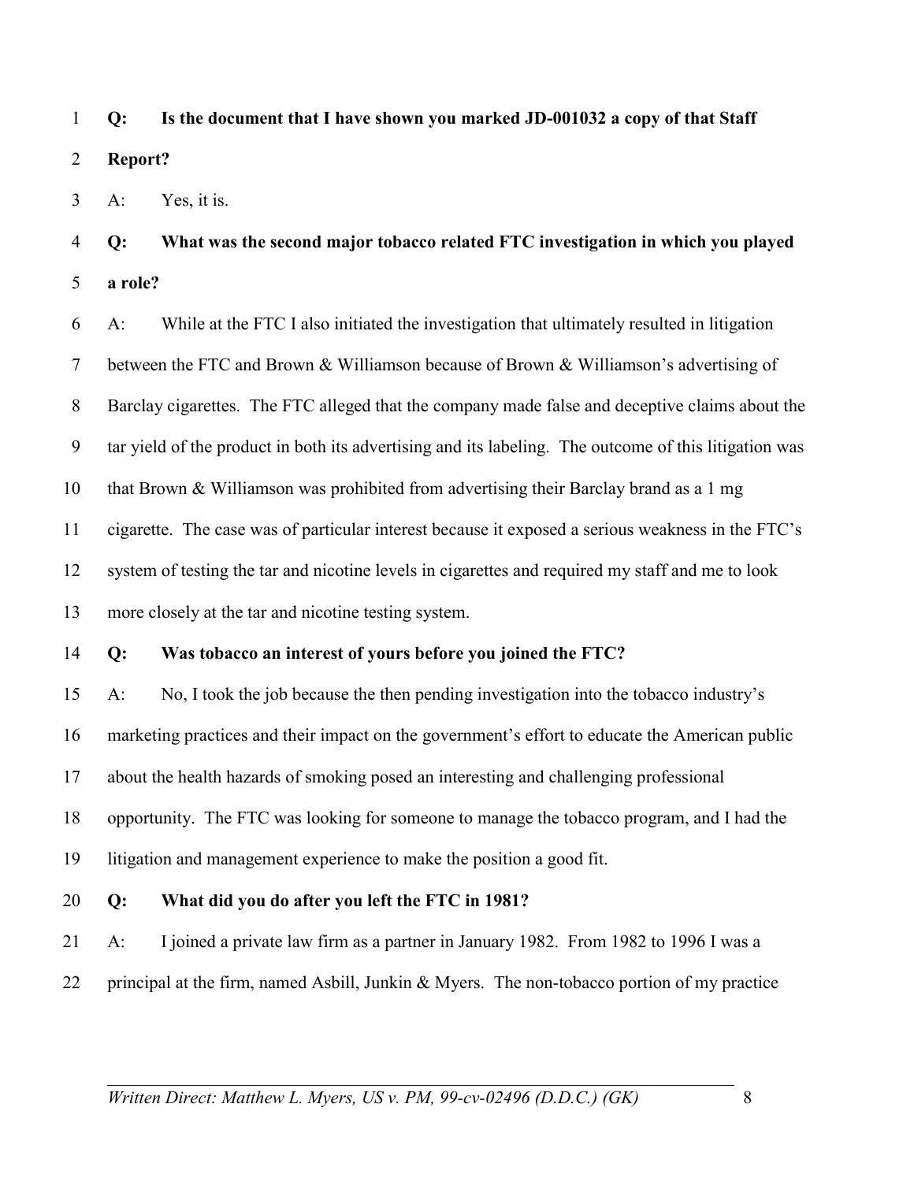**Q: Is the document that I have shown you marked JD-001032 a copy of that Staff Report?**

A: Yes, it is.

**Q: What was the second major tobacco related FTC investigation in which you played a role?**

A: While at the FTC I also initiated the investigation that ultimately resulted in litigation between the FTC and Brown & Williamson because of Brown & Williamson's advertising of Barclay cigarettes. The FTC alleged that the company made false and deceptive claims about the tar yield of the product in both its advertising and its labeling. The outcome of this litigation was that Brown & Williamson was prohibited from advertising their Barclay brand as a 1 mg cigarette. The case was of particular interest because it exposed a serious weakness in the FTC's system of testing the tar and nicotine levels in cigarettes and required my staff and me to look more closely at the tar and nicotine testing system.

**Q: Was tobacco an interest of yours before you joined the FTC?**

A: No, I took the job because the then pending investigation into the tobacco industry's marketing practices and their impact on the government's effort to educate the American public about the health hazards of smoking posed an interesting and challenging professional opportunity. The FTC was looking for someone to manage the tobacco program, and I had the litigation and management experience to make the position a good fit.

**Q: What did you do after you left the FTC in 1981?**

A: I joined a private law firm as a partner in January 1982. From 1982 to 1996 I was a principal at the firm, named Asbill, Junkin & Myers. The non-tobacco portion of my practice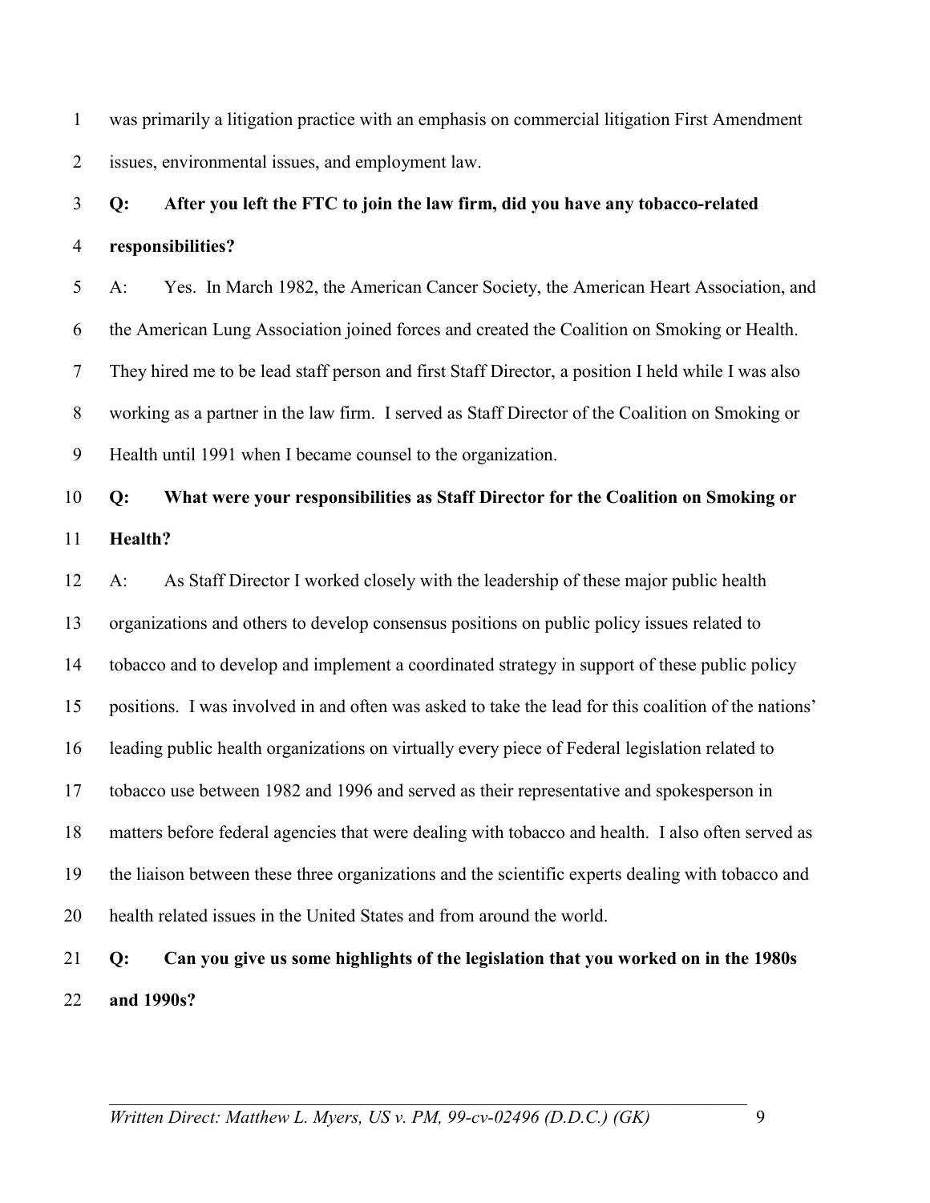was primarily a litigation practice with an emphasis on commercial litigation First Amendment issues, environmental issues, and employment law.

**Q: After you left the FTC to join the law firm, did you have any tobacco-related responsibilities?**

A: Yes. In March 1982, the American Cancer Society, the American Heart Association, and the American Lung Association joined forces and created the Coalition on Smoking or Health. They hired me to be lead staff person and first Staff Director, a position I held while I was also working as a partner in the law firm. I served as Staff Director of the Coalition on Smoking or Health until 1991 when I became counsel to the organization.

**Q: What were your responsibilities as Staff Director for the Coalition on Smoking or Health?**

A: As Staff Director I worked closely with the leadership of these major public health organizations and others to develop consensus positions on public policy issues related to tobacco and to develop and implement a coordinated strategy in support of these public policy positions. I was involved in and often was asked to take the lead for this coalition of the nations' leading public health organizations on virtually every piece of Federal legislation related to tobacco use between 1982 and 1996 and served as their representative and spokesperson in matters before federal agencies that were dealing with tobacco and health. I also often served as the liaison between these three organizations and the scientific experts dealing with tobacco and health related issues in the United States and from around the world.

**Q: Can you give us some highlights of the legislation that you worked on in the 1980s and 1990s?**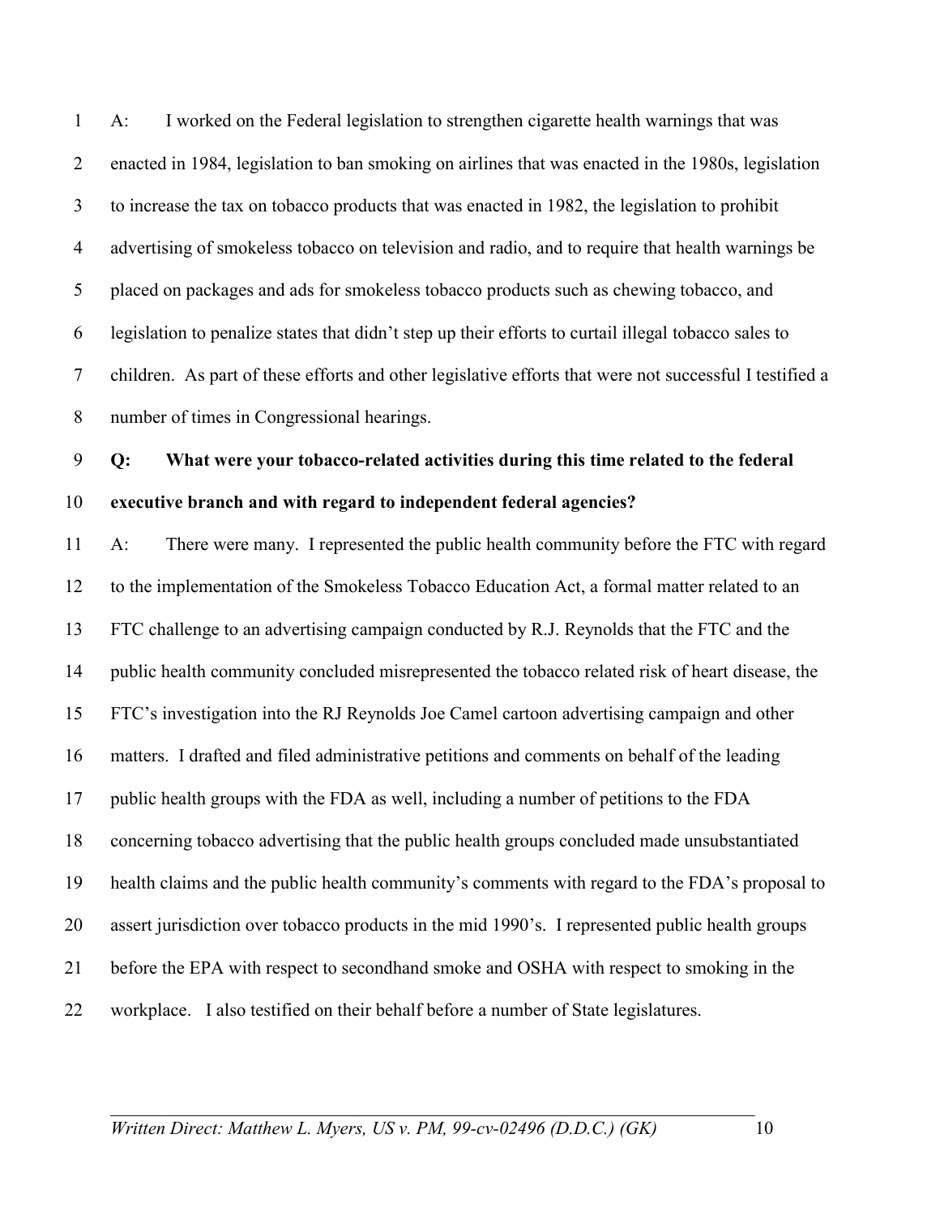A: I worked on the Federal legislation to strengthen cigarette health warnings that was enacted in 1984, legislation to ban smoking on airlines that was enacted in the 1980s, legislation to increase the tax on tobacco products that was enacted in 1982, the legislation to prohibit advertising of smokeless tobacco on television and radio, and to require that health warnings be placed on packages and ads for smokeless tobacco products such as chewing tobacco, and legislation to penalize states that didn't step up their efforts to curtail illegal tobacco sales to children. As part of these efforts and other legislative efforts that were not successful I testified a number of times in Congressional hearings.

**Q: What were your tobacco-related activities during this time related to the federal executive branch and with regard to independent federal agencies?**

A: There were many. I represented the public health community before the FTC with regard to the implementation of the Smokeless Tobacco Education Act, a formal matter related to an FTC challenge to an advertising campaign conducted by R.J. Reynolds that the FTC and the public health community concluded misrepresented the tobacco related risk of heart disease, the FTC's investigation into the RJ Reynolds Joe Camel cartoon advertising campaign and other matters. I drafted and filed administrative petitions and comments on behalf of the leading public health groups with the FDA as well, including a number of petitions to the FDA concerning tobacco advertising that the public health groups concluded made unsubstantiated health claims and the public health community's comments with regard to the FDA's proposal to assert jurisdiction over tobacco products in the mid 1990's. I represented public health groups before the EPA with respect to secondhand smoke and OSHA with respect to smoking in the workplace. I also testified on their behalf before a number of State legislatures.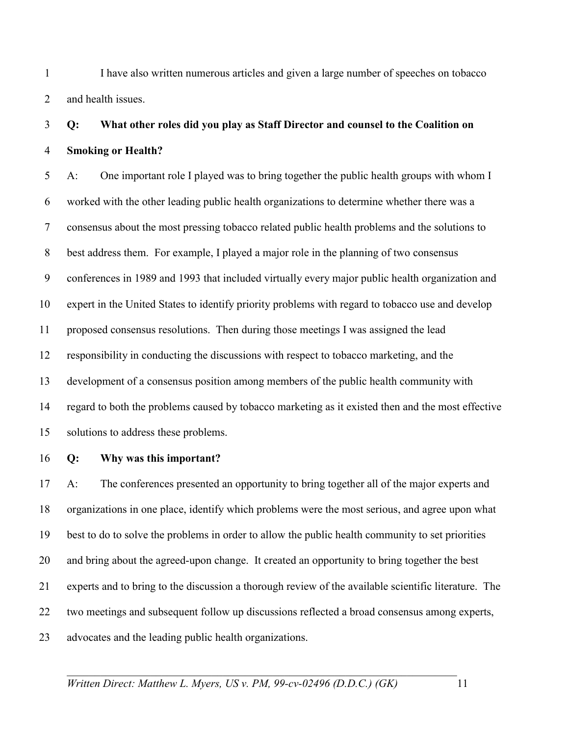I have also written numerous articles and given a large number of speeches on tobacco and health issues.

**Q: What other roles did you play as Staff Director and counsel to the Coalition on Smoking or Health?**

A: One important role I played was to bring together the public health groups with whom I worked with the other leading public health organizations to determine whether there was a consensus about the most pressing tobacco related public health problems and the solutions to best address them. For example, I played a major role in the planning of two consensus conferences in 1989 and 1993 that included virtually every major public health organization and expert in the United States to identify priority problems with regard to tobacco use and develop proposed consensus resolutions. Then during those meetings I was assigned the lead responsibility in conducting the discussions with respect to tobacco marketing, and the development of a consensus position among members of the public health community with regard to both the problems caused by tobacco marketing as it existed then and the most effective solutions to address these problems.

**Q: Why was this important?**

A: The conferences presented an opportunity to bring together all of the major experts and organizations in one place, identify which problems were the most serious, and agree upon what best to do to solve the problems in order to allow the public health community to set priorities and bring about the agreed-upon change. It created an opportunity to bring together the best experts and to bring to the discussion a thorough review of the available scientific literature. The two meetings and subsequent follow up discussions reflected a broad consensus among experts, advocates and the leading public health organizations.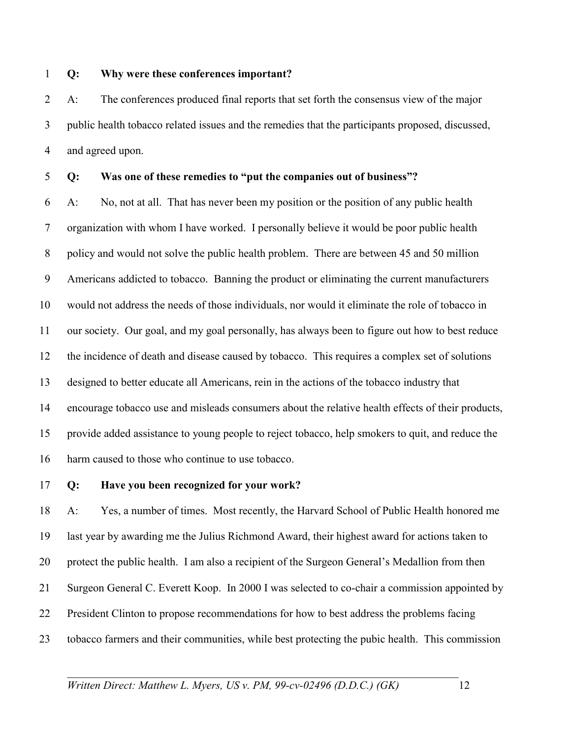**Q: Why were these conferences important?**

A: The conferences produced final reports that set forth the consensus view of the major public health tobacco related issues and the remedies that the participants proposed, discussed, and agreed upon.

**Q: Was one of these remedies to "put the companies out of business"?**

A: No, not at all. That has never been my position or the position of any public health organization with whom I have worked. I personally believe it would be poor public health policy and would not solve the public health problem. There are between 45 and 50 million Americans addicted to tobacco. Banning the product or eliminating the current manufacturers would not address the needs of those individuals, nor would it eliminate the role of tobacco in our society. Our goal, and my goal personally, has always been to figure out how to best reduce the incidence of death and disease caused by tobacco. This requires a complex set of solutions designed to better educate all Americans, rein in the actions of the tobacco industry that encourage tobacco use and misleads consumers about the relative health effects of their products, provide added assistance to young people to reject tobacco, help smokers to quit, and reduce the harm caused to those who continue to use tobacco.

**Q: Have you been recognized for your work?**

A: Yes, a number of times. Most recently, the Harvard School of Public Health honored me last year by awarding me the Julius Richmond Award, their highest award for actions taken to protect the public health. I am also a recipient of the Surgeon General's Medallion from then Surgeon General C. Everett Koop. In 2000 I was selected to co-chair a commission appointed by President Clinton to propose recommendations for how to best address the problems facing tobacco farmers and their communities, while best protecting the pubic health. This commission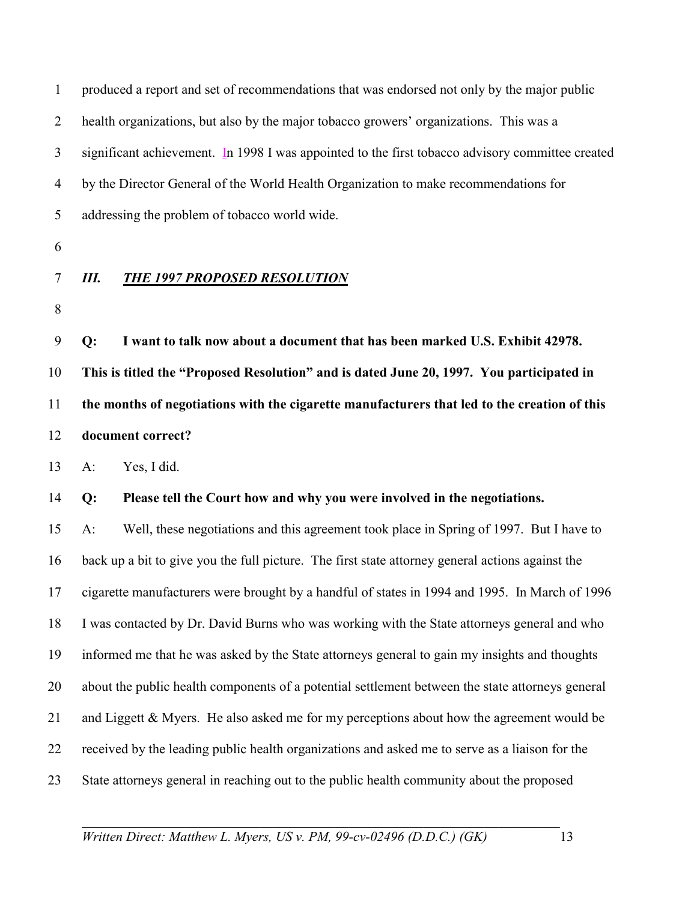produced a report and set of recommendations that was endorsed not only by the major public health organizations, but also by the major tobacco growers' organizations. This was a significant achievement. In 1998 I was appointed to the first tobacco advisory committee created by the Director General of the World Health Organization to make recommendations for addressing the problem of tobacco world wide.

### *III. THE 1997 PROPOSED RESOLUTION*

**Q: I want to talk now about a document that has been marked U.S. Exhibit 42978. This is titled the "Proposed Resolution" and is dated June 20, 1997. You participated in the months of negotiations with the cigarette manufacturers that led to the creation of this document correct?**

A: Yes, I did.

**Q: Please tell the Court how and why you were involved in the negotiations.**

A: Well, these negotiations and this agreement took place in Spring of 1997. But I have to back up a bit to give you the full picture. The first state attorney general actions against the cigarette manufacturers were brought by a handful of states in 1994 and 1995. In March of 1996 I was contacted by Dr. David Burns who was working with the State attorneys general and who informed me that he was asked by the State attorneys general to gain my insights and thoughts about the public health components of a potential settlement between the state attorneys general and Liggett & Myers. He also asked me for my perceptions about how the agreement would be received by the leading public health organizations and asked me to serve as a liaison for the State attorneys general in reaching out to the public health community about the proposed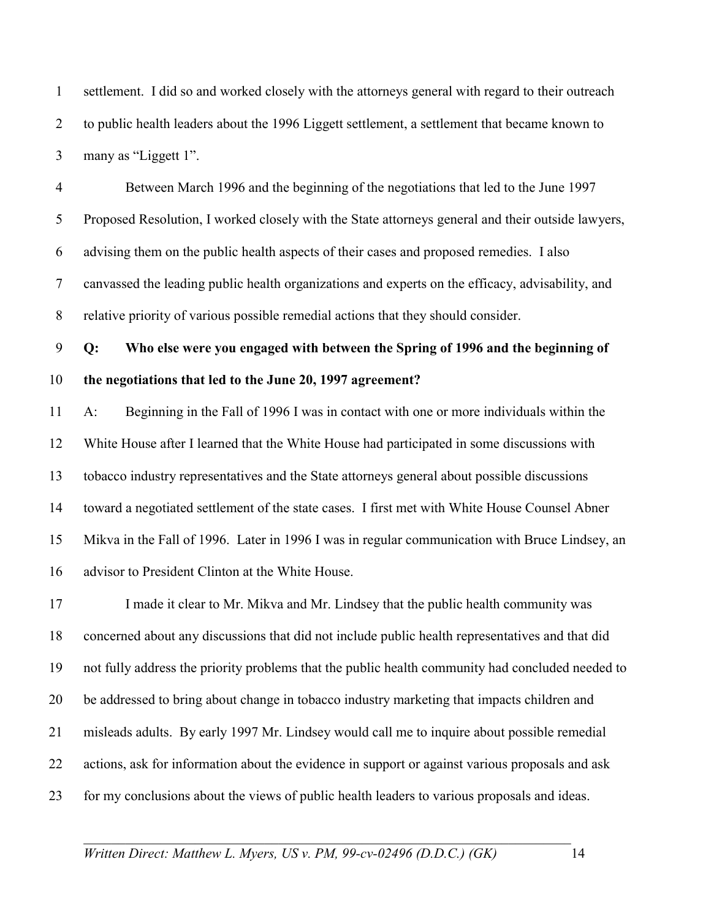settlement. I did so and worked closely with the attorneys general with regard to their outreach to public health leaders about the 1996 Liggett settlement, a settlement that became known to many as "Liggett 1".

Between March 1996 and the beginning of the negotiations that led to the June 1997 Proposed Resolution, I worked closely with the State attorneys general and their outside lawyers, advising them on the public health aspects of their cases and proposed remedies. I also canvassed the leading public health organizations and experts on the efficacy, advisability, and relative priority of various possible remedial actions that they should consider.

**Q: Who else were you engaged with between the Spring of 1996 and the beginning of the negotiations that led to the June 20, 1997 agreement?**

A: Beginning in the Fall of 1996 I was in contact with one or more individuals within the White House after I learned that the White House had participated in some discussions with tobacco industry representatives and the State attorneys general about possible discussions toward a negotiated settlement of the state cases. I first met with White House Counsel Abner Mikva in the Fall of 1996. Later in 1996 I was in regular communication with Bruce Lindsey, an advisor to President Clinton at the White House.

I made it clear to Mr. Mikva and Mr. Lindsey that the public health community was concerned about any discussions that did not include public health representatives and that did not fully address the priority problems that the public health community had concluded needed to be addressed to bring about change in tobacco industry marketing that impacts children and misleads adults. By early 1997 Mr. Lindsey would call me to inquire about possible remedial actions, ask for information about the evidence in support or against various proposals and ask for my conclusions about the views of public health leaders to various proposals and ideas.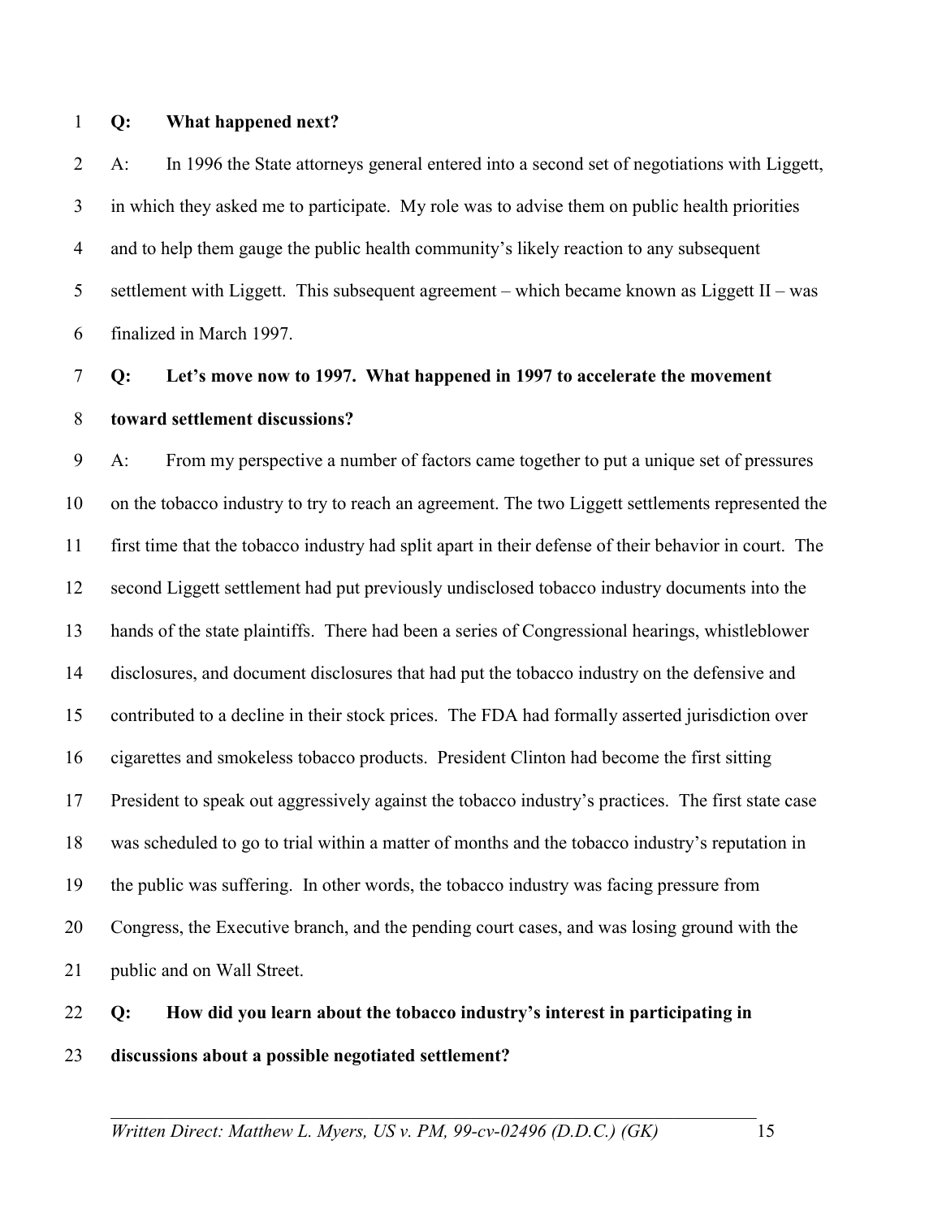**Q: What happened next?**

A: In 1996 the State attorneys general entered into a second set of negotiations with Liggett, in which they asked me to participate. My role was to advise them on public health priorities and to help them gauge the public health community's likely reaction to any subsequent settlement with Liggett. This subsequent agreement – which became known as Liggett II – was finalized in March 1997.

**Q: Let's move now to 1997. What happened in 1997 to accelerate the movement toward settlement discussions?**

A: From my perspective a number of factors came together to put a unique set of pressures on the tobacco industry to try to reach an agreement. The two Liggett settlements represented the first time that the tobacco industry had split apart in their defense of their behavior in court. The second Liggett settlement had put previously undisclosed tobacco industry documents into the hands of the state plaintiffs. There had been a series of Congressional hearings, whistleblower disclosures, and document disclosures that had put the tobacco industry on the defensive and contributed to a decline in their stock prices. The FDA had formally asserted jurisdiction over cigarettes and smokeless tobacco products. President Clinton had become the first sitting President to speak out aggressively against the tobacco industry's practices. The first state case was scheduled to go to trial within a matter of months and the tobacco industry's reputation in the public was suffering. In other words, the tobacco industry was facing pressure from Congress, the Executive branch, and the pending court cases, and was losing ground with the public and on Wall Street.

**Q: How did you learn about the tobacco industry's interest in participating in discussions about a possible negotiated settlement?**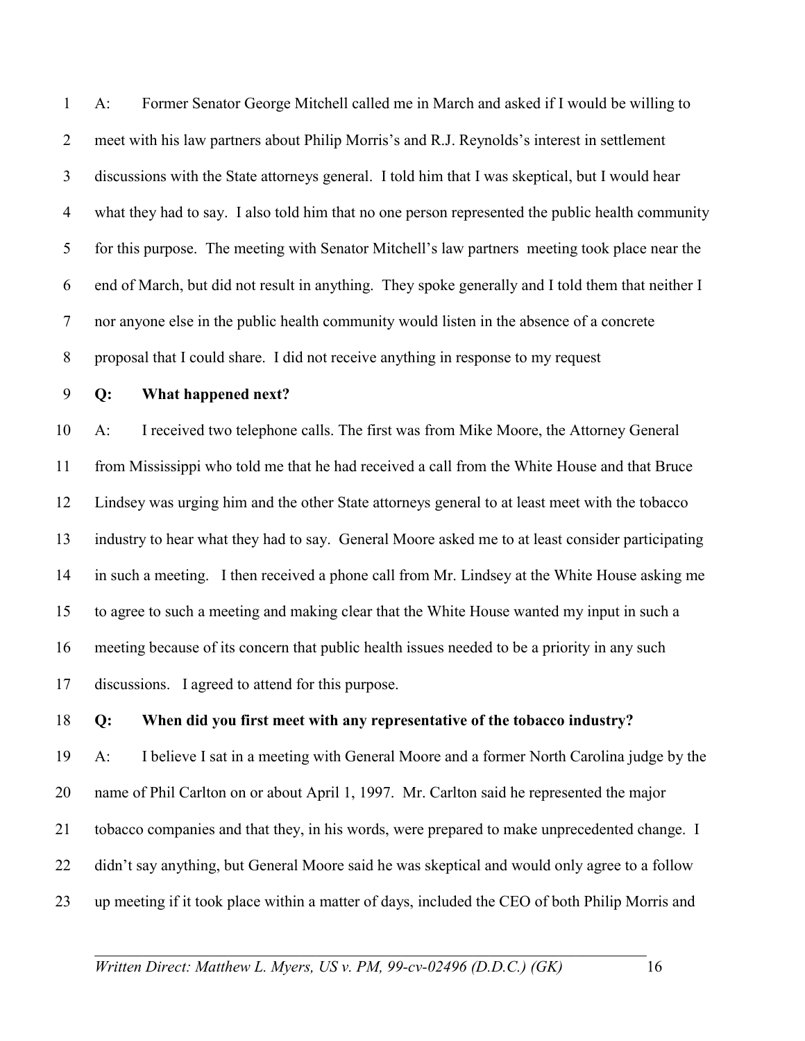A: Former Senator George Mitchell called me in March and asked if I would be willing to meet with his law partners about Philip Morris's and R.J. Reynolds's interest in settlement discussions with the State attorneys general. I told him that I was skeptical, but I would hear what they had to say. I also told him that no one person represented the public health community for this purpose. The meeting with Senator Mitchell's law partners meeting took place near the end of March, but did not result in anything. They spoke generally and I told them that neither I nor anyone else in the public health community would listen in the absence of a concrete proposal that I could share. I did not receive anything in response to my request

**Q: What happened next?**

A: I received two telephone calls. The first was from Mike Moore, the Attorney General from Mississippi who told me that he had received a call from the White House and that Bruce Lindsey was urging him and the other State attorneys general to at least meet with the tobacco industry to hear what they had to say. General Moore asked me to at least consider participating in such a meeting. I then received a phone call from Mr. Lindsey at the White House asking me to agree to such a meeting and making clear that the White House wanted my input in such a meeting because of its concern that public health issues needed to be a priority in any such discussions. I agreed to attend for this purpose.

**Q: When did you first meet with any representative of the tobacco industry?**

A: I believe I sat in a meeting with General Moore and a former North Carolina judge by the name of Phil Carlton on or about April 1, 1997. Mr. Carlton said he represented the major tobacco companies and that they, in his words, were prepared to make unprecedented change. I didn't say anything, but General Moore said he was skeptical and would only agree to a follow up meeting if it took place within a matter of days, included the CEO of both Philip Morris and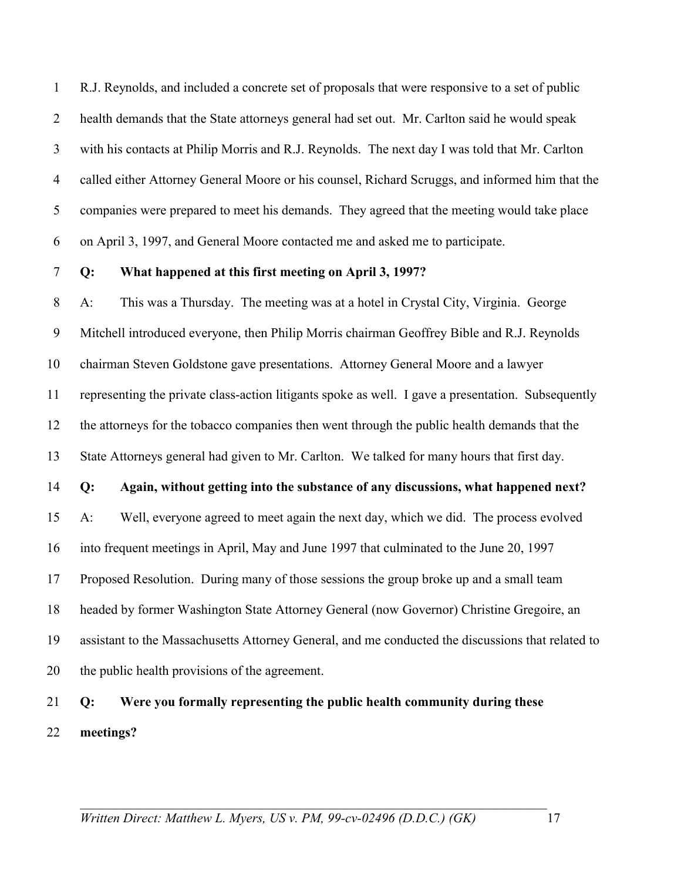R.J. Reynolds, and included a concrete set of proposals that were responsive to a set of public health demands that the State attorneys general had set out. Mr. Carlton said he would speak with his contacts at Philip Morris and R.J. Reynolds. The next day I was told that Mr. Carlton called either Attorney General Moore or his counsel, Richard Scruggs, and informed him that the companies were prepared to meet his demands. They agreed that the meeting would take place on April 3, 1997, and General Moore contacted me and asked me to participate.

**Q: What happened at this first meeting on April 3, 1997?**

A: This was a Thursday. The meeting was at a hotel in Crystal City, Virginia. George Mitchell introduced everyone, then Philip Morris chairman Geoffrey Bible and R.J. Reynolds chairman Steven Goldstone gave presentations. Attorney General Moore and a lawyer representing the private class-action litigants spoke as well. I gave a presentation. Subsequently the attorneys for the tobacco companies then went through the public health demands that the State Attorneys general had given to Mr. Carlton. We talked for many hours that first day.

**Q: Again, without getting into the substance of any discussions, what happened next?**

A: Well, everyone agreed to meet again the next day, which we did. The process evolved into frequent meetings in April, May and June 1997 that culminated to the June 20, 1997 Proposed Resolution. During many of those sessions the group broke up and a small team headed by former Washington State Attorney General (now Governor) Christine Gregoire, an assistant to the Massachusetts Attorney General, and me conducted the discussions that related to the public health provisions of the agreement.

**Q: Were you formally representing the public health community during these meetings?**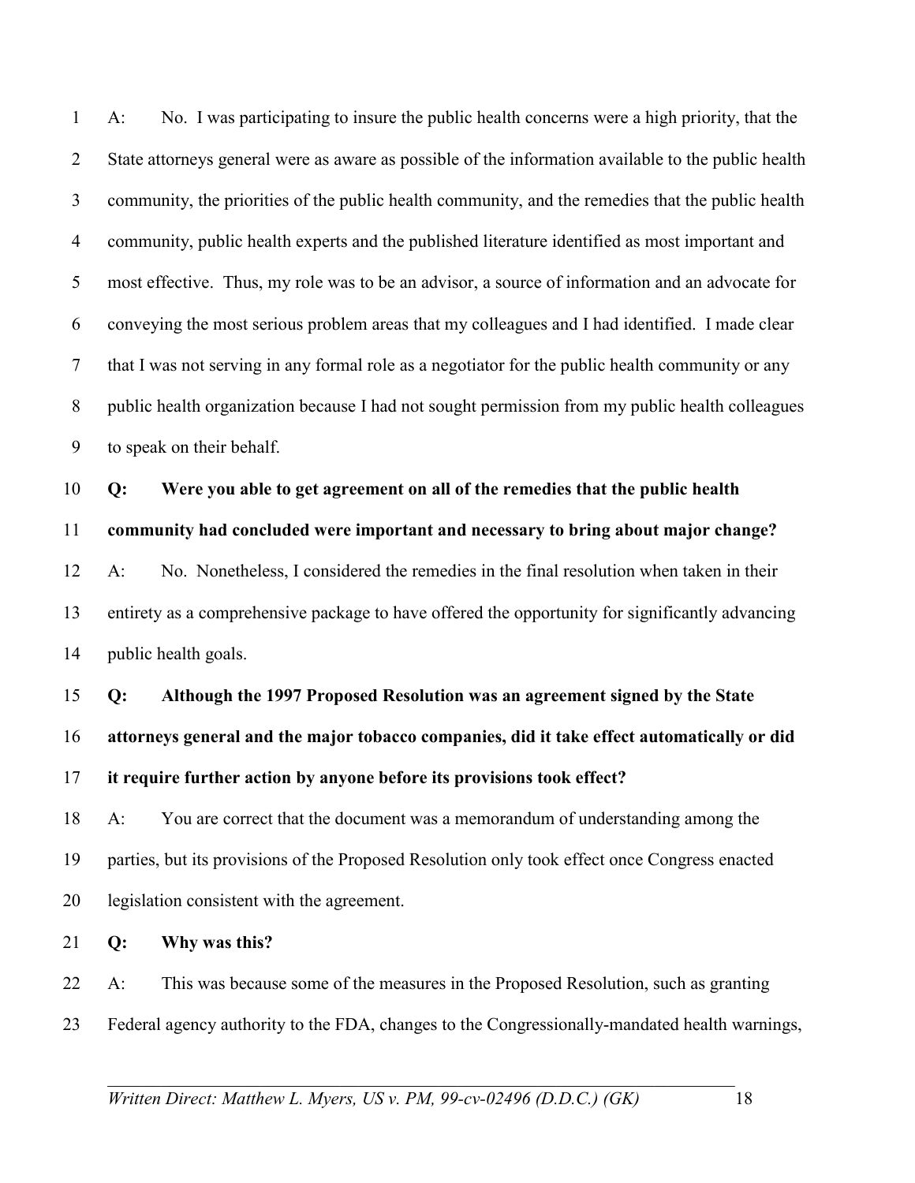A: No. I was participating to insure the public health concerns were a high priority, that the State attorneys general were as aware as possible of the information available to the public health community, the priorities of the public health community, and the remedies that the public health community, public health experts and the published literature identified as most important and most effective. Thus, my role was to be an advisor, a source of information and an advocate for conveying the most serious problem areas that my colleagues and I had identified. I made clear that I was not serving in any formal role as a negotiator for the public health community or any public health organization because I had not sought permission from my public health colleagues to speak on their behalf.

**Q: Were you able to get agreement on all of the remedies that the public health community had concluded were important and necessary to bring about major change?**

A: No. Nonetheless, I considered the remedies in the final resolution when taken in their entirety as a comprehensive package to have offered the opportunity for significantly advancing public health goals.

**Q: Although the 1997 Proposed Resolution was an agreement signed by the State attorneys general and the major tobacco companies, did it take effect automatically or did it require further action by anyone before its provisions took effect?**

A: You are correct that the document was a memorandum of understanding among the parties, but its provisions of the Proposed Resolution only took effect once Congress enacted legislation consistent with the agreement.

**Q: Why was this?**

A: This was because some of the measures in the Proposed Resolution, such as granting Federal agency authority to the FDA, changes to the Congressionally-mandated health warnings,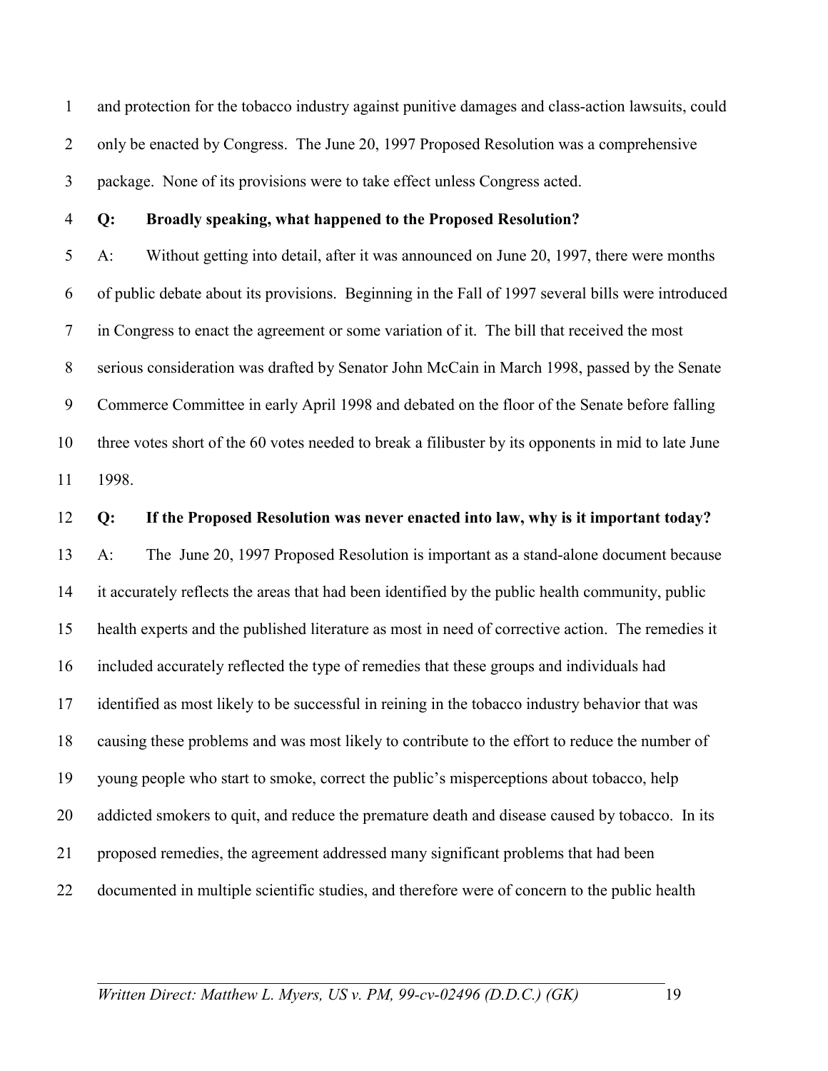and protection for the tobacco industry against punitive damages and class-action lawsuits, could only be enacted by Congress. The June 20, 1997 Proposed Resolution was a comprehensive package. None of its provisions were to take effect unless Congress acted.

**Q: Broadly speaking, what happened to the Proposed Resolution?**

A: Without getting into detail, after it was announced on June 20, 1997, there were months of public debate about its provisions. Beginning in the Fall of 1997 several bills were introduced in Congress to enact the agreement or some variation of it. The bill that received the most serious consideration was drafted by Senator John McCain in March 1998, passed by the Senate Commerce Committee in early April 1998 and debated on the floor of the Senate before falling three votes short of the 60 votes needed to break a filibuster by its opponents in mid to late June 1998.

**Q: If the Proposed Resolution was never enacted into law, why is it important today?**

A: The June 20, 1997 Proposed Resolution is important as a stand-alone document because it accurately reflects the areas that had been identified by the public health community, public health experts and the published literature as most in need of corrective action. The remedies it included accurately reflected the type of remedies that these groups and individuals had identified as most likely to be successful in reining in the tobacco industry behavior that was causing these problems and was most likely to contribute to the effort to reduce the number of young people who start to smoke, correct the public's misperceptions about tobacco, help addicted smokers to quit, and reduce the premature death and disease caused by tobacco. In its proposed remedies, the agreement addressed many significant problems that had been documented in multiple scientific studies, and therefore were of concern to the public health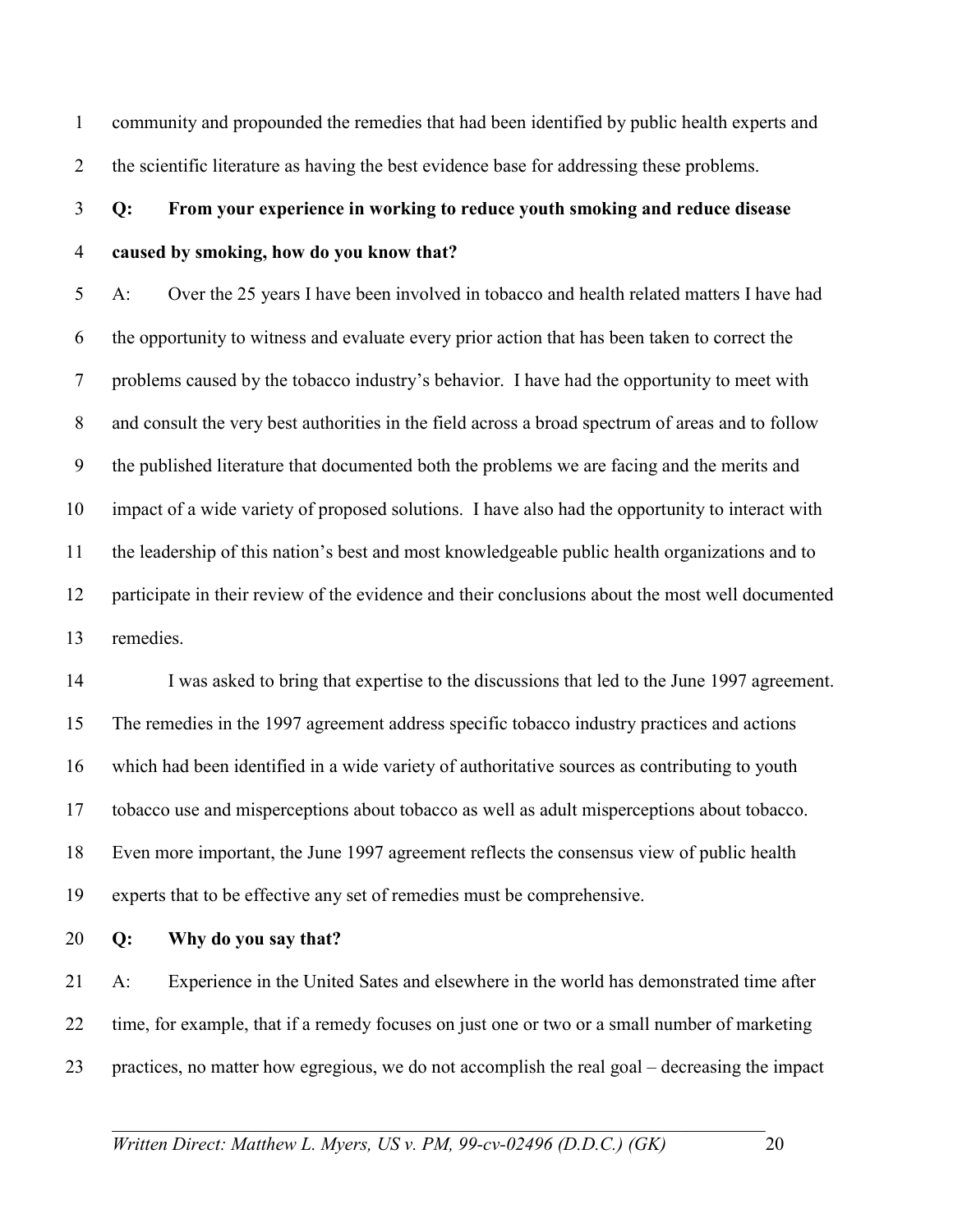community and propounded the remedies that had been identified by public health experts and the scientific literature as having the best evidence base for addressing these problems.

**Q: From your experience in working to reduce youth smoking and reduce disease caused by smoking, how do you know that?**

A: Over the 25 years I have been involved in tobacco and health related matters I have had the opportunity to witness and evaluate every prior action that has been taken to correct the problems caused by the tobacco industry's behavior. I have had the opportunity to meet with and consult the very best authorities in the field across a broad spectrum of areas and to follow the published literature that documented both the problems we are facing and the merits and impact of a wide variety of proposed solutions. I have also had the opportunity to interact with the leadership of this nation's best and most knowledgeable public health organizations and to participate in their review of the evidence and their conclusions about the most well documented remedies.

I was asked to bring that expertise to the discussions that led to the June 1997 agreement. The remedies in the 1997 agreement address specific tobacco industry practices and actions which had been identified in a wide variety of authoritative sources as contributing to youth tobacco use and misperceptions about tobacco as well as adult misperceptions about tobacco. Even more important, the June 1997 agreement reflects the consensus view of public health experts that to be effective any set of remedies must be comprehensive.

**Q: Why do you say that?**

A: Experience in the United Sates and elsewhere in the world has demonstrated time after time, for example, that if a remedy focuses on just one or two or a small number of marketing practices, no matter how egregious, we do not accomplish the real goal – decreasing the impact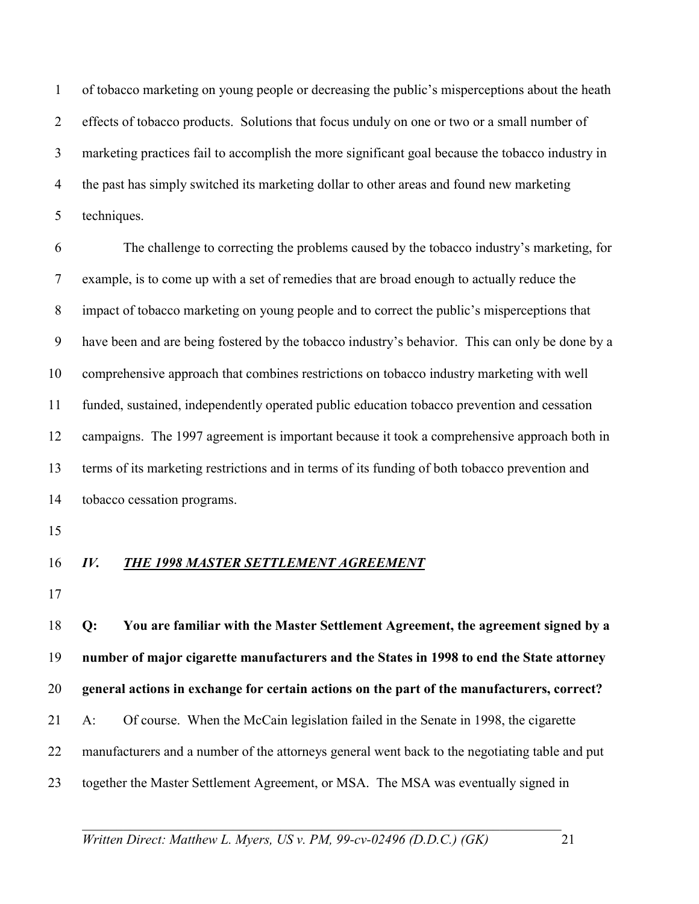of tobacco marketing on young people or decreasing the public's misperceptions about the heath effects of tobacco products. Solutions that focus unduly on one or two or a small number of marketing practices fail to accomplish the more significant goal because the tobacco industry in the past has simply switched its marketing dollar to other areas and found new marketing techniques.

The challenge to correcting the problems caused by the tobacco industry's marketing, for example, is to come up with a set of remedies that are broad enough to actually reduce the impact of tobacco marketing on young people and to correct the public's misperceptions that have been and are being fostered by the tobacco industry's behavior. This can only be done by a comprehensive approach that combines restrictions on tobacco industry marketing with well funded, sustained, independently operated public education tobacco prevention and cessation campaigns. The 1997 agreement is important because it took a comprehensive approach both in terms of its marketing restrictions and in terms of its funding of both tobacco prevention and tobacco cessation programs.

## *IV. THE 1998 MASTER SETTLEMENT AGREEMENT*

**Q: You are familiar with the Master Settlement Agreement, the agreement signed by a number of major cigarette manufacturers and the States in 1998 to end the State attorney general actions in exchange for certain actions on the part of the manufacturers, correct?**

A: Of course. When the McCain legislation failed in the Senate in 1998, the cigarette manufacturers and a number of the attorneys general went back to the negotiating table and put together the Master Settlement Agreement, or MSA. The MSA was eventually signed in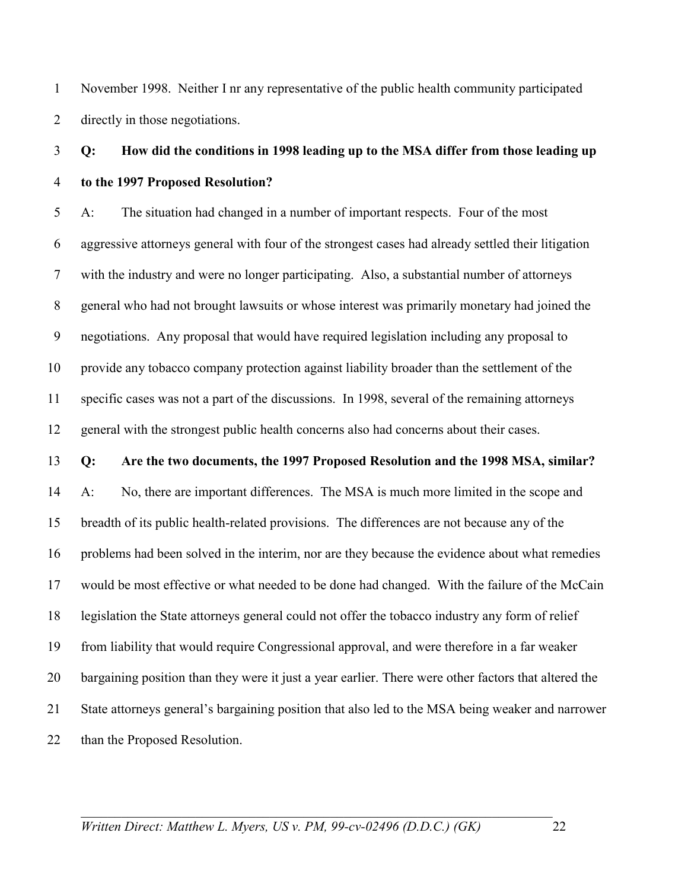November 1998. Neither I nr any representative of the public health community participated directly in those negotiations.

**Q: How did the conditions in 1998 leading up to the MSA differ from those leading up to the 1997 Proposed Resolution?**

A: The situation had changed in a number of important respects. Four of the most aggressive attorneys general with four of the strongest cases had already settled their litigation with the industry and were no longer participating. Also, a substantial number of attorneys general who had not brought lawsuits or whose interest was primarily monetary had joined the negotiations. Any proposal that would have required legislation including any proposal to provide any tobacco company protection against liability broader than the settlement of the specific cases was not a part of the discussions. In 1998, several of the remaining attorneys general with the strongest public health concerns also had concerns about their cases.

**Q: Are the two documents, the 1997 Proposed Resolution and the 1998 MSA, similar?**

A: No, there are important differences. The MSA is much more limited in the scope and breadth of its public health-related provisions. The differences are not because any of the problems had been solved in the interim, nor are they because the evidence about what remedies would be most effective or what needed to be done had changed. With the failure of the McCain legislation the State attorneys general could not offer the tobacco industry any form of relief from liability that would require Congressional approval, and were therefore in a far weaker bargaining position than they were it just a year earlier. There were other factors that altered the State attorneys general's bargaining position that also led to the MSA being weaker and narrower than the Proposed Resolution.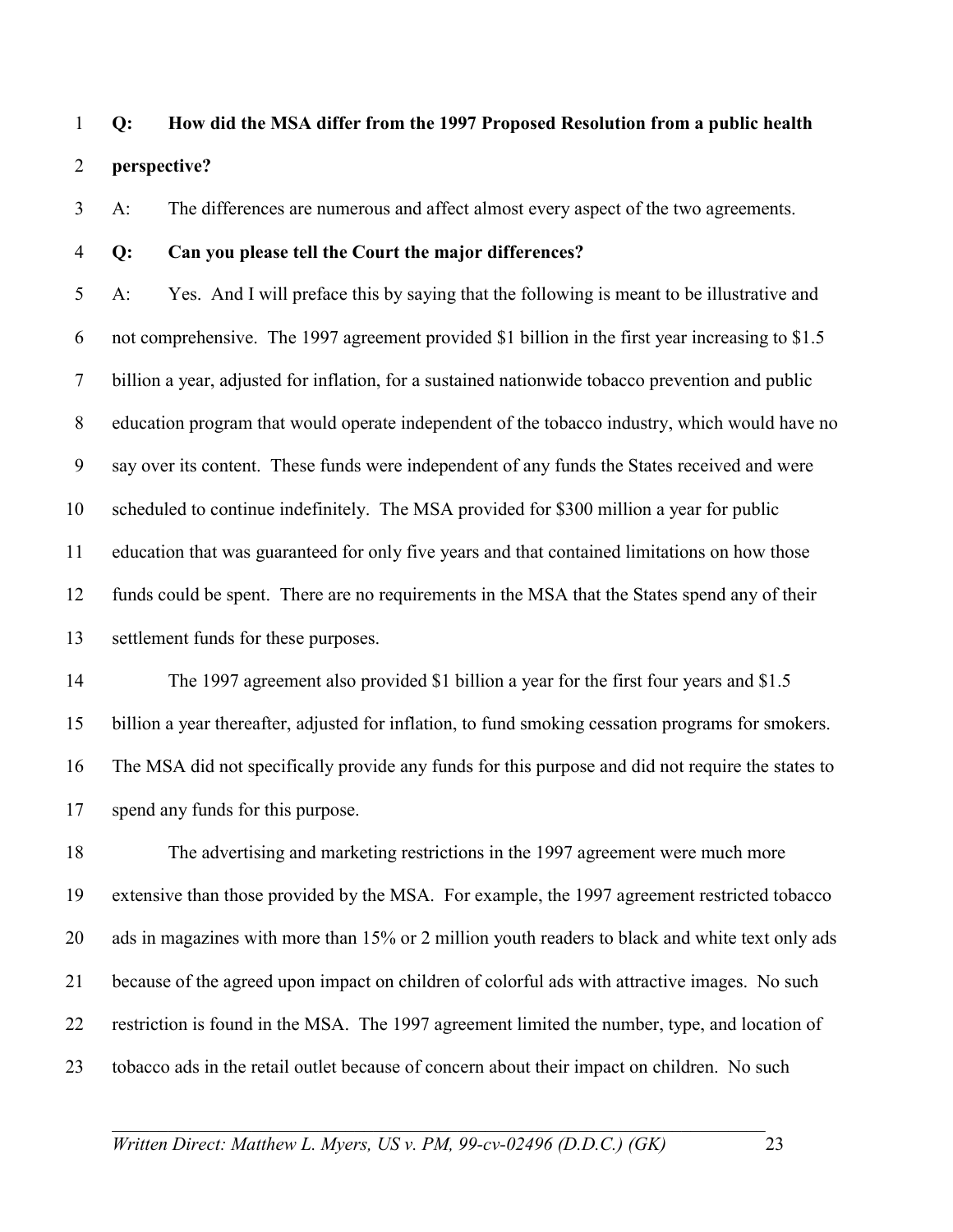**Q: How did the MSA differ from the 1997 Proposed Resolution from a public health perspective?**

A: The differences are numerous and affect almost every aspect of the two agreements.

**Q: Can you please tell the Court the major differences?**

A: Yes. And I will preface this by saying that the following is meant to be illustrative and not comprehensive. The 1997 agreement provided $1 billion in the first year increasing to $1.5 billion a year, adjusted for inflation, for a sustained nationwide tobacco prevention and public education program that would operate independent of the tobacco industry, which would have no say over its content. These funds were independent of any funds the States received and were scheduled to continue indefinitely. The MSA provided for $300 million a year for public education that was guaranteed for only five years and that contained limitations on how those funds could be spent. There are no requirements in the MSA that the States spend any of their settlement funds for these purposes.

The 1997 agreement also provided $1 billion a year for the first four years and $1.5 billion a year thereafter, adjusted for inflation, to fund smoking cessation programs for smokers. The MSA did not specifically provide any funds for this purpose and did not require the states to spend any funds for this purpose.

The advertising and marketing restrictions in the 1997 agreement were much more extensive than those provided by the MSA. For example, the 1997 agreement restricted tobacco ads in magazines with more than 15% or 2 million youth readers to black and white text only ads because of the agreed upon impact on children of colorful ads with attractive images. No such restriction is found in the MSA. The 1997 agreement limited the number, type, and location of tobacco ads in the retail outlet because of concern about their impact on children. No such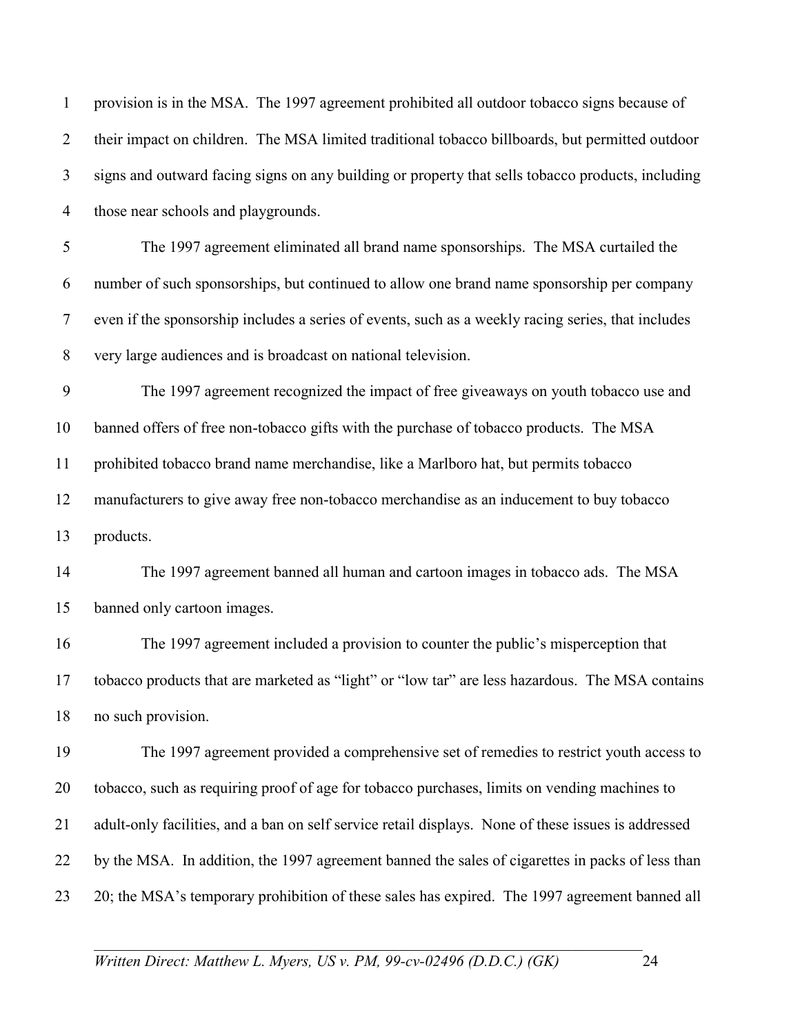provision is in the MSA. The 1997 agreement prohibited all outdoor tobacco signs because of their impact on children. The MSA limited traditional tobacco billboards, but permitted outdoor signs and outward facing signs on any building or property that sells tobacco products, including those near schools and playgrounds.

The 1997 agreement eliminated all brand name sponsorships. The MSA curtailed the number of such sponsorships, but continued to allow one brand name sponsorship per company even if the sponsorship includes a series of events, such as a weekly racing series, that includes very large audiences and is broadcast on national television.

The 1997 agreement recognized the impact of free giveaways on youth tobacco use and banned offers of free non-tobacco gifts with the purchase of tobacco products. The MSA prohibited tobacco brand name merchandise, like a Marlboro hat, but permits tobacco manufacturers to give away free non-tobacco merchandise as an inducement to buy tobacco products.

The 1997 agreement banned all human and cartoon images in tobacco ads. The MSA banned only cartoon images.

The 1997 agreement included a provision to counter the public's misperception that tobacco products that are marketed as "light" or "low tar" are less hazardous. The MSA contains no such provision.

The 1997 agreement provided a comprehensive set of remedies to restrict youth access to tobacco, such as requiring proof of age for tobacco purchases, limits on vending machines to adult-only facilities, and a ban on self service retail displays. None of these issues is addressed by the MSA. In addition, the 1997 agreement banned the sales of cigarettes in packs of less than 20; the MSA's temporary prohibition of these sales has expired. The 1997 agreement banned all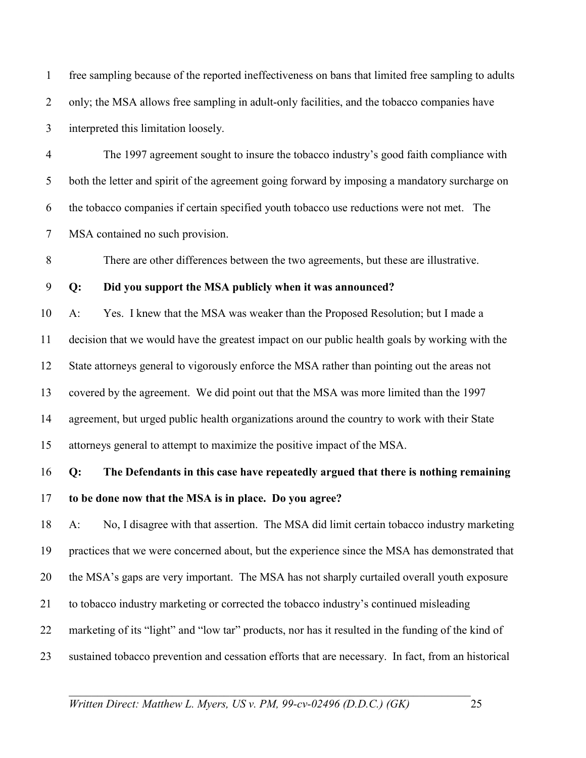free sampling because of the reported ineffectiveness on bans that limited free sampling to adults only; the MSA allows free sampling in adult-only facilities, and the tobacco companies have interpreted this limitation loosely.

The 1997 agreement sought to insure the tobacco industry's good faith compliance with both the letter and spirit of the agreement going forward by imposing a mandatory surcharge on the tobacco companies if certain specified youth tobacco use reductions were not met. The MSA contained no such provision.

There are other differences between the two agreements, but these are illustrative.

**Q: Did you support the MSA publicly when it was announced?**

A: Yes. I knew that the MSA was weaker than the Proposed Resolution; but I made a decision that we would have the greatest impact on our public health goals by working with the State attorneys general to vigorously enforce the MSA rather than pointing out the areas not covered by the agreement. We did point out that the MSA was more limited than the 1997 agreement, but urged public health organizations around the country to work with their State attorneys general to attempt to maximize the positive impact of the MSA.

**Q: The Defendants in this case have repeatedly argued that there is nothing remaining to be done now that the MSA is in place. Do you agree?**

A: No, I disagree with that assertion. The MSA did limit certain tobacco industry marketing practices that we were concerned about, but the experience since the MSA has demonstrated that the MSA's gaps are very important. The MSA has not sharply curtailed overall youth exposure to tobacco industry marketing or corrected the tobacco industry's continued misleading marketing of its "light" and "low tar" products, nor has it resulted in the funding of the kind of sustained tobacco prevention and cessation efforts that are necessary. In fact, from an historical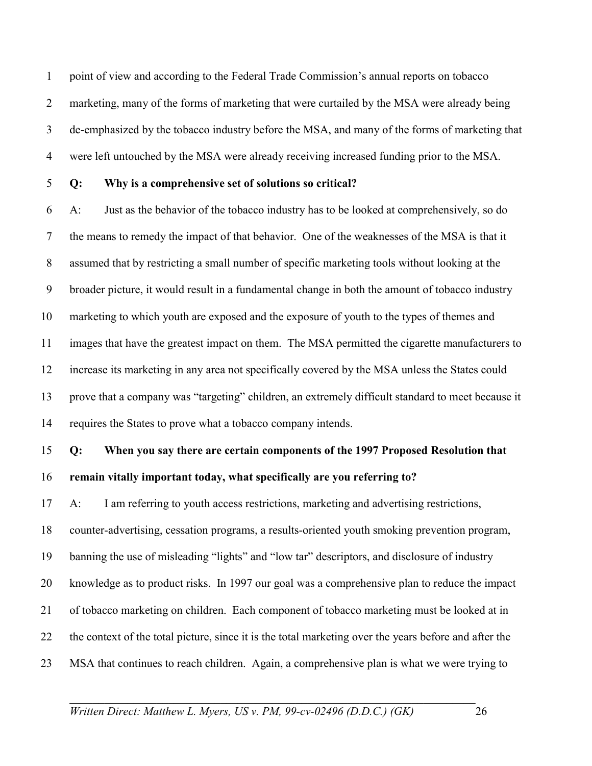point of view and according to the Federal Trade Commission's annual reports on tobacco marketing, many of the forms of marketing that were curtailed by the MSA were already being de-emphasized by the tobacco industry before the MSA, and many of the forms of marketing that were left untouched by the MSA were already receiving increased funding prior to the MSA.

**Q: Why is a comprehensive set of solutions so critical?**

A: Just as the behavior of the tobacco industry has to be looked at comprehensively, so do the means to remedy the impact of that behavior. One of the weaknesses of the MSA is that it assumed that by restricting a small number of specific marketing tools without looking at the broader picture, it would result in a fundamental change in both the amount of tobacco industry marketing to which youth are exposed and the exposure of youth to the types of themes and images that have the greatest impact on them. The MSA permitted the cigarette manufacturers to increase its marketing in any area not specifically covered by the MSA unless the States could prove that a company was "targeting" children, an extremely difficult standard to meet because it requires the States to prove what a tobacco company intends.

**Q: When you say there are certain components of the 1997 Proposed Resolution that remain vitally important today, what specifically are you referring to?**

A: I am referring to youth access restrictions, marketing and advertising restrictions, counter-advertising, cessation programs, a results-oriented youth smoking prevention program, banning the use of misleading "lights" and "low tar" descriptors, and disclosure of industry knowledge as to product risks. In 1997 our goal was a comprehensive plan to reduce the impact of tobacco marketing on children. Each component of tobacco marketing must be looked at in the context of the total picture, since it is the total marketing over the years before and after the MSA that continues to reach children. Again, a comprehensive plan is what we were trying to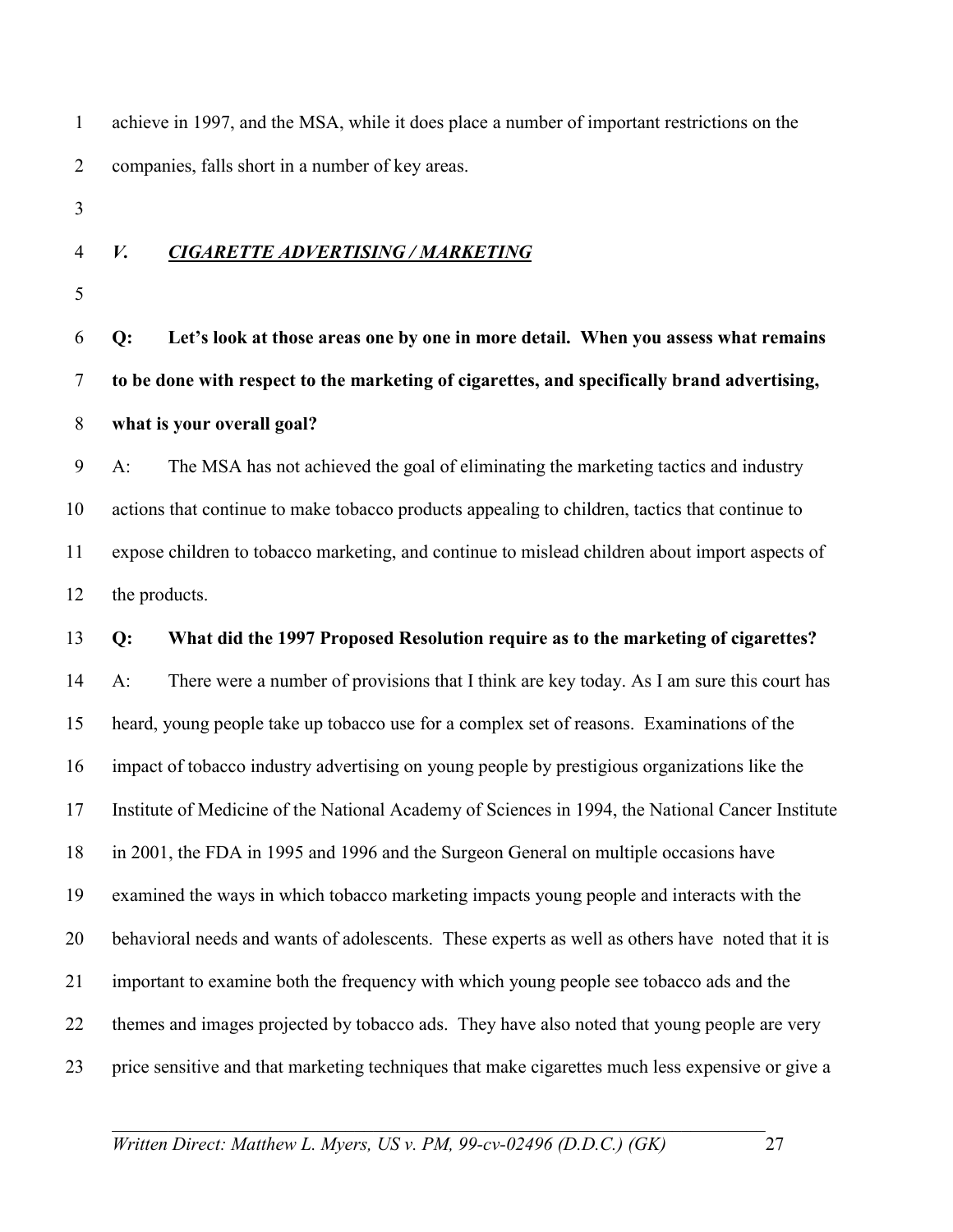achieve in 1997, and the MSA, while it does place a number of important restrictions on the companies, falls short in a number of key areas.

## *V. CIGARETTE ADVERTISING / MARKETING*

**Q: Let's look at those areas one by one in more detail. When you assess what remains to be done with respect to the marketing of cigarettes, and specifically brand advertising, what is your overall goal?**

A: The MSA has not achieved the goal of eliminating the marketing tactics and industry actions that continue to make tobacco products appealing to children, tactics that continue to expose children to tobacco marketing, and continue to mislead children about import aspects of the products.

**Q: What did the 1997 Proposed Resolution require as to the marketing of cigarettes?**

A: There were a number of provisions that I think are key today. As I am sure this court has heard, young people take up tobacco use for a complex set of reasons. Examinations of the impact of tobacco industry advertising on young people by prestigious organizations like the Institute of Medicine of the National Academy of Sciences in 1994, the National Cancer Institute in 2001, the FDA in 1995 and 1996 and the Surgeon General on multiple occasions have examined the ways in which tobacco marketing impacts young people and interacts with the behavioral needs and wants of adolescents. These experts as well as others have noted that it is important to examine both the frequency with which young people see tobacco ads and the themes and images projected by tobacco ads. They have also noted that young people are very price sensitive and that marketing techniques that make cigarettes much less expensive or give a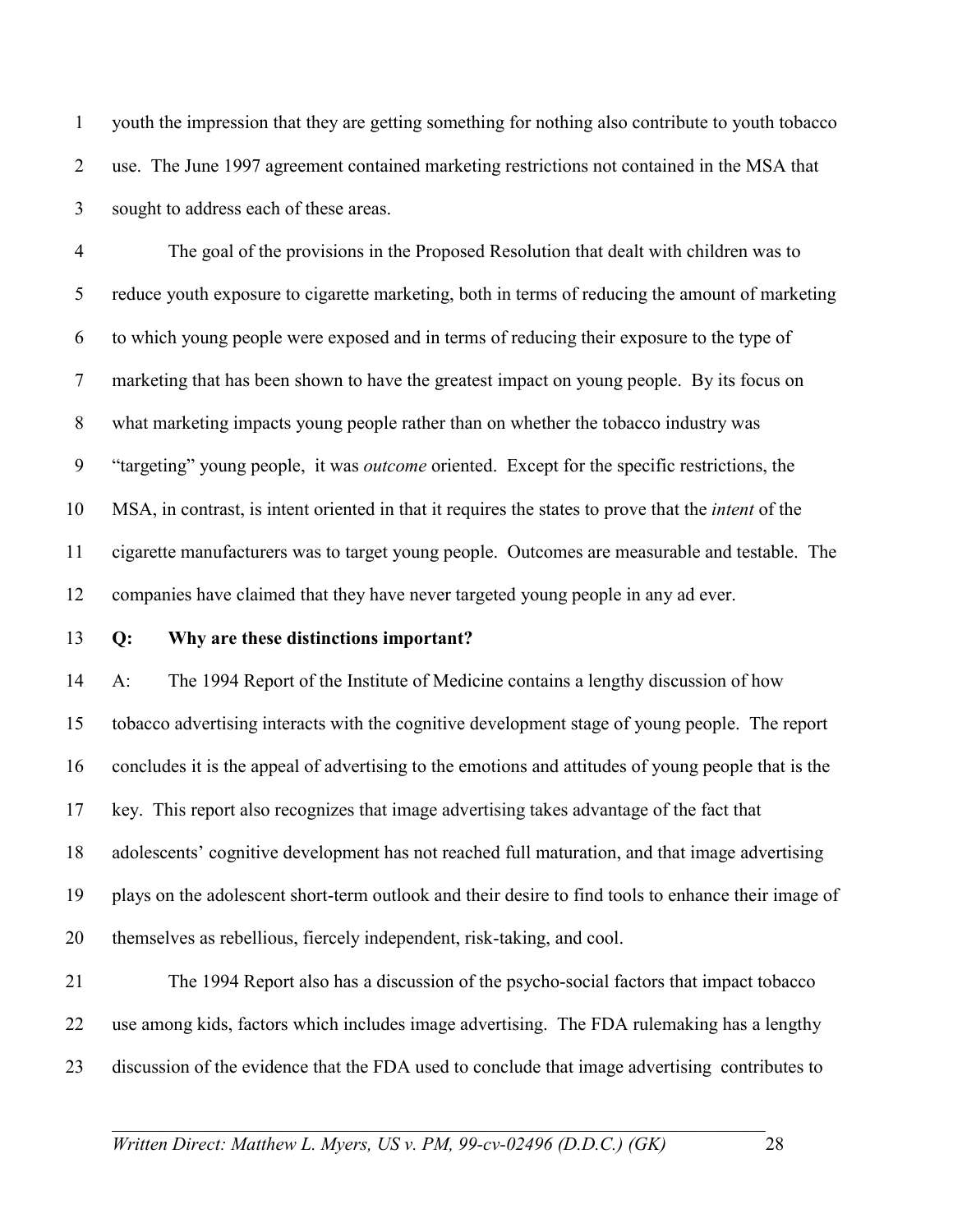youth the impression that they are getting something for nothing also contribute to youth tobacco use. The June 1997 agreement contained marketing restrictions not contained in the MSA that sought to address each of these areas.

The goal of the provisions in the Proposed Resolution that dealt with children was to reduce youth exposure to cigarette marketing, both in terms of reducing the amount of marketing to which young people were exposed and in terms of reducing their exposure to the type of marketing that has been shown to have the greatest impact on young people. By its focus on what marketing impacts young people rather than on whether the tobacco industry was "targeting" young people, it was *outcome* oriented. Except for the specific restrictions, the MSA, in contrast, is intent oriented in that it requires the states to prove that the *intent* of the cigarette manufacturers was to target young people. Outcomes are measurable and testable. The companies have claimed that they have never targeted young people in any ad ever.

**Q: Why are these distinctions important?**

A: The 1994 Report of the Institute of Medicine contains a lengthy discussion of how tobacco advertising interacts with the cognitive development stage of young people. The report concludes it is the appeal of advertising to the emotions and attitudes of young people that is the key. This report also recognizes that image advertising takes advantage of the fact that adolescents' cognitive development has not reached full maturation, and that image advertising plays on the adolescent short-term outlook and their desire to find tools to enhance their image of themselves as rebellious, fiercely independent, risk-taking, and cool.

The 1994 Report also has a discussion of the psycho-social factors that impact tobacco use among kids, factors which includes image advertising. The FDA rulemaking has a lengthy discussion of the evidence that the FDA used to conclude that image advertising contributes to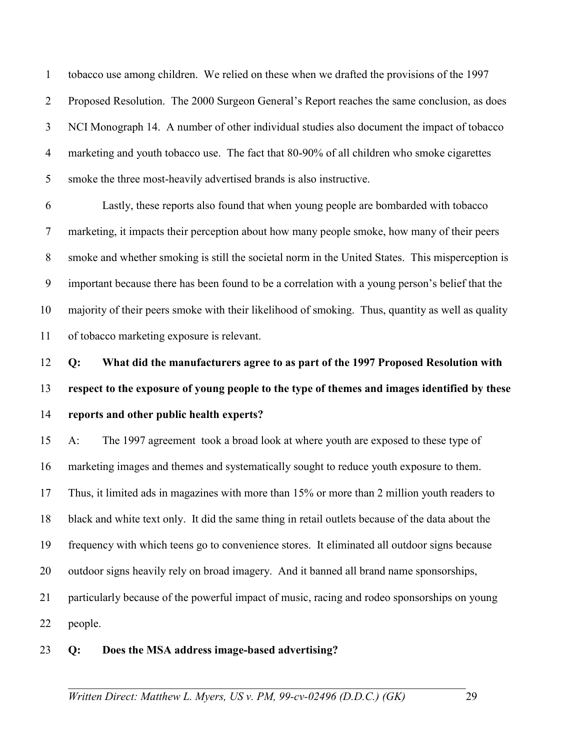tobacco use among children. We relied on these when we drafted the provisions of the 1997 Proposed Resolution. The 2000 Surgeon General's Report reaches the same conclusion, as does NCI Monograph 14. A number of other individual studies also document the impact of tobacco marketing and youth tobacco use. The fact that 80-90% of all children who smoke cigarettes smoke the three most-heavily advertised brands is also instructive.

Lastly, these reports also found that when young people are bombarded with tobacco marketing, it impacts their perception about how many people smoke, how many of their peers smoke and whether smoking is still the societal norm in the United States. This misperception is important because there has been found to be a correlation with a young person's belief that the majority of their peers smoke with their likelihood of smoking. Thus, quantity as well as quality of tobacco marketing exposure is relevant.

**Q: What did the manufacturers agree to as part of the 1997 Proposed Resolution with respect to the exposure of young people to the type of themes and images identified by these reports and other public health experts?**

A: The 1997 agreement took a broad look at where youth are exposed to these type of marketing images and themes and systematically sought to reduce youth exposure to them. Thus, it limited ads in magazines with more than 15% or more than 2 million youth readers to black and white text only. It did the same thing in retail outlets because of the data about the frequency with which teens go to convenience stores. It eliminated all outdoor signs because outdoor signs heavily rely on broad imagery. And it banned all brand name sponsorships, particularly because of the powerful impact of music, racing and rodeo sponsorships on young people.

**Q: Does the MSA address image-based advertising?**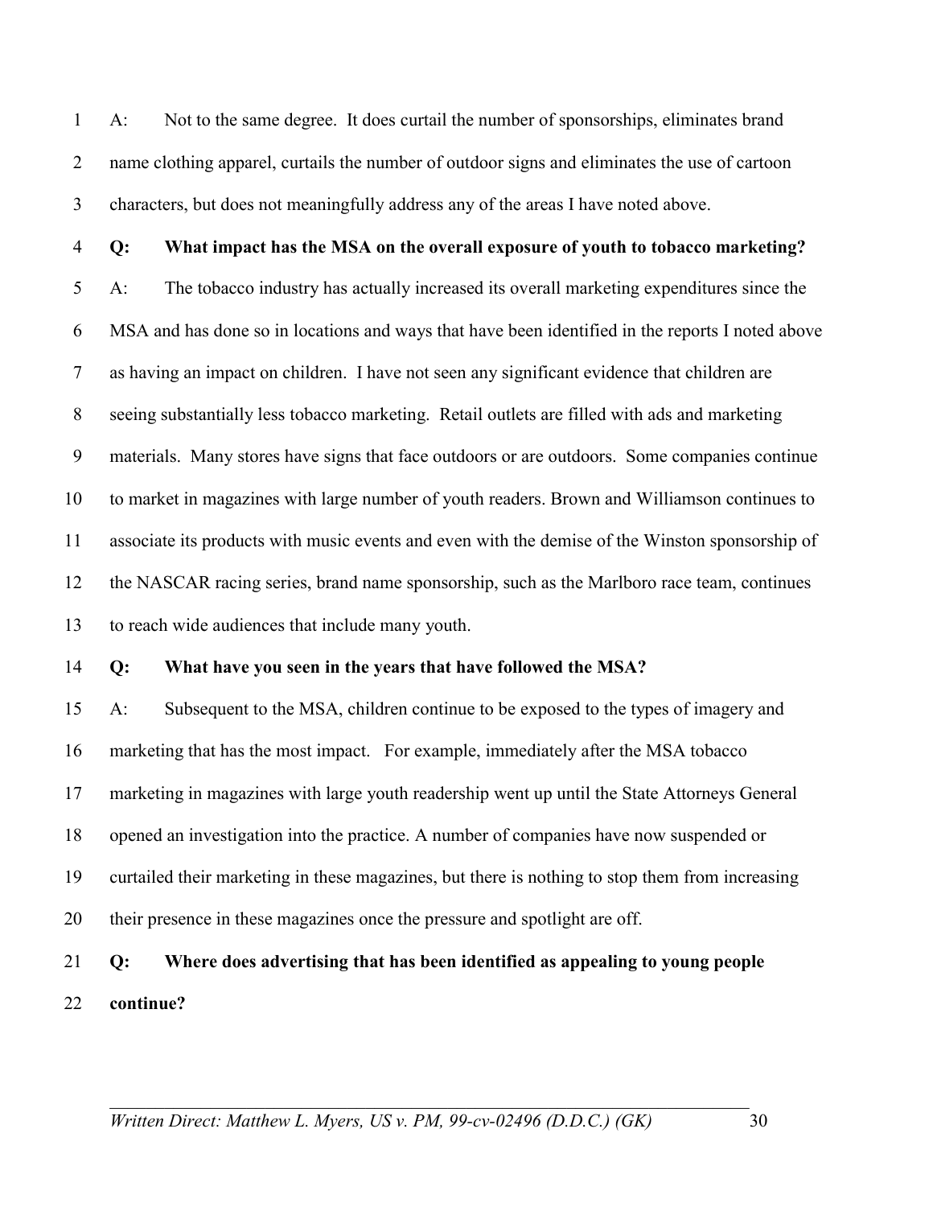A: Not to the same degree. It does curtail the number of sponsorships, eliminates brand name clothing apparel, curtails the number of outdoor signs and eliminates the use of cartoon characters, but does not meaningfully address any of the areas I have noted above.

**Q: What impact has the MSA on the overall exposure of youth to tobacco marketing?**

A: The tobacco industry has actually increased its overall marketing expenditures since the MSA and has done so in locations and ways that have been identified in the reports I noted above as having an impact on children. I have not seen any significant evidence that children are seeing substantially less tobacco marketing. Retail outlets are filled with ads and marketing materials. Many stores have signs that face outdoors or are outdoors. Some companies continue to market in magazines with large number of youth readers. Brown and Williamson continues to associate its products with music events and even with the demise of the Winston sponsorship of the NASCAR racing series, brand name sponsorship, such as the Marlboro race team, continues to reach wide audiences that include many youth.

**Q: What have you seen in the years that have followed the MSA?**

A: Subsequent to the MSA, children continue to be exposed to the types of imagery and marketing that has the most impact. For example, immediately after the MSA tobacco marketing in magazines with large youth readership went up until the State Attorneys General opened an investigation into the practice. A number of companies have now suspended or curtailed their marketing in these magazines, but there is nothing to stop them from increasing their presence in these magazines once the pressure and spotlight are off.

**Q: Where does advertising that has been identified as appealing to young people continue?**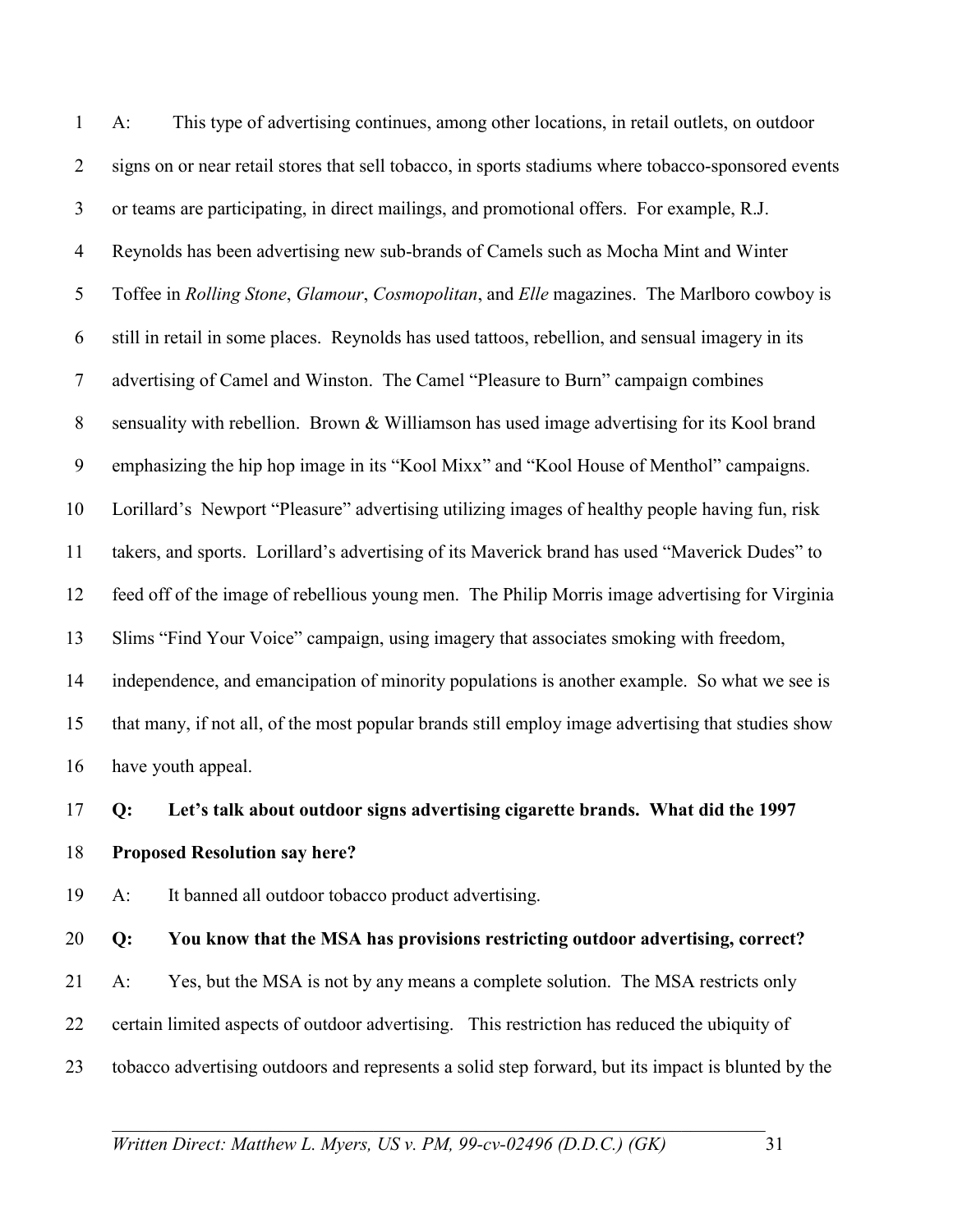A: This type of advertising continues, among other locations, in retail outlets, on outdoor signs on or near retail stores that sell tobacco, in sports stadiums where tobacco-sponsored events or teams are participating, in direct mailings, and promotional offers. For example, R.J. Reynolds has been advertising new sub-brands of Camels such as Mocha Mint and Winter Toffee in *Rolling Stone*, *Glamour*, *Cosmopolitan*, and *Elle* magazines. The Marlboro cowboy is still in retail in some places. Reynolds has used tattoos, rebellion, and sensual imagery in its advertising of Camel and Winston. The Camel "Pleasure to Burn" campaign combines sensuality with rebellion. Brown & Williamson has used image advertising for its Kool brand emphasizing the hip hop image in its "Kool Mixx" and "Kool House of Menthol" campaigns. Lorillard's Newport "Pleasure" advertising utilizing images of healthy people having fun, risk takers, and sports. Lorillard's advertising of its Maverick brand has used "Maverick Dudes" to feed off of the image of rebellious young men. The Philip Morris image advertising for Virginia Slims "Find Your Voice" campaign, using imagery that associates smoking with freedom, independence, and emancipation of minority populations is another example. So what we see is that many, if not all, of the most popular brands still employ image advertising that studies show have youth appeal.

**Q: Let's talk about outdoor signs advertising cigarette brands. What did the 1997 Proposed Resolution say here?**

A: It banned all outdoor tobacco product advertising.

**Q: You know that the MSA has provisions restricting outdoor advertising, correct?**

A: Yes, but the MSA is not by any means a complete solution. The MSA restricts only certain limited aspects of outdoor advertising. This restriction has reduced the ubiquity of tobacco advertising outdoors and represents a solid step forward, but its impact is blunted by the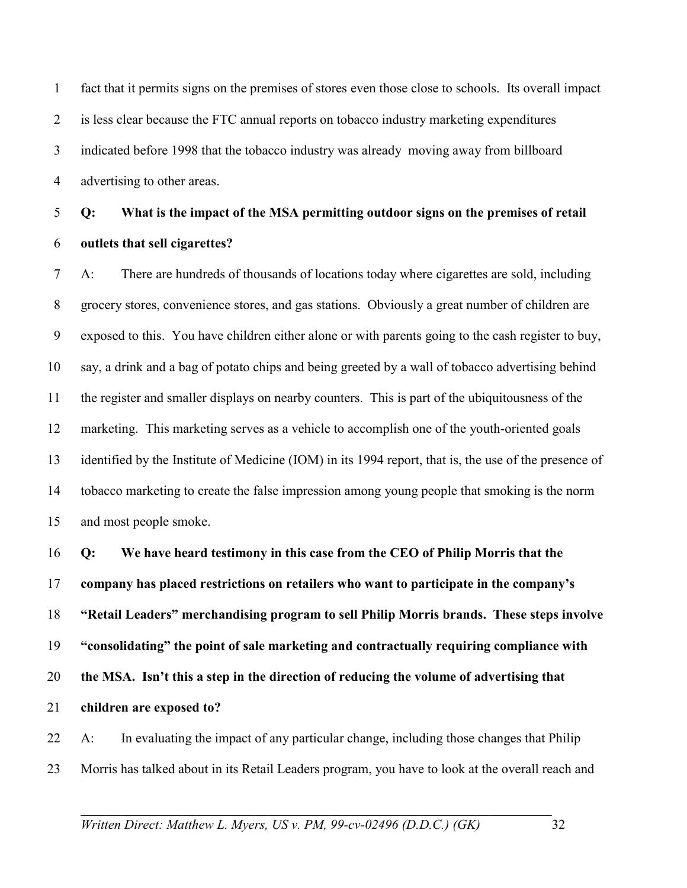fact that it permits signs on the premises of stores even those close to schools. Its overall impact is less clear because the FTC annual reports on tobacco industry marketing expenditures indicated before 1998 that the tobacco industry was already moving away from billboard advertising to other areas.

**Q: What is the impact of the MSA permitting outdoor signs on the premises of retail outlets that sell cigarettes?**

A: There are hundreds of thousands of locations today where cigarettes are sold, including grocery stores, convenience stores, and gas stations. Obviously a great number of children are exposed to this. You have children either alone or with parents going to the cash register to buy, say, a drink and a bag of potato chips and being greeted by a wall of tobacco advertising behind the register and smaller displays on nearby counters. This is part of the ubiquitousness of the marketing. This marketing serves as a vehicle to accomplish one of the youth-oriented goals identified by the Institute of Medicine (IOM) in its 1994 report, that is, the use of the presence of tobacco marketing to create the false impression among young people that smoking is the norm and most people smoke.

**Q: We have heard testimony in this case from the CEO of Philip Morris that the company has placed restrictions on retailers who want to participate in the company's "Retail Leaders" merchandising program to sell Philip Morris brands. These steps involve "consolidating" the point of sale marketing and contractually requiring compliance with the MSA. Isn't this a step in the direction of reducing the volume of advertising that children are exposed to?**

A: In evaluating the impact of any particular change, including those changes that Philip Morris has talked about in its Retail Leaders program, you have to look at the overall reach and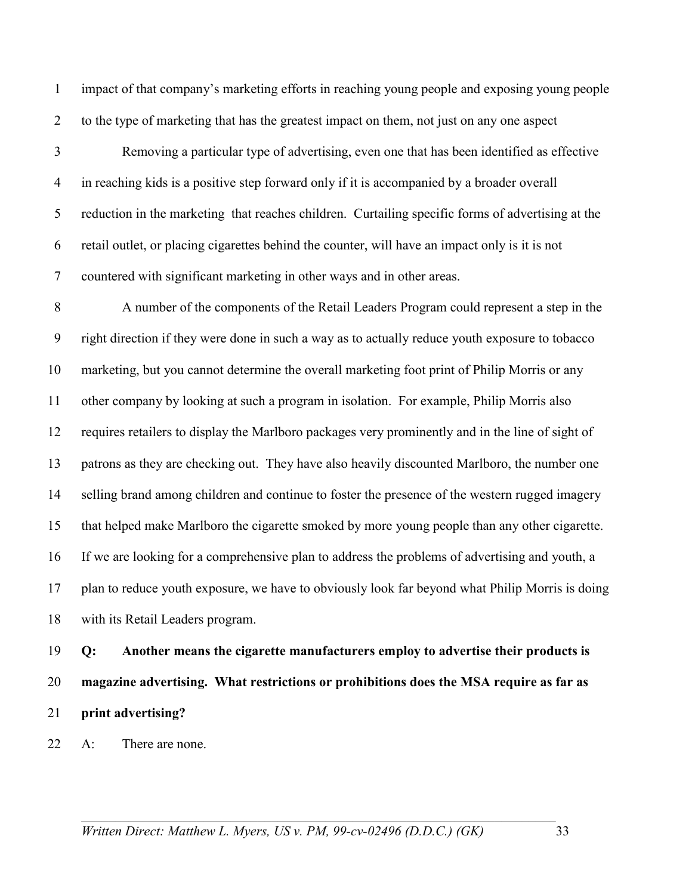impact of that company's marketing efforts in reaching young people and exposing young people to the type of marketing that has the greatest impact on them, not just on any one aspect

Removing a particular type of advertising, even one that has been identified as effective in reaching kids is a positive step forward only if it is accompanied by a broader overall reduction in the marketing that reaches children. Curtailing specific forms of advertising at the retail outlet, or placing cigarettes behind the counter, will have an impact only is it is not countered with significant marketing in other ways and in other areas.

A number of the components of the Retail Leaders Program could represent a step in the right direction if they were done in such a way as to actually reduce youth exposure to tobacco marketing, but you cannot determine the overall marketing foot print of Philip Morris or any other company by looking at such a program in isolation. For example, Philip Morris also requires retailers to display the Marlboro packages very prominently and in the line of sight of patrons as they are checking out. They have also heavily discounted Marlboro, the number one selling brand among children and continue to foster the presence of the western rugged imagery that helped make Marlboro the cigarette smoked by more young people than any other cigarette. If we are looking for a comprehensive plan to address the problems of advertising and youth, a plan to reduce youth exposure, we have to obviously look far beyond what Philip Morris is doing with its Retail Leaders program.

**Q: Another means the cigarette manufacturers employ to advertise their products is magazine advertising. What restrictions or prohibitions does the MSA require as far as print advertising?**

A: There are none.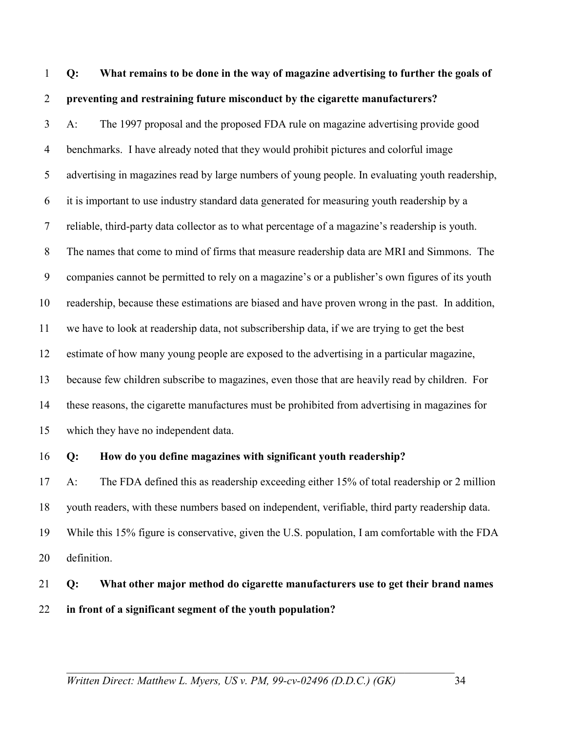**Q: What remains to be done in the way of magazine advertising to further the goals of preventing and restraining future misconduct by the cigarette manufacturers?**

A: The 1997 proposal and the proposed FDA rule on magazine advertising provide good benchmarks. I have already noted that they would prohibit pictures and colorful image advertising in magazines read by large numbers of young people. In evaluating youth readership, it is important to use industry standard data generated for measuring youth readership by a reliable, third-party data collector as to what percentage of a magazine's readership is youth. The names that come to mind of firms that measure readership data are MRI and Simmons. The companies cannot be permitted to rely on a magazine's or a publisher's own figures of its youth readership, because these estimations are biased and have proven wrong in the past. In addition, we have to look at readership data, not subscribership data, if we are trying to get the best estimate of how many young people are exposed to the advertising in a particular magazine, because few children subscribe to magazines, even those that are heavily read by children. For these reasons, the cigarette manufactures must be prohibited from advertising in magazines for which they have no independent data.

**Q: How do you define magazines with significant youth readership?**

A: The FDA defined this as readership exceeding either 15% of total readership or 2 million youth readers, with these numbers based on independent, verifiable, third party readership data. While this 15% figure is conservative, given the U.S. population, I am comfortable with the FDA definition.

**Q: What other major method do cigarette manufacturers use to get their brand names in front of a significant segment of the youth population?**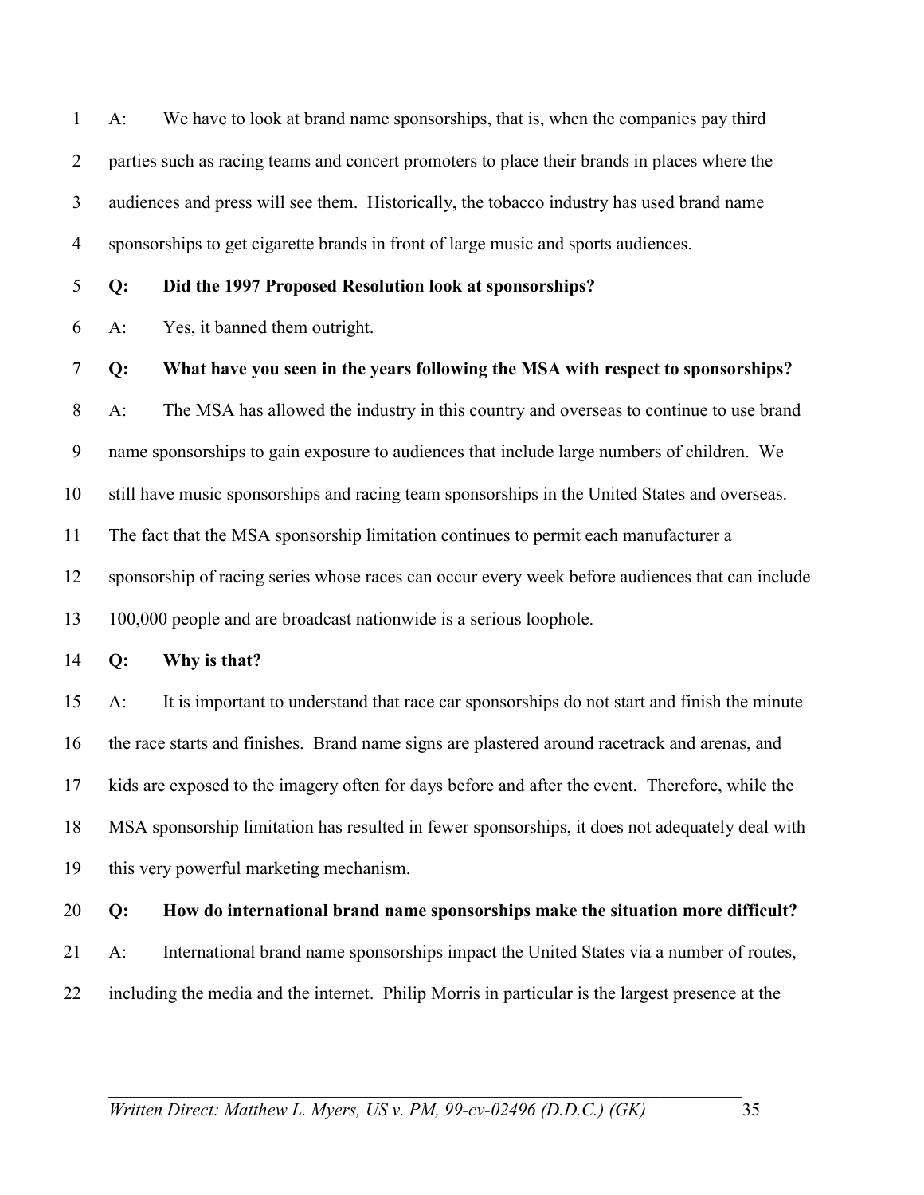A: We have to look at brand name sponsorships, that is, when the companies pay third parties such as racing teams and concert promoters to place their brands in places where the audiences and press will see them. Historically, the tobacco industry has used brand name sponsorships to get cigarette brands in front of large music and sports audiences.

**Q: Did the 1997 Proposed Resolution look at sponsorships?**

A: Yes, it banned them outright.

**Q: What have you seen in the years following the MSA with respect to sponsorships?**

A: The MSA has allowed the industry in this country and overseas to continue to use brand name sponsorships to gain exposure to audiences that include large numbers of children. We still have music sponsorships and racing team sponsorships in the United States and overseas. The fact that the MSA sponsorship limitation continues to permit each manufacturer a sponsorship of racing series whose races can occur every week before audiences that can include 100,000 people and are broadcast nationwide is a serious loophole.

**Q: Why is that?**

A: It is important to understand that race car sponsorships do not start and finish the minute the race starts and finishes. Brand name signs are plastered around racetrack and arenas, and kids are exposed to the imagery often for days before and after the event. Therefore, while the MSA sponsorship limitation has resulted in fewer sponsorships, it does not adequately deal with this very powerful marketing mechanism.

**Q: How do international brand name sponsorships make the situation more difficult?**

A: International brand name sponsorships impact the United States via a number of routes, including the media and the internet. Philip Morris in particular is the largest presence at the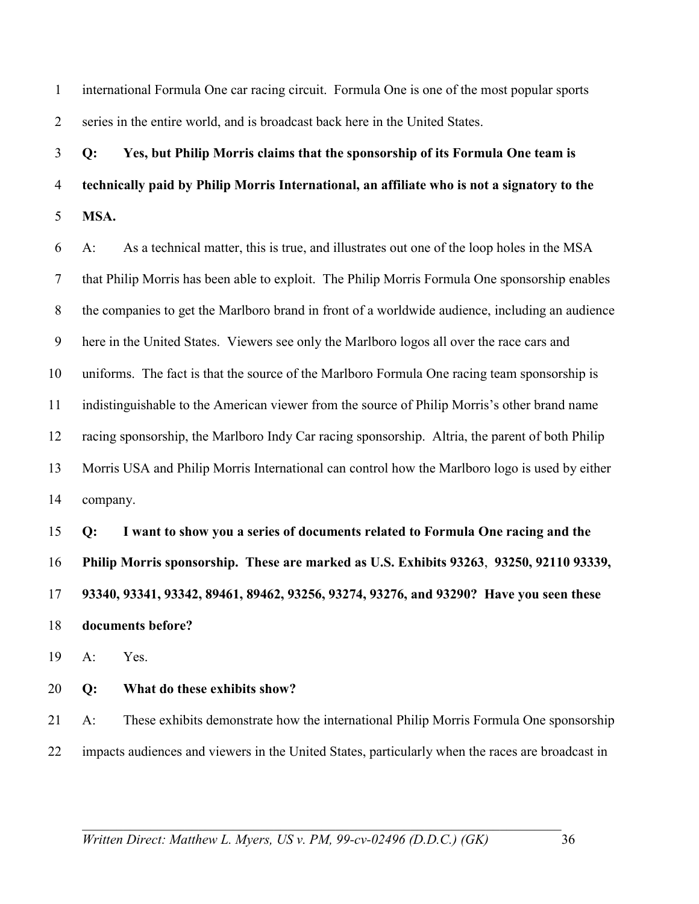international Formula One car racing circuit. Formula One is one of the most popular sports series in the entire world, and is broadcast back here in the United States.

**Q: Yes, but Philip Morris claims that the sponsorship of its Formula One team is technically paid by Philip Morris International, an affiliate who is not a signatory to the MSA.**

A: As a technical matter, this is true, and illustrates out one of the loop holes in the MSA that Philip Morris has been able to exploit. The Philip Morris Formula One sponsorship enables the companies to get the Marlboro brand in front of a worldwide audience, including an audience here in the United States. Viewers see only the Marlboro logos all over the race cars and uniforms. The fact is that the source of the Marlboro Formula One racing team sponsorship is indistinguishable to the American viewer from the source of Philip Morris's other brand name racing sponsorship, the Marlboro Indy Car racing sponsorship. Altria, the parent of both Philip Morris USA and Philip Morris International can control how the Marlboro logo is used by either company.

**Q: I want to show you a series of documents related to Formula One racing and the Philip Morris sponsorship. These are marked as U.S. Exhibits 93263, 93250, 92110 93339, 93340, 93341, 93342, 89461, 89462, 93256, 93274, 93276, and 93290? Have you seen these documents before?**

A: Yes.

**Q: What do these exhibits show?**

A: These exhibits demonstrate how the international Philip Morris Formula One sponsorship impacts audiences and viewers in the United States, particularly when the races are broadcast in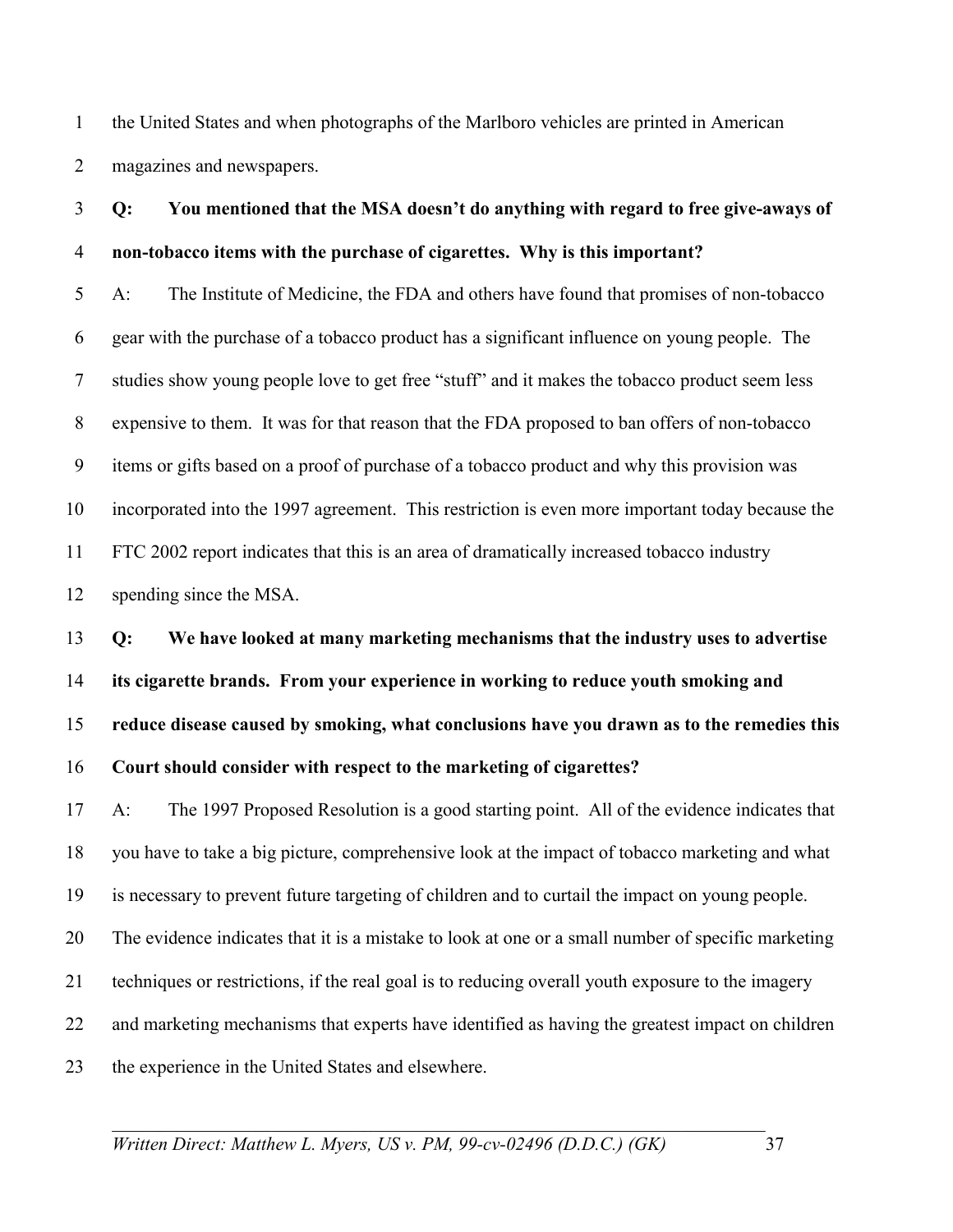the United States and when photographs of the Marlboro vehicles are printed in American magazines and newspapers.

**Q: You mentioned that the MSA doesn't do anything with regard to free give-aways of non-tobacco items with the purchase of cigarettes. Why is this important?**

A: The Institute of Medicine, the FDA and others have found that promises of non-tobacco gear with the purchase of a tobacco product has a significant influence on young people. The studies show young people love to get free "stuff" and it makes the tobacco product seem less expensive to them. It was for that reason that the FDA proposed to ban offers of non-tobacco items or gifts based on a proof of purchase of a tobacco product and why this provision was incorporated into the 1997 agreement. This restriction is even more important today because the FTC 2002 report indicates that this is an area of dramatically increased tobacco industry spending since the MSA.

**Q: We have looked at many marketing mechanisms that the industry uses to advertise its cigarette brands. From your experience in working to reduce youth smoking and reduce disease caused by smoking, what conclusions have you drawn as to the remedies this Court should consider with respect to the marketing of cigarettes?**

A: The 1997 Proposed Resolution is a good starting point. All of the evidence indicates that you have to take a big picture, comprehensive look at the impact of tobacco marketing and what is necessary to prevent future targeting of children and to curtail the impact on young people. The evidence indicates that it is a mistake to look at one or a small number of specific marketing techniques or restrictions, if the real goal is to reducing overall youth exposure to the imagery and marketing mechanisms that experts have identified as having the greatest impact on children the experience in the United States and elsewhere.

*Written Direct: Matthew L. Myers, US v. PM, 99-cv-02496 (D.D.C.) (GK)*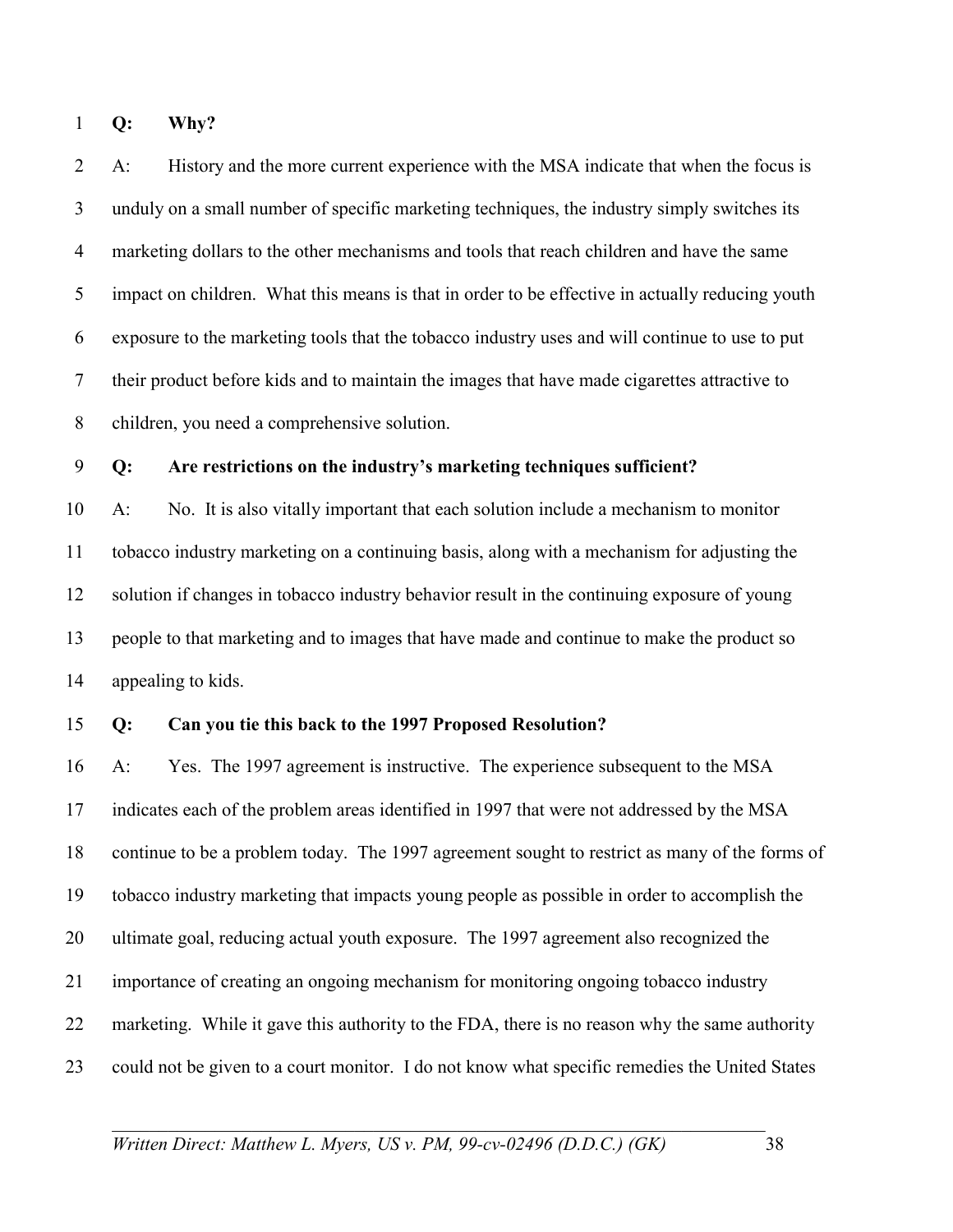**Q: Why?**

A: History and the more current experience with the MSA indicate that when the focus is unduly on a small number of specific marketing techniques, the industry simply switches its marketing dollars to the other mechanisms and tools that reach children and have the same impact on children. What this means is that in order to be effective in actually reducing youth exposure to the marketing tools that the tobacco industry uses and will continue to use to put their product before kids and to maintain the images that have made cigarettes attractive to children, you need a comprehensive solution.

**Q: Are restrictions on the industry's marketing techniques sufficient?**

A: No. It is also vitally important that each solution include a mechanism to monitor tobacco industry marketing on a continuing basis, along with a mechanism for adjusting the solution if changes in tobacco industry behavior result in the continuing exposure of young people to that marketing and to images that have made and continue to make the product so appealing to kids.

**Q: Can you tie this back to the 1997 Proposed Resolution?**

A: Yes. The 1997 agreement is instructive. The experience subsequent to the MSA indicates each of the problem areas identified in 1997 that were not addressed by the MSA continue to be a problem today. The 1997 agreement sought to restrict as many of the forms of tobacco industry marketing that impacts young people as possible in order to accomplish the ultimate goal, reducing actual youth exposure. The 1997 agreement also recognized the importance of creating an ongoing mechanism for monitoring ongoing tobacco industry marketing. While it gave this authority to the FDA, there is no reason why the same authority could not be given to a court monitor. I do not know what specific remedies the United States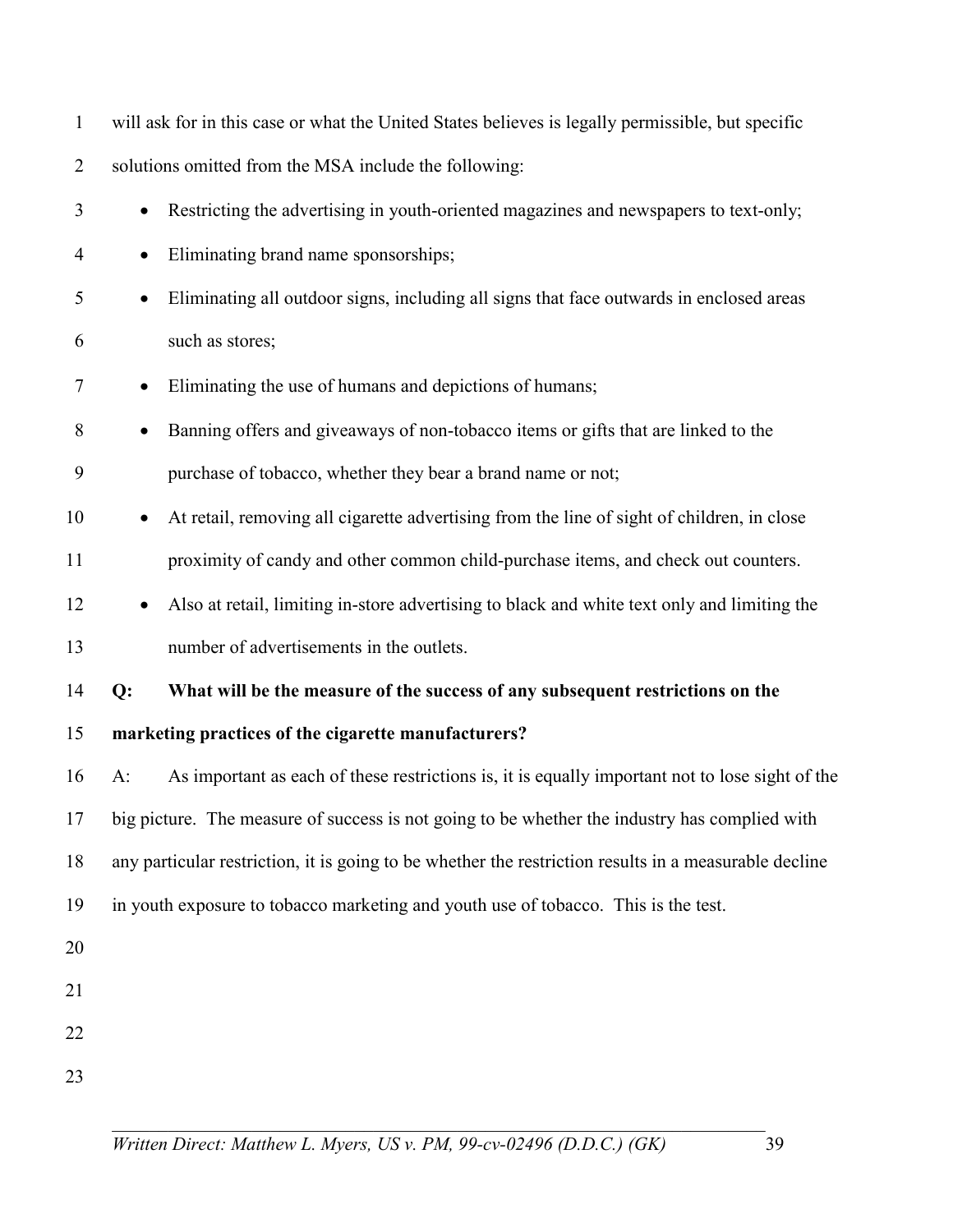will ask for in this case or what the United States believes is legally permissible, but specific solutions omitted from the MSA include the following:

- Restricting the advertising in youth-oriented magazines and newspapers to text-only;
- Eliminating brand name sponsorships;
- Eliminating all outdoor signs, including all signs that face outwards in enclosed areas such as stores;
- Eliminating the use of humans and depictions of humans;
- Banning offers and giveaways of non-tobacco items or gifts that are linked to the purchase of tobacco, whether they bear a brand name or not;
- At retail, removing all cigarette advertising from the line of sight of children, in close proximity of candy and other common child-purchase items, and check out counters.
- Also at retail, limiting in-store advertising to black and white text only and limiting the number of advertisements in the outlets.

**Q: What will be the measure of the success of any subsequent restrictions on the marketing practices of the cigarette manufacturers?**

A: As important as each of these restrictions is, it is equally important not to lose sight of the big picture. The measure of success is not going to be whether the industry has complied with any particular restriction, it is going to be whether the restriction results in a measurable decline in youth exposure to tobacco marketing and youth use of tobacco. This is the test.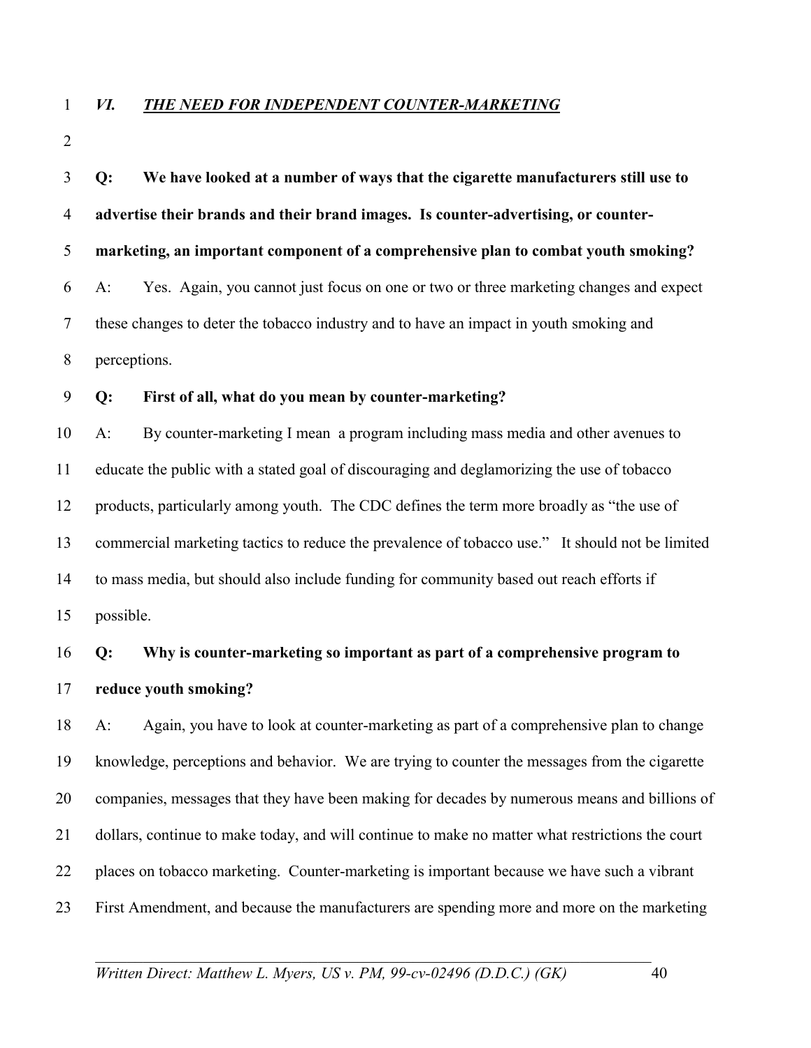## *VI. THE NEED FOR INDEPENDENT COUNTER-MARKETING*

**Q: We have looked at a number of ways that the cigarette manufacturers still use to advertise their brands and their brand images. Is counter-advertising, or counter-marketing, an important component of a comprehensive plan to combat youth smoking?**

A: Yes. Again, you cannot just focus on one or two or three marketing changes and expect these changes to deter the tobacco industry and to have an impact in youth smoking and perceptions.

**Q: First of all, what do you mean by counter-marketing?**

A: By counter-marketing I mean a program including mass media and other avenues to educate the public with a stated goal of discouraging and deglamorizing the use of tobacco products, particularly among youth. The CDC defines the term more broadly as "the use of commercial marketing tactics to reduce the prevalence of tobacco use." It should not be limited to mass media, but should also include funding for community based out reach efforts if possible.

**Q: Why is counter-marketing so important as part of a comprehensive program to reduce youth smoking?**

A: Again, you have to look at counter-marketing as part of a comprehensive plan to change knowledge, perceptions and behavior. We are trying to counter the messages from the cigarette companies, messages that they have been making for decades by numerous means and billions of dollars, continue to make today, and will continue to make no matter what restrictions the court places on tobacco marketing. Counter-marketing is important because we have such a vibrant First Amendment, and because the manufacturers are spending more and more on the marketing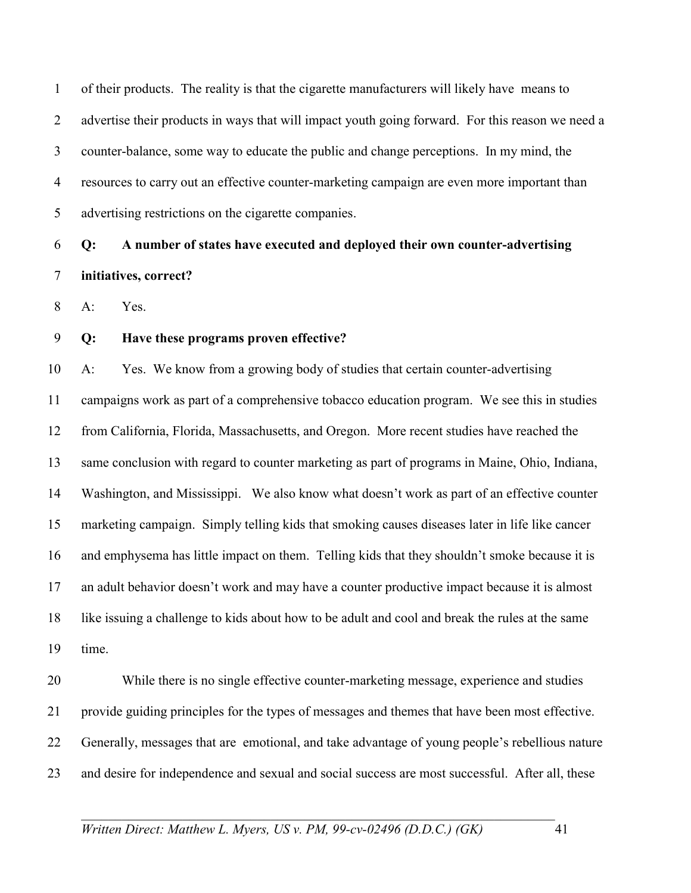of their products. The reality is that the cigarette manufacturers will likely have means to advertise their products in ways that will impact youth going forward. For this reason we need a counter-balance, some way to educate the public and change perceptions. In my mind, the resources to carry out an effective counter-marketing campaign are even more important than advertising restrictions on the cigarette companies.

**Q: A number of states have executed and deployed their own counter-advertising initiatives, correct?**

A: Yes.

**Q: Have these programs proven effective?**

A: Yes. We know from a growing body of studies that certain counter-advertising campaigns work as part of a comprehensive tobacco education program. We see this in studies from California, Florida, Massachusetts, and Oregon. More recent studies have reached the same conclusion with regard to counter marketing as part of programs in Maine, Ohio, Indiana, Washington, and Mississippi. We also know what doesn't work as part of an effective counter marketing campaign. Simply telling kids that smoking causes diseases later in life like cancer and emphysema has little impact on them. Telling kids that they shouldn't smoke because it is an adult behavior doesn't work and may have a counter productive impact because it is almost like issuing a challenge to kids about how to be adult and cool and break the rules at the same time.

While there is no single effective counter-marketing message, experience and studies provide guiding principles for the types of messages and themes that have been most effective. Generally, messages that are emotional, and take advantage of young people's rebellious nature and desire for independence and sexual and social success are most successful. After all, these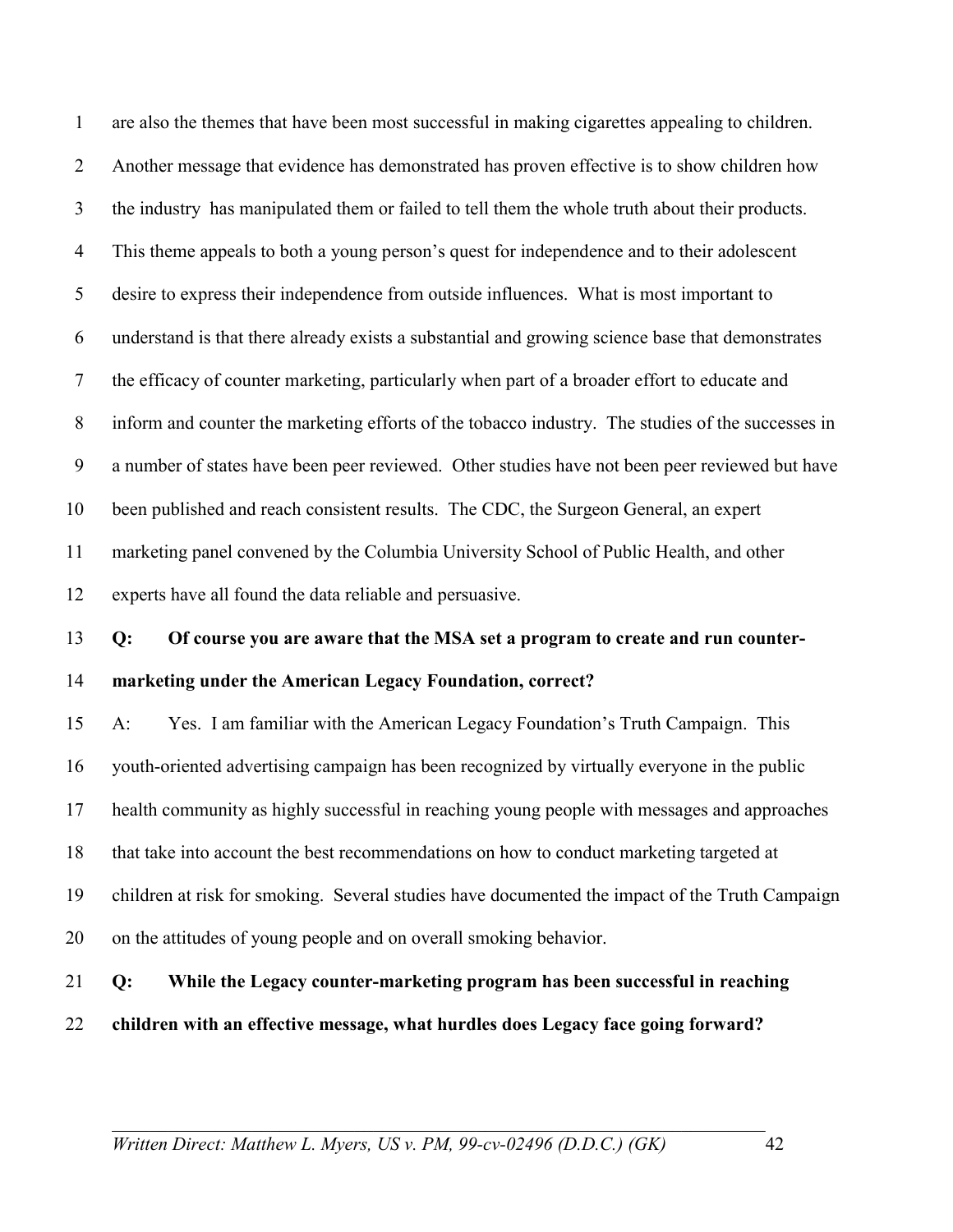are also the themes that have been most successful in making cigarettes appealing to children. Another message that evidence has demonstrated has proven effective is to show children how the industry has manipulated them or failed to tell them the whole truth about their products. This theme appeals to both a young person's quest for independence and to their adolescent desire to express their independence from outside influences. What is most important to understand is that there already exists a substantial and growing science base that demonstrates the efficacy of counter marketing, particularly when part of a broader effort to educate and inform and counter the marketing efforts of the tobacco industry. The studies of the successes in a number of states have been peer reviewed. Other studies have not been peer reviewed but have been published and reach consistent results. The CDC, the Surgeon General, an expert marketing panel convened by the Columbia University School of Public Health, and other experts have all found the data reliable and persuasive.

**Q: Of course you are aware that the MSA set a program to create and run counter-marketing under the American Legacy Foundation, correct?**

A: Yes. I am familiar with the American Legacy Foundation's Truth Campaign. This youth-oriented advertising campaign has been recognized by virtually everyone in the public health community as highly successful in reaching young people with messages and approaches that take into account the best recommendations on how to conduct marketing targeted at children at risk for smoking. Several studies have documented the impact of the Truth Campaign on the attitudes of young people and on overall smoking behavior.

**Q: While the Legacy counter-marketing program has been successful in reaching children with an effective message, what hurdles does Legacy face going forward?**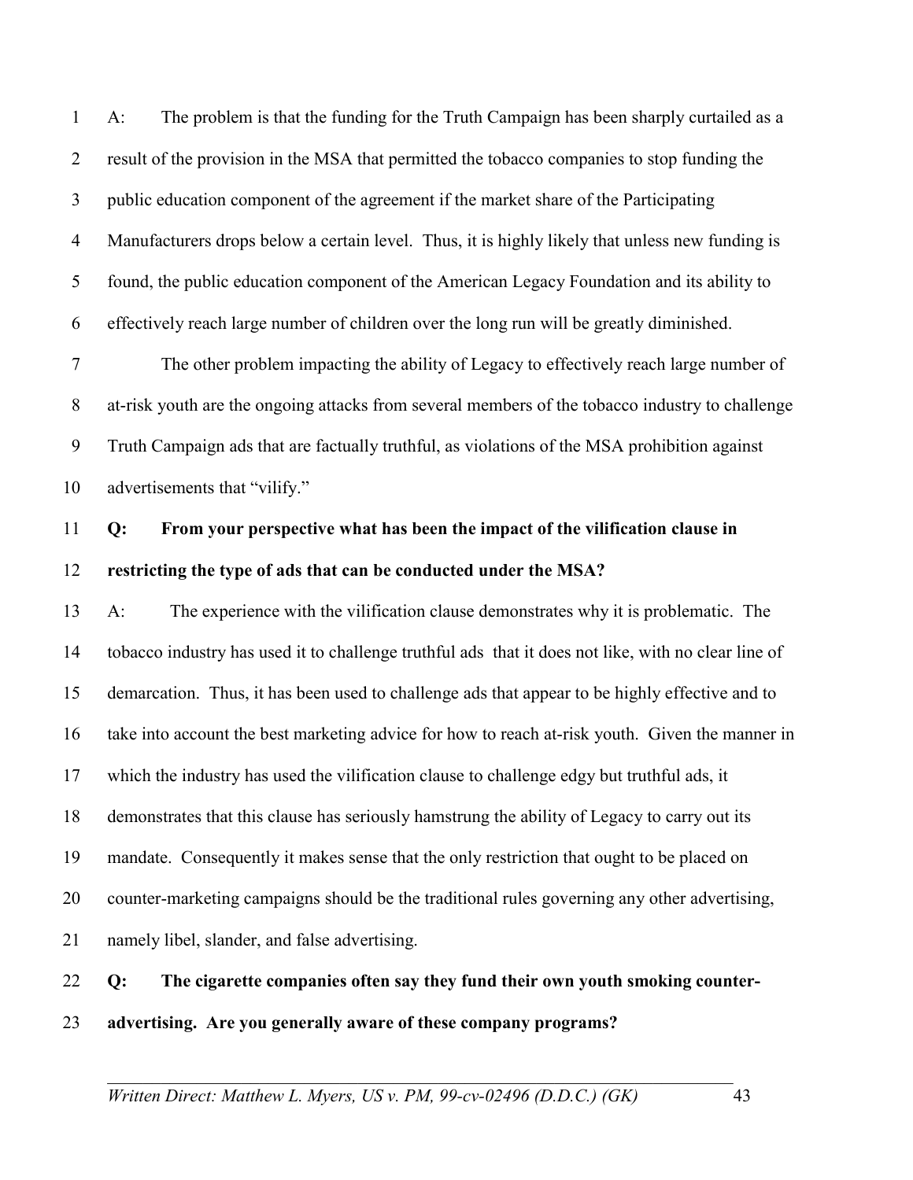A: The problem is that the funding for the Truth Campaign has been sharply curtailed as a result of the provision in the MSA that permitted the tobacco companies to stop funding the public education component of the agreement if the market share of the Participating Manufacturers drops below a certain level. Thus, it is highly likely that unless new funding is found, the public education component of the American Legacy Foundation and its ability to effectively reach large number of children over the long run will be greatly diminished.

The other problem impacting the ability of Legacy to effectively reach large number of at-risk youth are the ongoing attacks from several members of the tobacco industry to challenge Truth Campaign ads that are factually truthful, as violations of the MSA prohibition against advertisements that "vilify."

**Q: From your perspective what has been the impact of the vilification clause in restricting the type of ads that can be conducted under the MSA?**

A: The experience with the vilification clause demonstrates why it is problematic. The tobacco industry has used it to challenge truthful ads that it does not like, with no clear line of demarcation. Thus, it has been used to challenge ads that appear to be highly effective and to take into account the best marketing advice for how to reach at-risk youth. Given the manner in which the industry has used the vilification clause to challenge edgy but truthful ads, it demonstrates that this clause has seriously hamstrung the ability of Legacy to carry out its mandate. Consequently it makes sense that the only restriction that ought to be placed on counter-marketing campaigns should be the traditional rules governing any other advertising, namely libel, slander, and false advertising.

**Q: The cigarette companies often say they fund their own youth smoking counter-advertising. Are you generally aware of these company programs?**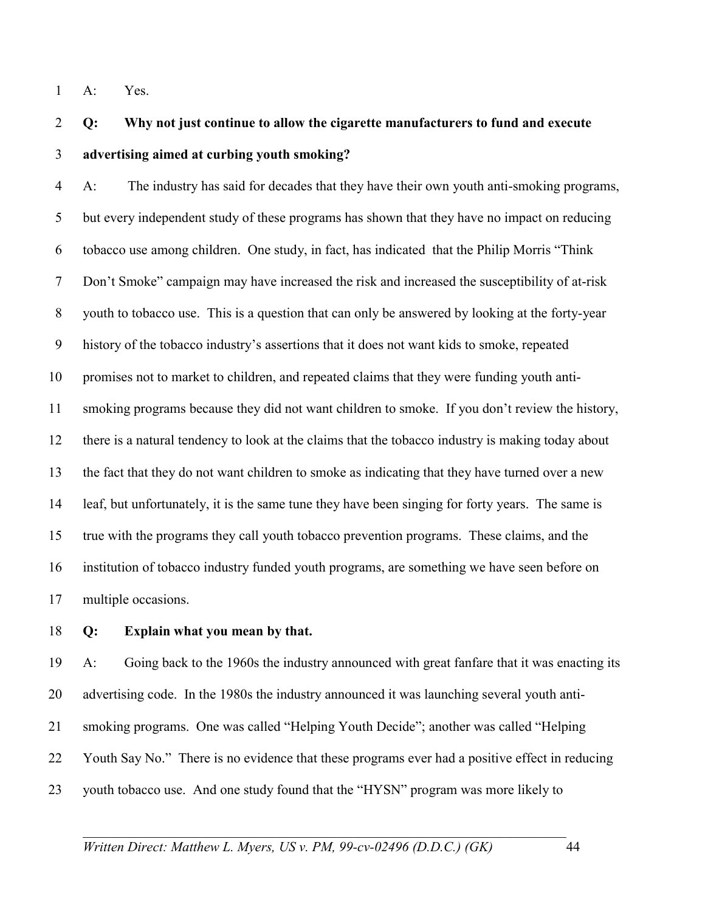A: Yes.

**Q: Why not just continue to allow the cigarette manufacturers to fund and execute advertising aimed at curbing youth smoking?**

A: The industry has said for decades that they have their own youth anti-smoking programs, but every independent study of these programs has shown that they have no impact on reducing tobacco use among children. One study, in fact, has indicated that the Philip Morris "Think Don't Smoke" campaign may have increased the risk and increased the susceptibility of at-risk youth to tobacco use. This is a question that can only be answered by looking at the forty-year history of the tobacco industry's assertions that it does not want kids to smoke, repeated promises not to market to children, and repeated claims that they were funding youth anti-smoking programs because they did not want children to smoke. If you don't review the history, there is a natural tendency to look at the claims that the tobacco industry is making today about the fact that they do not want children to smoke as indicating that they have turned over a new leaf, but unfortunately, it is the same tune they have been singing for forty years. The same is true with the programs they call youth tobacco prevention programs. These claims, and the institution of tobacco industry funded youth programs, are something we have seen before on multiple occasions.

**Q: Explain what you mean by that.**

A: Going back to the 1960s the industry announced with great fanfare that it was enacting its advertising code. In the 1980s the industry announced it was launching several youth anti-smoking programs. One was called "Helping Youth Decide"; another was called "Helping Youth Say No." There is no evidence that these programs ever had a positive effect in reducing youth tobacco use. And one study found that the "HYSN" program was more likely to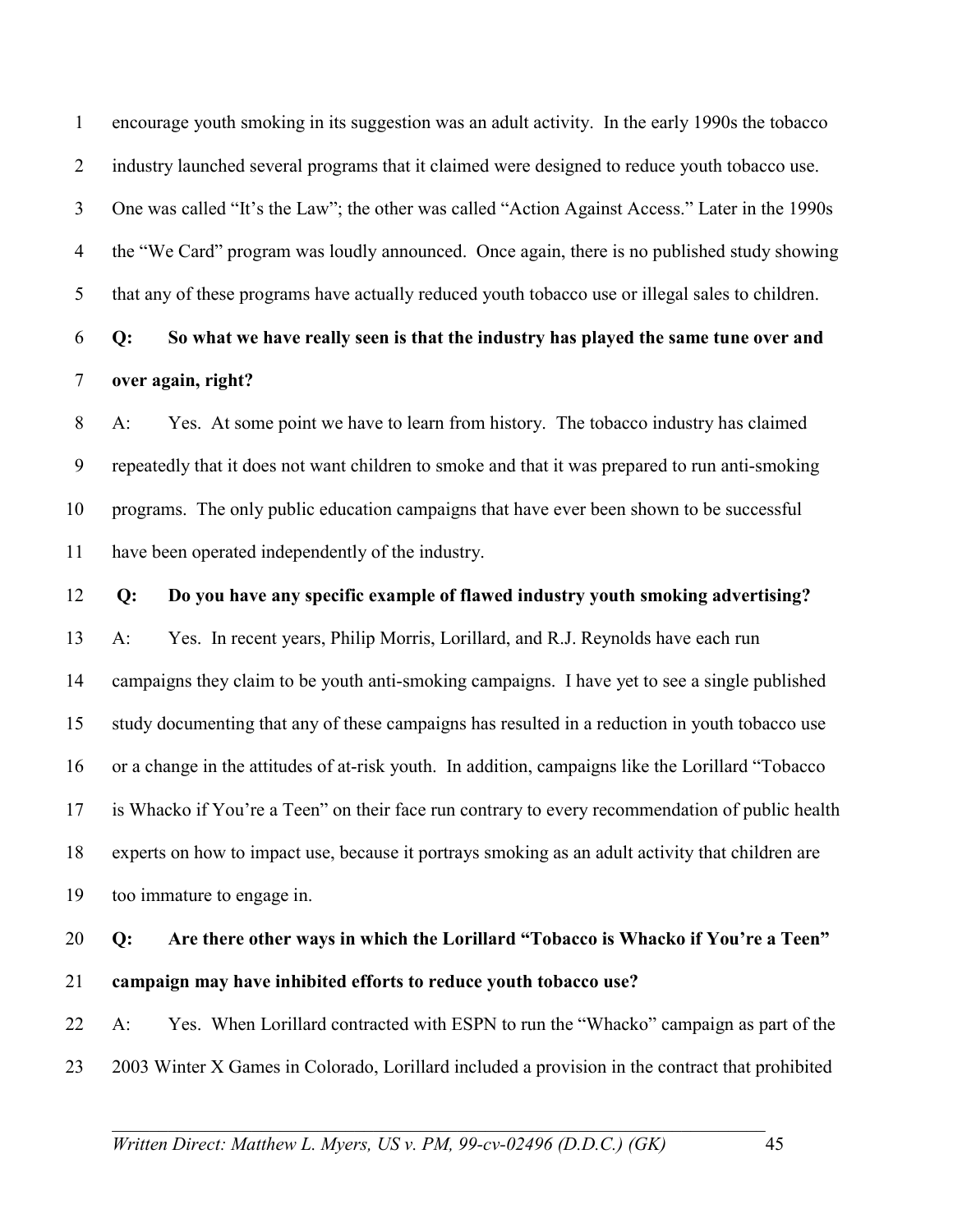encourage youth smoking in its suggestion was an adult activity. In the early 1990s the tobacco industry launched several programs that it claimed were designed to reduce youth tobacco use. One was called "It's the Law"; the other was called "Action Against Access." Later in the 1990s the "We Card" program was loudly announced. Once again, there is no published study showing that any of these programs have actually reduced youth tobacco use or illegal sales to children.

**Q: So what we have really seen is that the industry has played the same tune over and over again, right?**

A: Yes. At some point we have to learn from history. The tobacco industry has claimed repeatedly that it does not want children to smoke and that it was prepared to run anti-smoking programs. The only public education campaigns that have ever been shown to be successful have been operated independently of the industry.

**Q: Do you have any specific example of flawed industry youth smoking advertising?**

A: Yes. In recent years, Philip Morris, Lorillard, and R.J. Reynolds have each run campaigns they claim to be youth anti-smoking campaigns. I have yet to see a single published study documenting that any of these campaigns has resulted in a reduction in youth tobacco use or a change in the attitudes of at-risk youth. In addition, campaigns like the Lorillard "Tobacco is Whacko if You're a Teen" on their face run contrary to every recommendation of public health experts on how to impact use, because it portrays smoking as an adult activity that children are too immature to engage in.

**Q: Are there other ways in which the Lorillard "Tobacco is Whacko if You're a Teen" campaign may have inhibited efforts to reduce youth tobacco use?**

A: Yes. When Lorillard contracted with ESPN to run the "Whacko" campaign as part of the 2003 Winter X Games in Colorado, Lorillard included a provision in the contract that prohibited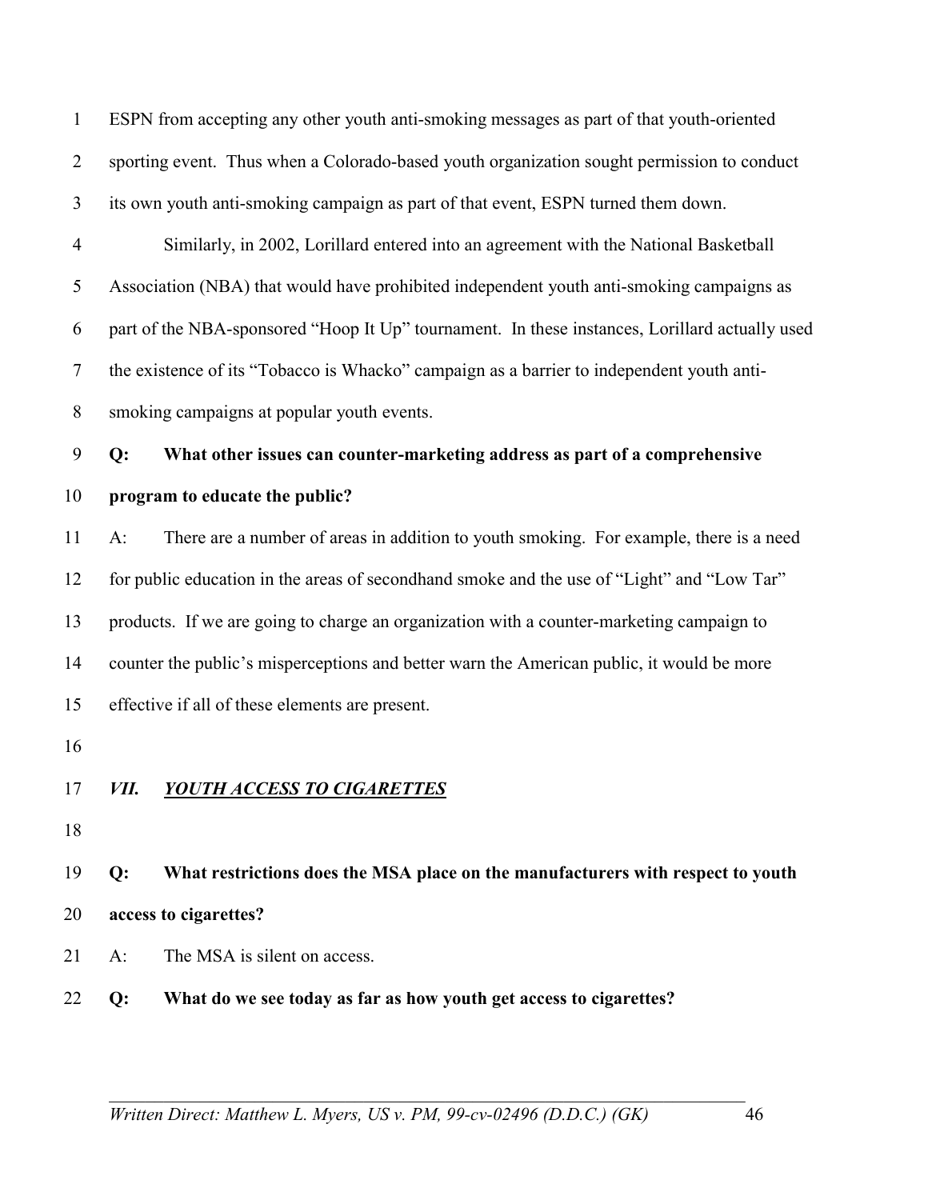ESPN from accepting any other youth anti-smoking messages as part of that youth-oriented sporting event. Thus when a Colorado-based youth organization sought permission to conduct its own youth anti-smoking campaign as part of that event, ESPN turned them down.

Similarly, in 2002, Lorillard entered into an agreement with the National Basketball Association (NBA) that would have prohibited independent youth anti-smoking campaigns as part of the NBA-sponsored "Hoop It Up" tournament. In these instances, Lorillard actually used the existence of its "Tobacco is Whacko" campaign as a barrier to independent youth anti-smoking campaigns at popular youth events.

**Q: What other issues can counter-marketing address as part of a comprehensive program to educate the public?**

A: There are a number of areas in addition to youth smoking. For example, there is a need for public education in the areas of secondhand smoke and the use of "Light" and "Low Tar" products. If we are going to charge an organization with a counter-marketing campaign to counter the public's misperceptions and better warn the American public, it would be more effective if all of these elements are present.

## *VII. <u>YOUTH ACCESS TO CIGARETTES</u>*

**Q: What restrictions does the MSA place on the manufacturers with respect to youth access to cigarettes?**

A: The MSA is silent on access.

**Q: What do we see today as far as how youth get access to cigarettes?**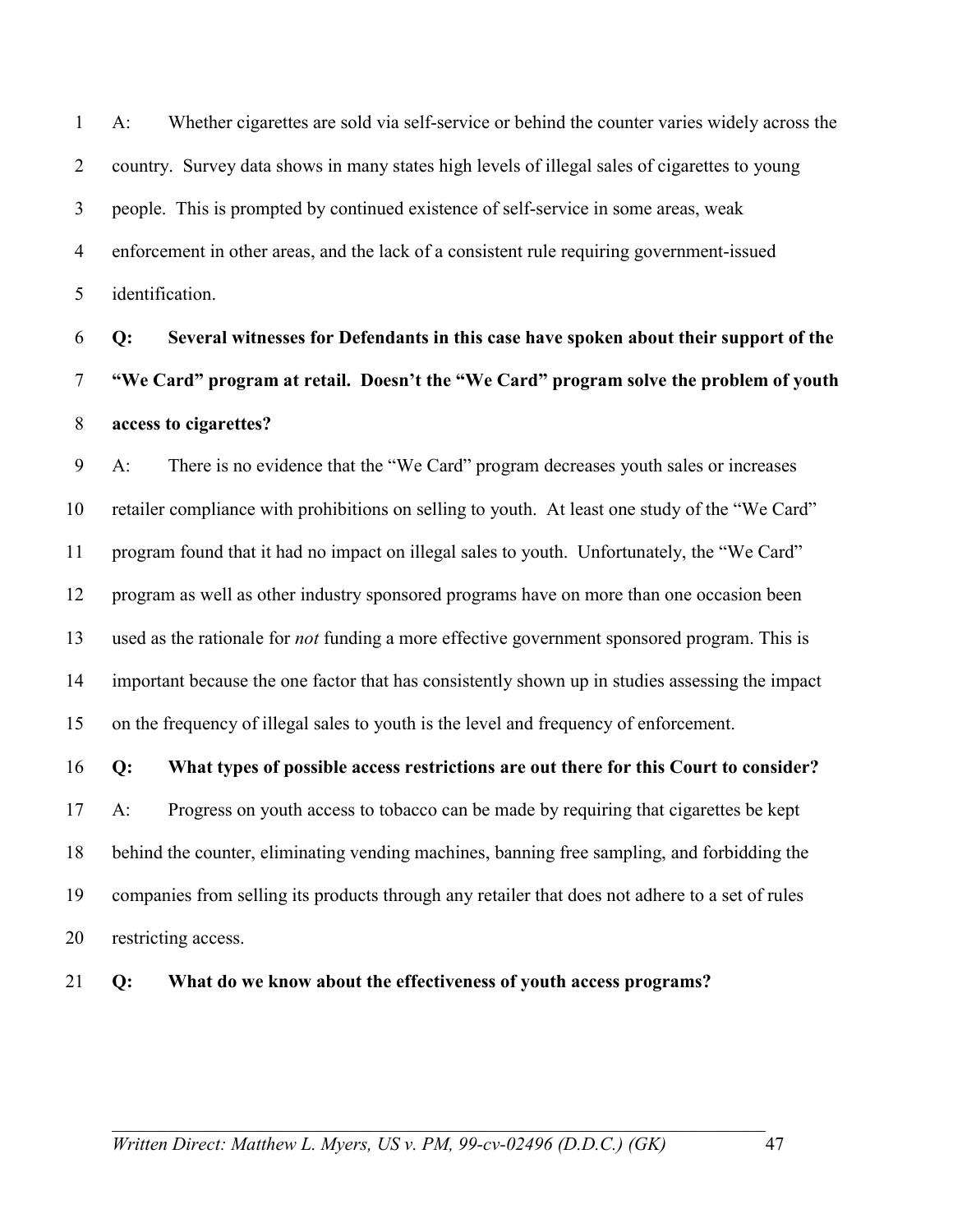A: Whether cigarettes are sold via self-service or behind the counter varies widely across the country. Survey data shows in many states high levels of illegal sales of cigarettes to young people. This is prompted by continued existence of self-service in some areas, weak enforcement in other areas, and the lack of a consistent rule requiring government-issued identification.

**Q: Several witnesses for Defendants in this case have spoken about their support of the "We Card" program at retail. Doesn't the "We Card" program solve the problem of youth access to cigarettes?**

A: There is no evidence that the "We Card" program decreases youth sales or increases retailer compliance with prohibitions on selling to youth. At least one study of the "We Card" program found that it had no impact on illegal sales to youth. Unfortunately, the "We Card" program as well as other industry sponsored programs have on more than one occasion been used as the rationale for *not* funding a more effective government sponsored program. This is important because the one factor that has consistently shown up in studies assessing the impact on the frequency of illegal sales to youth is the level and frequency of enforcement.

**Q: What types of possible access restrictions are out there for this Court to consider?**

A: Progress on youth access to tobacco can be made by requiring that cigarettes be kept behind the counter, eliminating vending machines, banning free sampling, and forbidding the companies from selling its products through any retailer that does not adhere to a set of rules restricting access.

**Q: What do we know about the effectiveness of youth access programs?**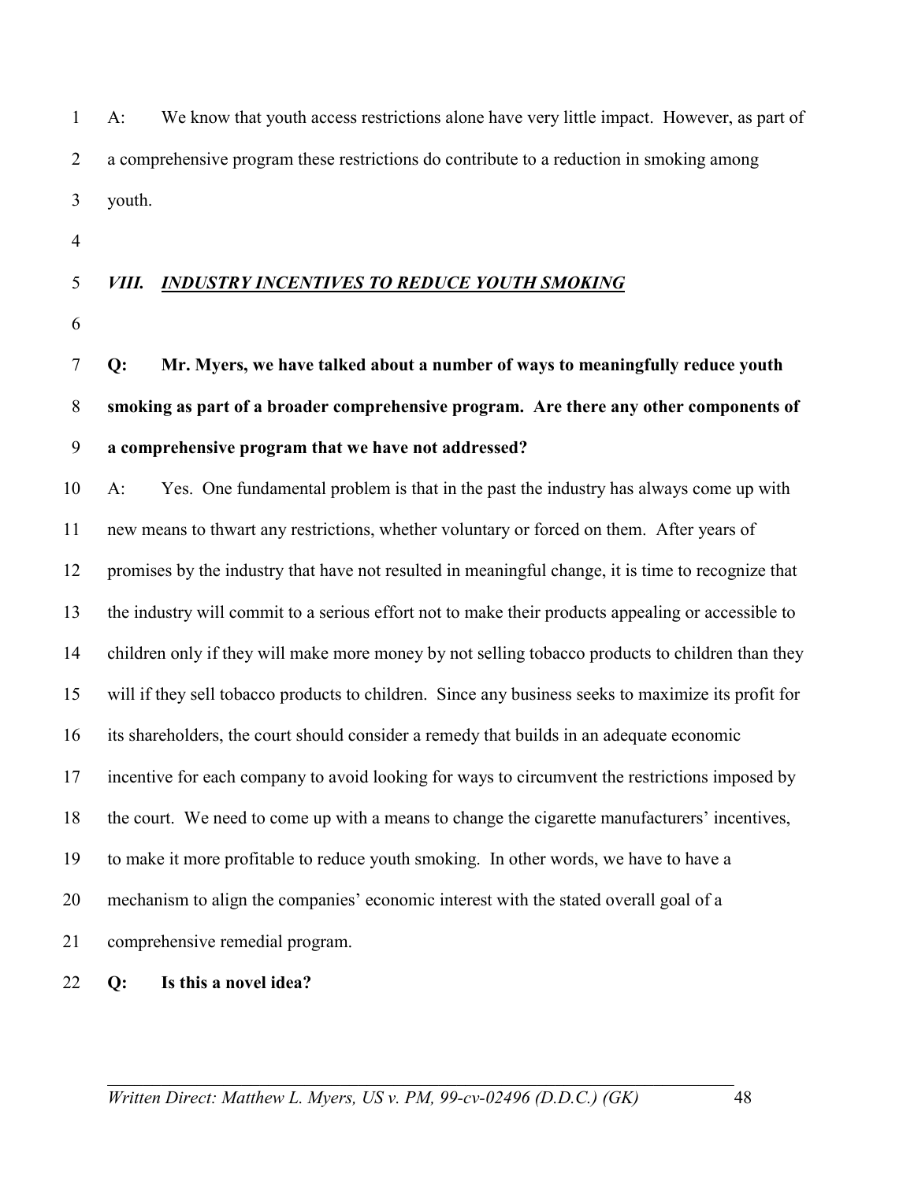A: We know that youth access restrictions alone have very little impact. However, as part of a comprehensive program these restrictions do contribute to a reduction in smoking among youth.

## *VIII. <u>INDUSTRY INCENTIVES TO REDUCE YOUTH SMOKING</u>*

**Q: Mr. Myers, we have talked about a number of ways to meaningfully reduce youth smoking as part of a broader comprehensive program. Are there any other components of a comprehensive program that we have not addressed?**

A: Yes. One fundamental problem is that in the past the industry has always come up with new means to thwart any restrictions, whether voluntary or forced on them. After years of promises by the industry that have not resulted in meaningful change, it is time to recognize that the industry will commit to a serious effort not to make their products appealing or accessible to children only if they will make more money by not selling tobacco products to children than they will if they sell tobacco products to children. Since any business seeks to maximize its profit for its shareholders, the court should consider a remedy that builds in an adequate economic incentive for each company to avoid looking for ways to circumvent the restrictions imposed by the court. We need to come up with a means to change the cigarette manufacturers' incentives, to make it more profitable to reduce youth smoking. In other words, we have to have a mechanism to align the companies' economic interest with the stated overall goal of a comprehensive remedial program.

**Q: Is this a novel idea?**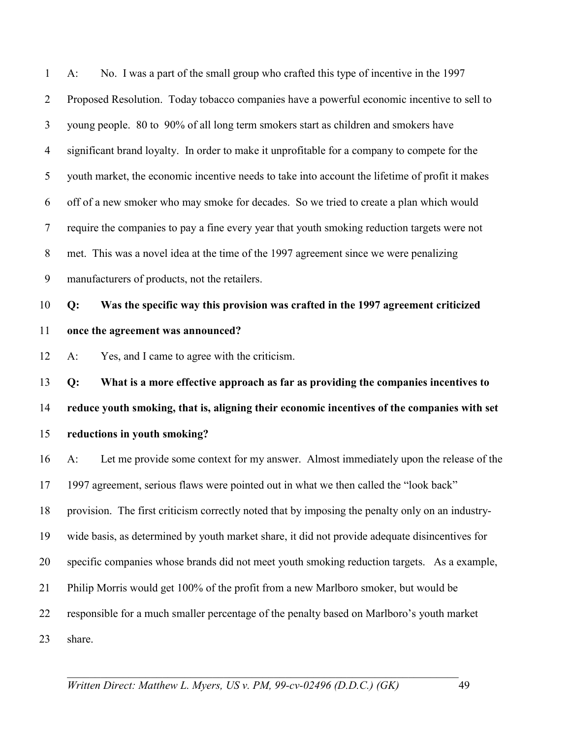A: No. I was a part of the small group who crafted this type of incentive in the 1997 Proposed Resolution. Today tobacco companies have a powerful economic incentive to sell to young people. 80 to 90% of all long term smokers start as children and smokers have significant brand loyalty. In order to make it unprofitable for a company to compete for the youth market, the economic incentive needs to take into account the lifetime of profit it makes off of a new smoker who may smoke for decades. So we tried to create a plan which would require the companies to pay a fine every year that youth smoking reduction targets were not met. This was a novel idea at the time of the 1997 agreement since we were penalizing manufacturers of products, not the retailers.

**Q: Was the specific way this provision was crafted in the 1997 agreement criticized once the agreement was announced?**

A: Yes, and I came to agree with the criticism.

**Q: What is a more effective approach as far as providing the companies incentives to reduce youth smoking, that is, aligning their economic incentives of the companies with set reductions in youth smoking?**

A: Let me provide some context for my answer. Almost immediately upon the release of the 1997 agreement, serious flaws were pointed out in what we then called the "look back" provision. The first criticism correctly noted that by imposing the penalty only on an industry-wide basis, as determined by youth market share, it did not provide adequate disincentives for specific companies whose brands did not meet youth smoking reduction targets. As a example, Philip Morris would get 100% of the profit from a new Marlboro smoker, but would be responsible for a much smaller percentage of the penalty based on Marlboro's youth market share.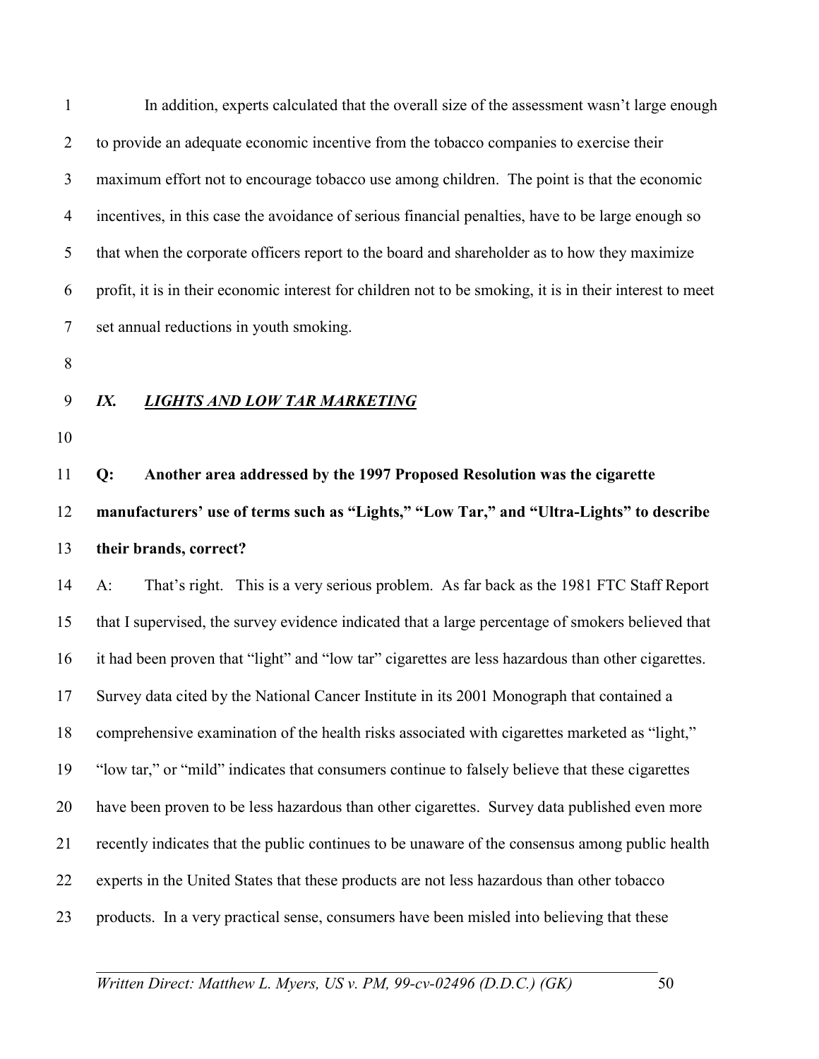In addition, experts calculated that the overall size of the assessment wasn't large enough to provide an adequate economic incentive from the tobacco companies to exercise their maximum effort not to encourage tobacco use among children. The point is that the economic incentives, in this case the avoidance of serious financial penalties, have to be large enough so that when the corporate officers report to the board and shareholder as to how they maximize profit, it is in their economic interest for children not to be smoking, it is in their interest to meet set annual reductions in youth smoking.

## *IX. LIGHTS AND LOW TAR MARKETING*

**Q: Another area addressed by the 1997 Proposed Resolution was the cigarette manufacturers' use of terms such as "Lights," "Low Tar," and "Ultra-Lights" to describe their brands, correct?**

A: That's right. This is a very serious problem. As far back as the 1981 FTC Staff Report that I supervised, the survey evidence indicated that a large percentage of smokers believed that it had been proven that "light" and "low tar" cigarettes are less hazardous than other cigarettes. Survey data cited by the National Cancer Institute in its 2001 Monograph that contained a comprehensive examination of the health risks associated with cigarettes marketed as "light," "low tar," or "mild" indicates that consumers continue to falsely believe that these cigarettes have been proven to be less hazardous than other cigarettes. Survey data published even more recently indicates that the public continues to be unaware of the consensus among public health experts in the United States that these products are not less hazardous than other tobacco products. In a very practical sense, consumers have been misled into believing that these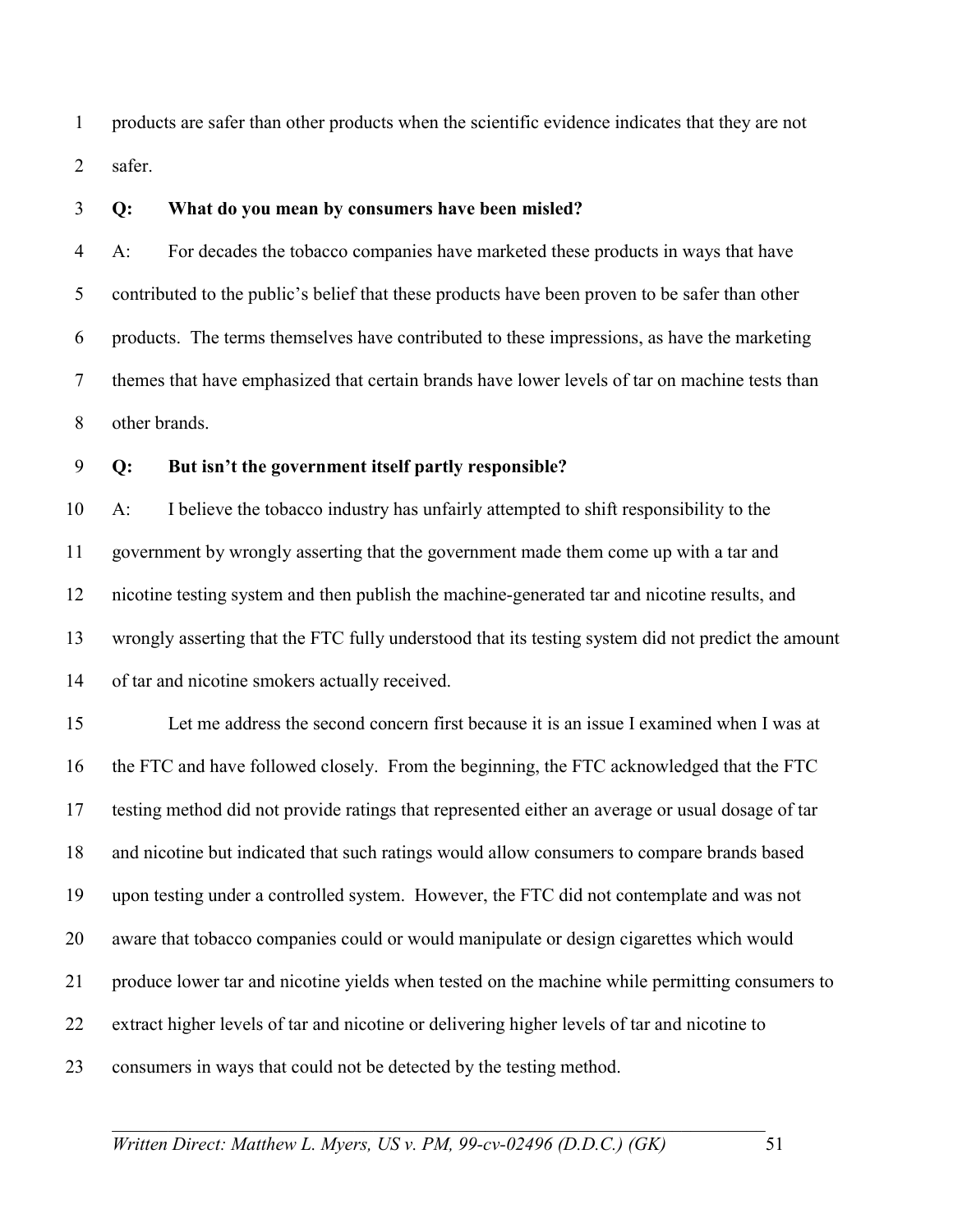products are safer than other products when the scientific evidence indicates that they are not safer.

**Q: What do you mean by consumers have been misled?**

A: For decades the tobacco companies have marketed these products in ways that have contributed to the public's belief that these products have been proven to be safer than other products. The terms themselves have contributed to these impressions, as have the marketing themes that have emphasized that certain brands have lower levels of tar on machine tests than other brands.

**Q: But isn't the government itself partly responsible?**

A: I believe the tobacco industry has unfairly attempted to shift responsibility to the government by wrongly asserting that the government made them come up with a tar and nicotine testing system and then publish the machine-generated tar and nicotine results, and wrongly asserting that the FTC fully understood that its testing system did not predict the amount of tar and nicotine smokers actually received.

Let me address the second concern first because it is an issue I examined when I was at the FTC and have followed closely. From the beginning, the FTC acknowledged that the FTC testing method did not provide ratings that represented either an average or usual dosage of tar and nicotine but indicated that such ratings would allow consumers to compare brands based upon testing under a controlled system. However, the FTC did not contemplate and was not aware that tobacco companies could or would manipulate or design cigarettes which would produce lower tar and nicotine yields when tested on the machine while permitting consumers to extract higher levels of tar and nicotine or delivering higher levels of tar and nicotine to consumers in ways that could not be detected by the testing method.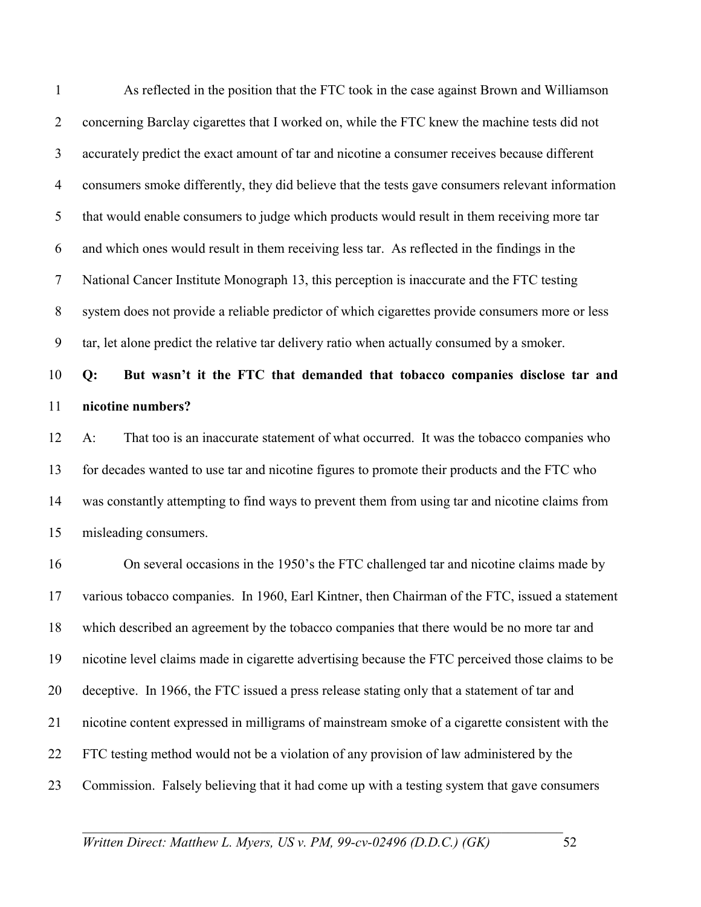As reflected in the position that the FTC took in the case against Brown and Williamson concerning Barclay cigarettes that I worked on, while the FTC knew the machine tests did not accurately predict the exact amount of tar and nicotine a consumer receives because different consumers smoke differently, they did believe that the tests gave consumers relevant information that would enable consumers to judge which products would result in them receiving more tar and which ones would result in them receiving less tar. As reflected in the findings in the National Cancer Institute Monograph 13, this perception is inaccurate and the FTC testing system does not provide a reliable predictor of which cigarettes provide consumers more or less tar, let alone predict the relative tar delivery ratio when actually consumed by a smoker.

**Q: But wasn't it the FTC that demanded that tobacco companies disclose tar and nicotine numbers?**

A: That too is an inaccurate statement of what occurred. It was the tobacco companies who for decades wanted to use tar and nicotine figures to promote their products and the FTC who was constantly attempting to find ways to prevent them from using tar and nicotine claims from misleading consumers.

On several occasions in the 1950's the FTC challenged tar and nicotine claims made by various tobacco companies. In 1960, Earl Kintner, then Chairman of the FTC, issued a statement which described an agreement by the tobacco companies that there would be no more tar and nicotine level claims made in cigarette advertising because the FTC perceived those claims to be deceptive. In 1966, the FTC issued a press release stating only that a statement of tar and nicotine content expressed in milligrams of mainstream smoke of a cigarette consistent with the FTC testing method would not be a violation of any provision of law administered by the Commission. Falsely believing that it had come up with a testing system that gave consumers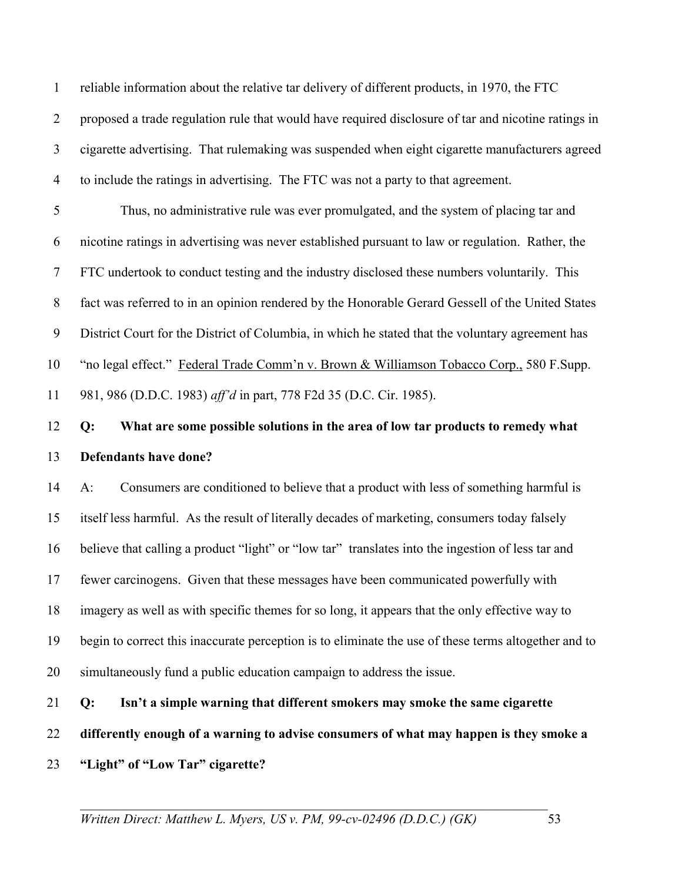reliable information about the relative tar delivery of different products, in 1970, the FTC proposed a trade regulation rule that would have required disclosure of tar and nicotine ratings in cigarette advertising. That rulemaking was suspended when eight cigarette manufacturers agreed to include the ratings in advertising. The FTC was not a party to that agreement.

Thus, no administrative rule was ever promulgated, and the system of placing tar and nicotine ratings in advertising was never established pursuant to law or regulation. Rather, the FTC undertook to conduct testing and the industry disclosed these numbers voluntarily. This fact was referred to in an opinion rendered by the Honorable Gerard Gessell of the United States District Court for the District of Columbia, in which he stated that the voluntary agreement has "no legal effect." Federal Trade Comm'n v. Brown & Williamson Tobacco Corp., 580 F.Supp. 981, 986 (D.D.C. 1983) *aff'd* in part, 778 F2d 35 (D.C. Cir. 1985).

**Q: What are some possible solutions in the area of low tar products to remedy what Defendants have done?**

A: Consumers are conditioned to believe that a product with less of something harmful is itself less harmful. As the result of literally decades of marketing, consumers today falsely believe that calling a product "light" or "low tar" translates into the ingestion of less tar and fewer carcinogens. Given that these messages have been communicated powerfully with imagery as well as with specific themes for so long, it appears that the only effective way to begin to correct this inaccurate perception is to eliminate the use of these terms altogether and to simultaneously fund a public education campaign to address the issue.

**Q: Isn't a simple warning that different smokers may smoke the same cigarette differently enough of a warning to advise consumers of what may happen is they smoke a "Light" of "Low Tar" cigarette?**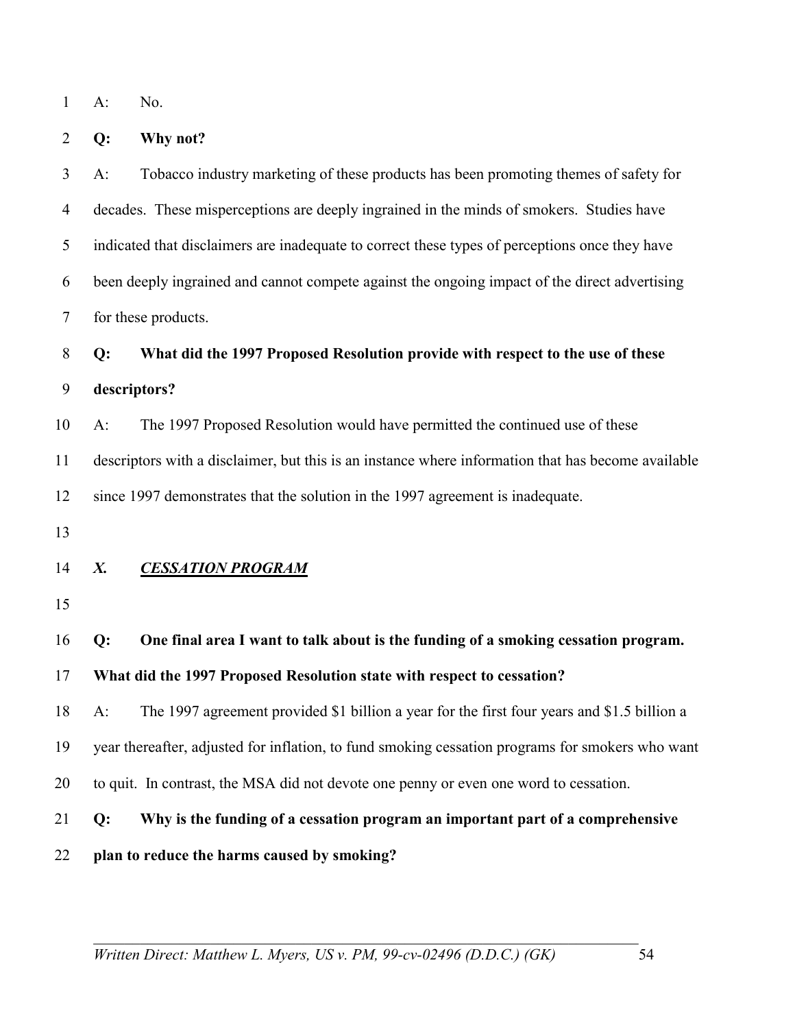A: No.

**Q: Why not?**

A: Tobacco industry marketing of these products has been promoting themes of safety for decades. These misperceptions are deeply ingrained in the minds of smokers. Studies have indicated that disclaimers are inadequate to correct these types of perceptions once they have been deeply ingrained and cannot compete against the ongoing impact of the direct advertising for these products.

**Q: What did the 1997 Proposed Resolution provide with respect to the use of these descriptors?**

A: The 1997 Proposed Resolution would have permitted the continued use of these descriptors with a disclaimer, but this is an instance where information that has become available since 1997 demonstrates that the solution in the 1997 agreement is inadequate.

## *X. **CESSATION PROGRAM***

**Q: One final area I want to talk about is the funding of a smoking cessation program. What did the 1997 Proposed Resolution state with respect to cessation?**

A: The 1997 agreement provided $1 billion a year for the first four years and $1.5 billion a year thereafter, adjusted for inflation, to fund smoking cessation programs for smokers who want to quit. In contrast, the MSA did not devote one penny or even one word to cessation.

**Q: Why is the funding of a cessation program an important part of a comprehensive plan to reduce the harms caused by smoking?**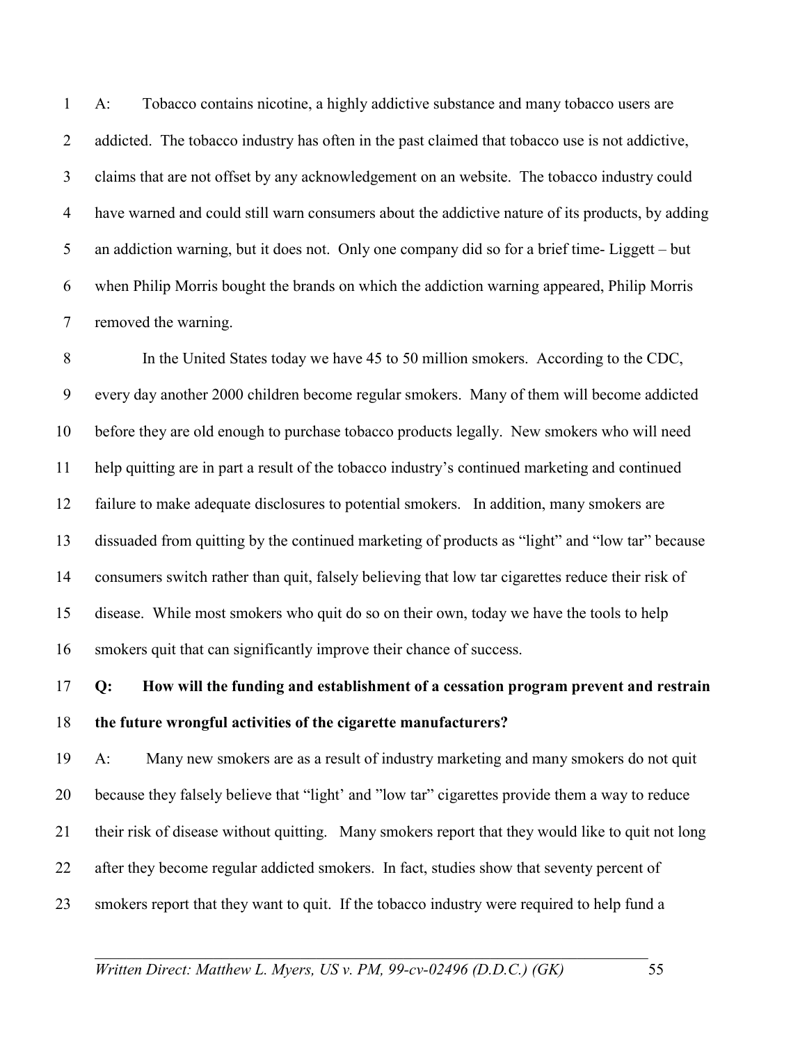A: Tobacco contains nicotine, a highly addictive substance and many tobacco users are addicted. The tobacco industry has often in the past claimed that tobacco use is not addictive, claims that are not offset by any acknowledgement on an website. The tobacco industry could have warned and could still warn consumers about the addictive nature of its products, by adding an addiction warning, but it does not. Only one company did so for a brief time- Liggett – but when Philip Morris bought the brands on which the addiction warning appeared, Philip Morris removed the warning.

In the United States today we have 45 to 50 million smokers. According to the CDC, every day another 2000 children become regular smokers. Many of them will become addicted before they are old enough to purchase tobacco products legally. New smokers who will need help quitting are in part a result of the tobacco industry's continued marketing and continued failure to make adequate disclosures to potential smokers. In addition, many smokers are dissuaded from quitting by the continued marketing of products as "light" and "low tar" because consumers switch rather than quit, falsely believing that low tar cigarettes reduce their risk of disease. While most smokers who quit do so on their own, today we have the tools to help smokers quit that can significantly improve their chance of success.

**Q: How will the funding and establishment of a cessation program prevent and restrain the future wrongful activities of the cigarette manufacturers?**

A: Many new smokers are as a result of industry marketing and many smokers do not quit because they falsely believe that "light' and "low tar" cigarettes provide them a way to reduce their risk of disease without quitting. Many smokers report that they would like to quit not long after they become regular addicted smokers. In fact, studies show that seventy percent of smokers report that they want to quit. If the tobacco industry were required to help fund a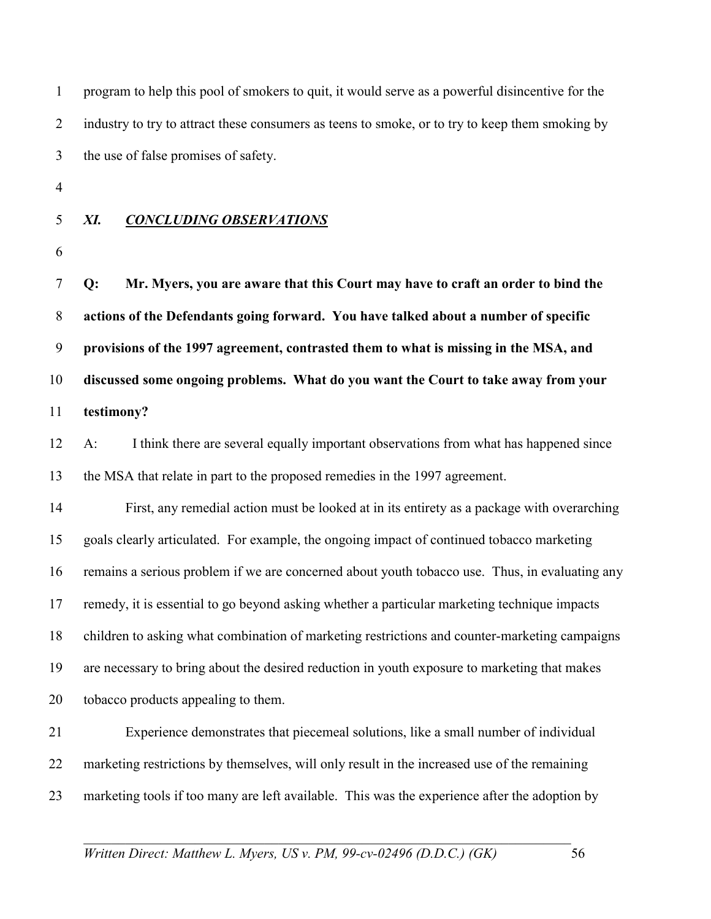program to help this pool of smokers to quit, it would serve as a powerful disincentive for the industry to try to attract these consumers as teens to smoke, or to try to keep them smoking by the use of false promises of safety.

## *XI. __CONCLUDING OBSERVATIONS__*

**Q: Mr. Myers, you are aware that this Court may have to craft an order to bind the actions of the Defendants going forward. You have talked about a number of specific provisions of the 1997 agreement, contrasted them to what is missing in the MSA, and discussed some ongoing problems. What do you want the Court to take away from your testimony?**

A: I think there are several equally important observations from what has happened since the MSA that relate in part to the proposed remedies in the 1997 agreement.

First, any remedial action must be looked at in its entirety as a package with overarching goals clearly articulated. For example, the ongoing impact of continued tobacco marketing remains a serious problem if we are concerned about youth tobacco use. Thus, in evaluating any remedy, it is essential to go beyond asking whether a particular marketing technique impacts children to asking what combination of marketing restrictions and counter-marketing campaigns are necessary to bring about the desired reduction in youth exposure to marketing that makes tobacco products appealing to them.

Experience demonstrates that piecemeal solutions, like a small number of individual marketing restrictions by themselves, will only result in the increased use of the remaining marketing tools if too many are left available. This was the experience after the adoption by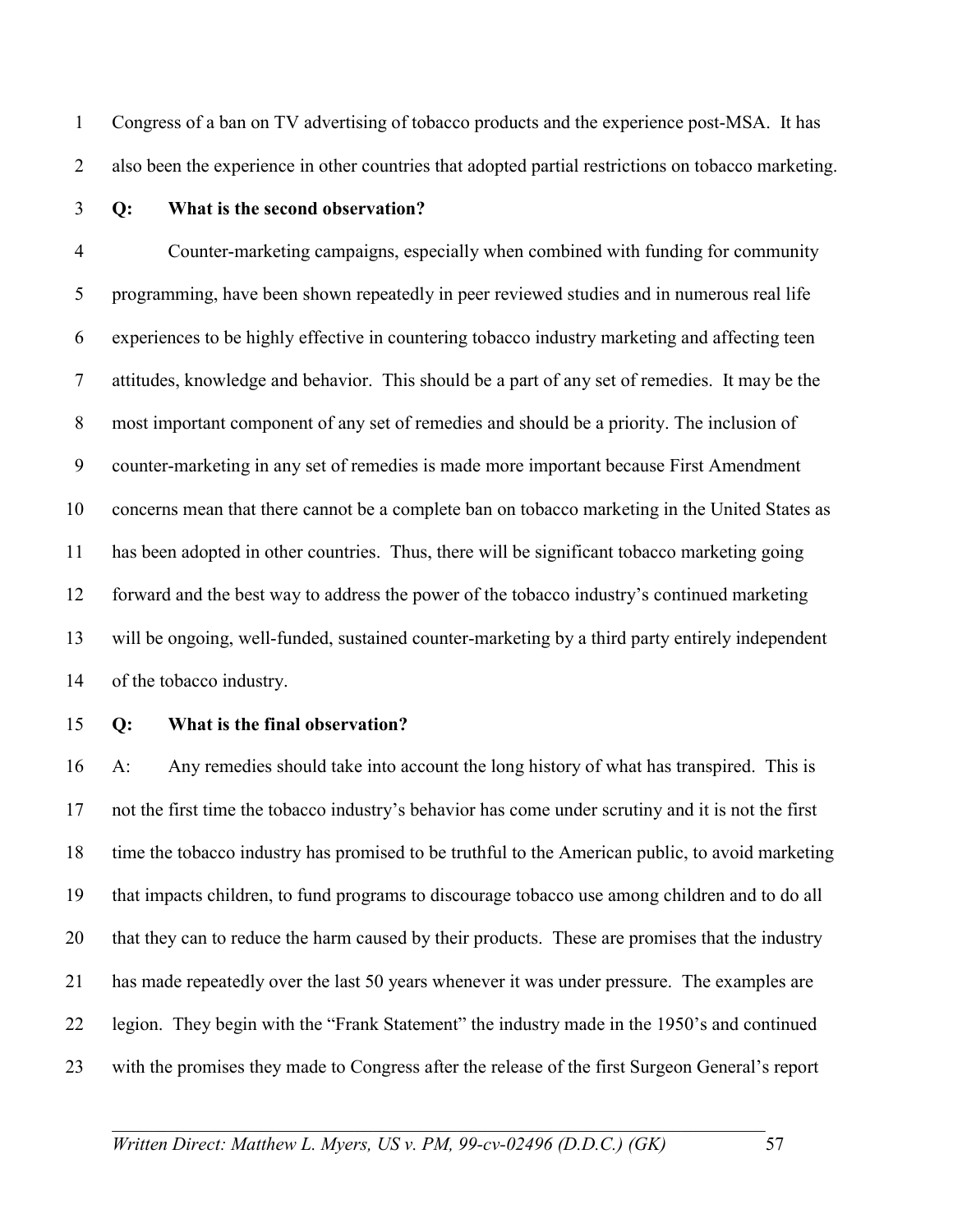Congress of a ban on TV advertising of tobacco products and the experience post-MSA. It has also been the experience in other countries that adopted partial restrictions on tobacco marketing.

**Q: What is the second observation?**

Counter-marketing campaigns, especially when combined with funding for community programming, have been shown repeatedly in peer reviewed studies and in numerous real life experiences to be highly effective in countering tobacco industry marketing and affecting teen attitudes, knowledge and behavior. This should be a part of any set of remedies. It may be the most important component of any set of remedies and should be a priority. The inclusion of counter-marketing in any set of remedies is made more important because First Amendment concerns mean that there cannot be a complete ban on tobacco marketing in the United States as has been adopted in other countries. Thus, there will be significant tobacco marketing going forward and the best way to address the power of the tobacco industry's continued marketing will be ongoing, well-funded, sustained counter-marketing by a third party entirely independent of the tobacco industry.

**Q: What is the final observation?**

A: Any remedies should take into account the long history of what has transpired. This is not the first time the tobacco industry's behavior has come under scrutiny and it is not the first time the tobacco industry has promised to be truthful to the American public, to avoid marketing that impacts children, to fund programs to discourage tobacco use among children and to do all that they can to reduce the harm caused by their products. These are promises that the industry has made repeatedly over the last 50 years whenever it was under pressure. The examples are legion. They begin with the "Frank Statement" the industry made in the 1950's and continued with the promises they made to Congress after the release of the first Surgeon General's report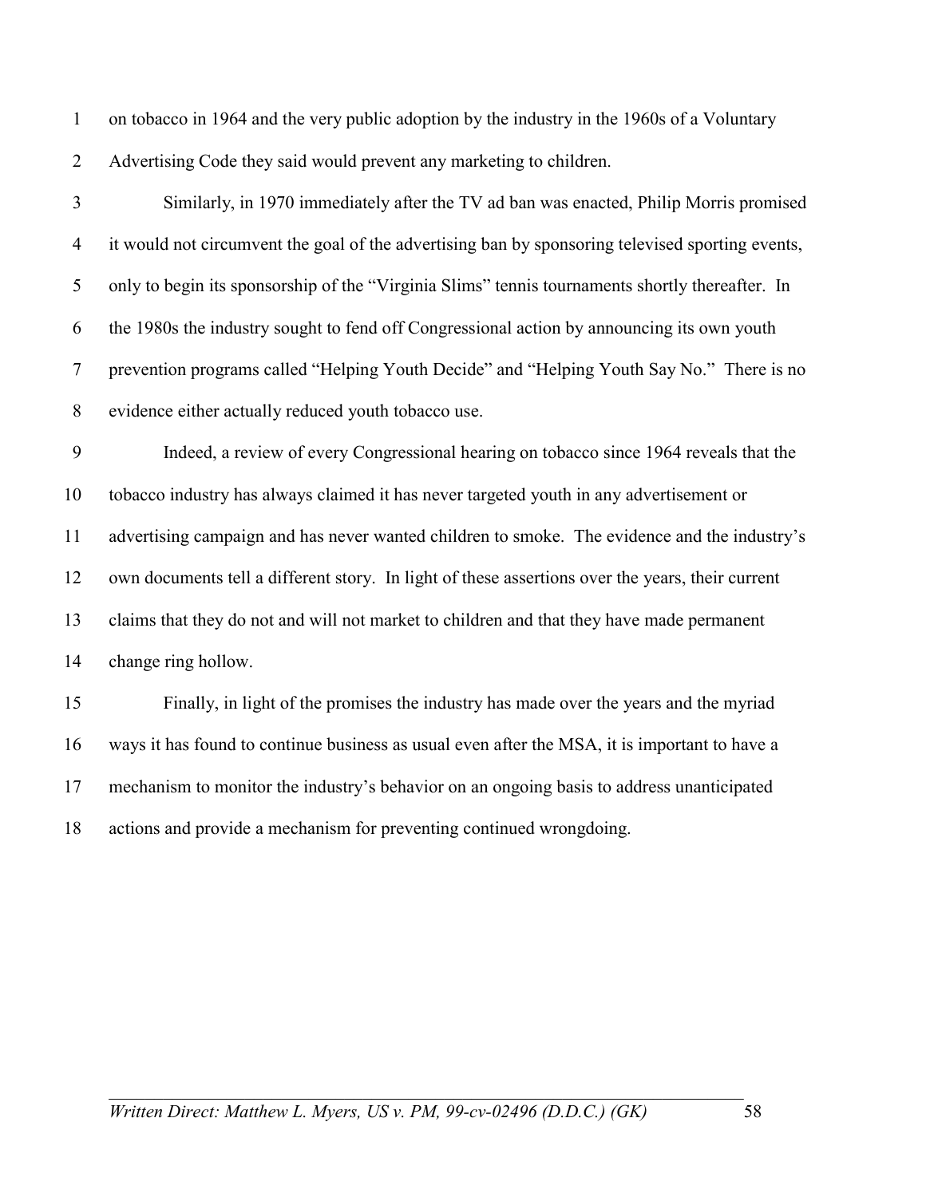on tobacco in 1964 and the very public adoption by the industry in the 1960s of a Voluntary Advertising Code they said would prevent any marketing to children.

Similarly, in 1970 immediately after the TV ad ban was enacted, Philip Morris promised it would not circumvent the goal of the advertising ban by sponsoring televised sporting events, only to begin its sponsorship of the "Virginia Slims" tennis tournaments shortly thereafter. In the 1980s the industry sought to fend off Congressional action by announcing its own youth prevention programs called "Helping Youth Decide" and "Helping Youth Say No." There is no evidence either actually reduced youth tobacco use.

Indeed, a review of every Congressional hearing on tobacco since 1964 reveals that the tobacco industry has always claimed it has never targeted youth in any advertisement or advertising campaign and has never wanted children to smoke. The evidence and the industry's own documents tell a different story. In light of these assertions over the years, their current claims that they do not and will not market to children and that they have made permanent change ring hollow.

Finally, in light of the promises the industry has made over the years and the myriad ways it has found to continue business as usual even after the MSA, it is important to have a mechanism to monitor the industry's behavior on an ongoing basis to address unanticipated actions and provide a mechanism for preventing continued wrongdoing.